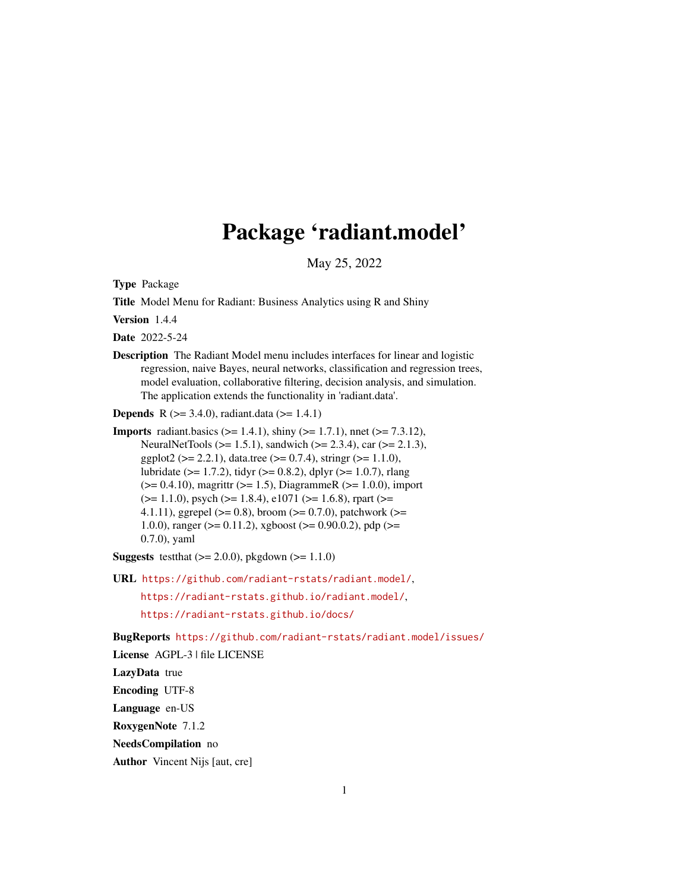# Package 'radiant.model'

May 25, 2022

**Type** Package

**Title** Model Menu for Radiant: Business Analytics using R and Shiny

**Version** 1.4.4

**Date** 2022-5-24

**Description** The Radiant Model menu includes interfaces for linear and logistic regression, naive Bayes, neural networks, classification and regression trees, model evaluation, collaborative filtering, decision analysis, and simulation. The application extends the functionality in 'radiant.data'.

**Depends** R (>= 3.4.0), radiant.data (>= 1.4.1)

**Imports** radiant.basics (>= 1.4.1), shiny (>= 1.7.1), nnet (>= 7.3.12), NeuralNetTools (>= 1.5.1), sandwich (>= 2.3.4), car (>= 2.1.3), ggplot2 (>= 2.2.1), data.tree (>= 0.7.4), stringr (>= 1.1.0), lubridate (>= 1.7.2), tidyr (>= 0.8.2), dplyr (>= 1.0.7), rlang (>= 0.4.10), magrittr (>= 1.5), DiagrammeR (>= 1.0.0), import (>= 1.1.0), psych (>= 1.8.4), e1071 (>= 1.6.8), rpart (>= 4.1.11), ggrepel (>= 0.8), broom (>= 0.7.0), patchwork (>= 1.0.0), ranger (>= 0.11.2), xgboost (>= 0.90.0.2), pdp (>= 0.7.0), yaml

**Suggests** testthat (>= 2.0.0), pkgdown (>= 1.1.0)

**URL** https://github.com/radiant-rstats/radiant.model/, https://radiant-rstats.github.io/radiant.model/, https://radiant-rstats.github.io/docs/

**BugReports** https://github.com/radiant-rstats/radiant.model/issues/

**License** AGPL-3 | file LICENSE

**LazyData** true

**Encoding** UTF-8

**Language** en-US

**RoxygenNote** 7.1.2

**NeedsCompilation** no

**Author** Vincent Nijs [aut, cre]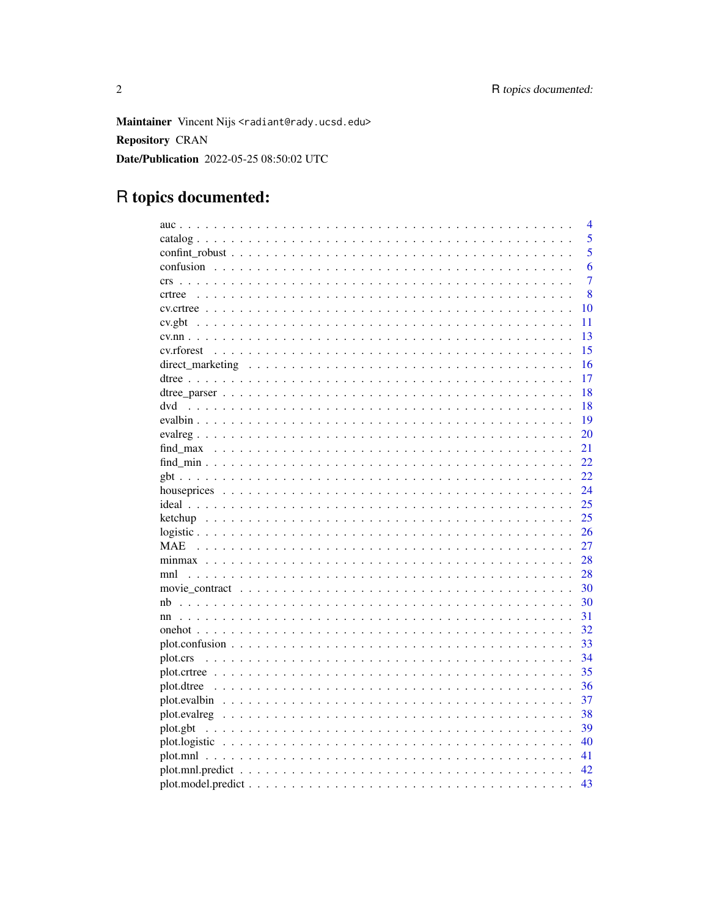**Maintainer** Vincent Nijs <radiant@rady.ucsd.edu>

**Repository** CRAN

**Date/Publication** 2022-05-25 08:50:02 UTC

# R topics documented:

| | |
|---|---|
| auc | 4 |
| catalog | 5 |
| confint_robust | 5 |
| confusion | 6 |
| crs | 7 |
| crtree | 8 |
| cv.crtree | 10 |
| cv.gbt | 11 |
| cv.nn | 13 |
| cv.rforest | 15 |
| direct_marketing | 16 |
| dtree | 17 |
| dtree_parser | 18 |
| dvd | 18 |
| evalbin | 19 |
| evalreg | 20 |
| find_max | 21 |
| find_min | 22 |
| gbt | 22 |
| houseprices | 24 |
| ideal | 25 |
| ketchup | 25 |
| logistic | 26 |
| MAE | 27 |
| minmax | 28 |
| mnl | 28 |
| movie_contract | 30 |
| nb | 30 |
| nn | 31 |
| onehot | 32 |
| plot.confusion | 33 |
| plot.crs | 34 |
| plot.crtree | 35 |
| plot.dtree | 36 |
| plot.evalbin | 37 |
| plot.evalreg | 38 |
| plot.gbt | 39 |
| plot.logistic | 40 |
| plot.mnl | 41 |
| plot.mnl.predict | 42 |
| plot.model.predict | 43 |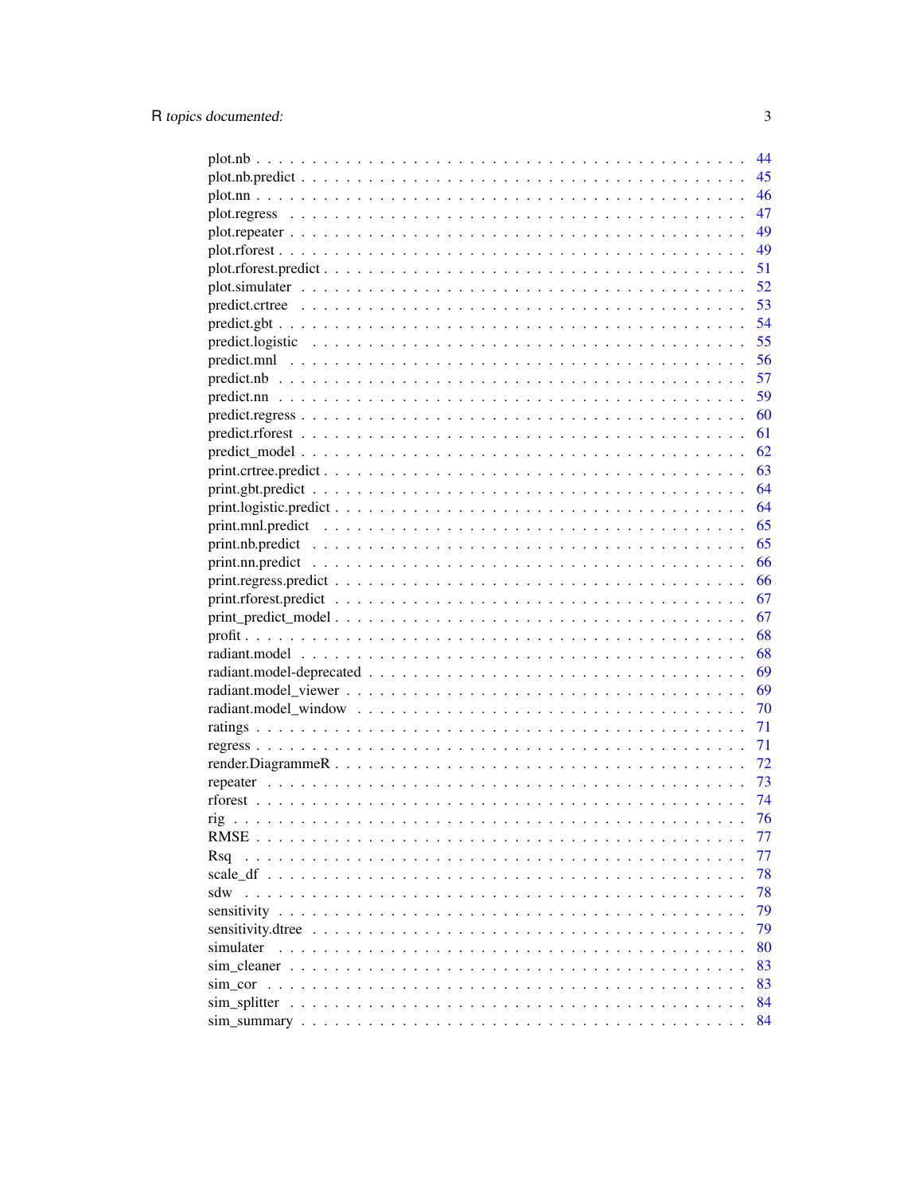plot.nb . . . . . . . . . . . . . . . . . . . . . . . . . . . . . . . . . . . . . . . . . . 44
plot.nb.predict . . . . . . . . . . . . . . . . . . . . . . . . . . . . . . . . . . . . . . 45
plot.nn . . . . . . . . . . . . . . . . . . . . . . . . . . . . . . . . . . . . . . . . . . 46
plot.regress . . . . . . . . . . . . . . . . . . . . . . . . . . . . . . . . . . . . . . . 47
plot.repeater . . . . . . . . . . . . . . . . . . . . . . . . . . . . . . . . . . . . . . . 49
plot.rforest . . . . . . . . . . . . . . . . . . . . . . . . . . . . . . . . . . . . . . . 49
plot.rforest.predict . . . . . . . . . . . . . . . . . . . . . . . . . . . . . . . . . . . 51
plot.simulater . . . . . . . . . . . . . . . . . . . . . . . . . . . . . . . . . . . . . . 52
predict.crtree . . . . . . . . . . . . . . . . . . . . . . . . . . . . . . . . . . . . . . 53
predict.gbt . . . . . . . . . . . . . . . . . . . . . . . . . . . . . . . . . . . . . . . . 54
predict.logistic . . . . . . . . . . . . . . . . . . . . . . . . . . . . . . . . . . . . . 55
predict.mnl . . . . . . . . . . . . . . . . . . . . . . . . . . . . . . . . . . . . . . . . 56
predict.nb . . . . . . . . . . . . . . . . . . . . . . . . . . . . . . . . . . . . . . . . 57
predict.nn . . . . . . . . . . . . . . . . . . . . . . . . . . . . . . . . . . . . . . . . 59
predict.regress . . . . . . . . . . . . . . . . . . . . . . . . . . . . . . . . . . . . . . 60
predict.rforest . . . . . . . . . . . . . . . . . . . . . . . . . . . . . . . . . . . . . . 61
predict_model . . . . . . . . . . . . . . . . . . . . . . . . . . . . . . . . . . . . . . 62
print.crtree.predict . . . . . . . . . . . . . . . . . . . . . . . . . . . . . . . . . . . 63
print.gbt.predict . . . . . . . . . . . . . . . . . . . . . . . . . . . . . . . . . . . . 64
print.logistic.predict . . . . . . . . . . . . . . . . . . . . . . . . . . . . . . . . . . 64
print.mnl.predict . . . . . . . . . . . . . . . . . . . . . . . . . . . . . . . . . . . . 65
print.nb.predict . . . . . . . . . . . . . . . . . . . . . . . . . . . . . . . . . . . . . 65
print.nn.predict . . . . . . . . . . . . . . . . . . . . . . . . . . . . . . . . . . . . . 66
print.regress.predict . . . . . . . . . . . . . . . . . . . . . . . . . . . . . . . . . . . 66
print.rforest.predict . . . . . . . . . . . . . . . . . . . . . . . . . . . . . . . . . . . 67
print_predict_model . . . . . . . . . . . . . . . . . . . . . . . . . . . . . . . . . . . 67
profit . . . . . . . . . . . . . . . . . . . . . . . . . . . . . . . . . . . . . . . . . . . 68
radiant.model . . . . . . . . . . . . . . . . . . . . . . . . . . . . . . . . . . . . . . . 68
radiant.model-deprecated . . . . . . . . . . . . . . . . . . . . . . . . . . . . . . . . . 69
radiant.model_viewer . . . . . . . . . . . . . . . . . . . . . . . . . . . . . . . . . . . 69
radiant.model_window . . . . . . . . . . . . . . . . . . . . . . . . . . . . . . . . . . . 70
ratings . . . . . . . . . . . . . . . . . . . . . . . . . . . . . . . . . . . . . . . . . . 71
regress . . . . . . . . . . . . . . . . . . . . . . . . . . . . . . . . . . . . . . . . . . 71
render.DiagrammeR . . . . . . . . . . . . . . . . . . . . . . . . . . . . . . . . . . . . 72
repeater . . . . . . . . . . . . . . . . . . . . . . . . . . . . . . . . . . . . . . . . . 73
rforest . . . . . . . . . . . . . . . . . . . . . . . . . . . . . . . . . . . . . . . . . . 74
rig . . . . . . . . . . . . . . . . . . . . . . . . . . . . . . . . . . . . . . . . . . . . 76
RMSE . . . . . . . . . . . . . . . . . . . . . . . . . . . . . . . . . . . . . . . . . . . 77
Rsq . . . . . . . . . . . . . . . . . . . . . . . . . . . . . . . . . . . . . . . . . . . . 77
scale_df . . . . . . . . . . . . . . . . . . . . . . . . . . . . . . . . . . . . . . . . . 78
sdw . . . . . . . . . . . . . . . . . . . . . . . . . . . . . . . . . . . . . . . . . . . . 78
sensitivity . . . . . . . . . . . . . . . . . . . . . . . . . . . . . . . . . . . . . . . . 79
sensitivity.dtree . . . . . . . . . . . . . . . . . . . . . . . . . . . . . . . . . . . . . 79
simulater . . . . . . . . . . . . . . . . . . . . . . . . . . . . . . . . . . . . . . . . . 80
sim_cleaner . . . . . . . . . . . . . . . . . . . . . . . . . . . . . . . . . . . . . . . 83
sim_cor . . . . . . . . . . . . . . . . . . . . . . . . . . . . . . . . . . . . . . . . . . 83
sim_splitter . . . . . . . . . . . . . . . . . . . . . . . . . . . . . . . . . . . . . . . 84
sim_summary . . . . . . . . . . . . . . . . . . . . . . . . . . . . . . . . . . . . . . . 84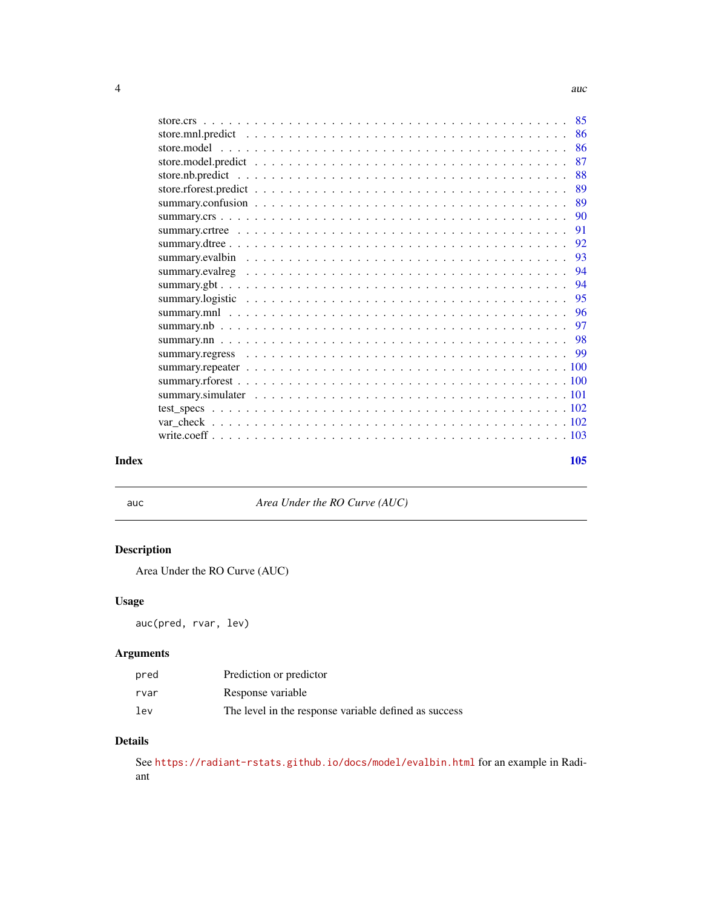store.crs . . . . . . . . . . . . . . . . . . . . . . . . . . . . . . . . . . . . . . . 85
store.mnl.predict . . . . . . . . . . . . . . . . . . . . . . . . . . . . . . . . . . . . 86
store.model . . . . . . . . . . . . . . . . . . . . . . . . . . . . . . . . . . . . . . . 86
store.model.predict . . . . . . . . . . . . . . . . . . . . . . . . . . . . . . . . . . . 87
store.nb.predict . . . . . . . . . . . . . . . . . . . . . . . . . . . . . . . . . . . . 88
store.rforest.predict . . . . . . . . . . . . . . . . . . . . . . . . . . . . . . . . . . 89
summary.confusion . . . . . . . . . . . . . . . . . . . . . . . . . . . . . . . . . . . 89
summary.crs . . . . . . . . . . . . . . . . . . . . . . . . . . . . . . . . . . . . . . . 90
summary.crtree . . . . . . . . . . . . . . . . . . . . . . . . . . . . . . . . . . . . . 91
summary.dtree . . . . . . . . . . . . . . . . . . . . . . . . . . . . . . . . . . . . . . 92
summary.evalbin . . . . . . . . . . . . . . . . . . . . . . . . . . . . . . . . . . . . . 93
summary.evalreg . . . . . . . . . . . . . . . . . . . . . . . . . . . . . . . . . . . . . 94
summary.gbt . . . . . . . . . . . . . . . . . . . . . . . . . . . . . . . . . . . . . . . 94
summary.logistic . . . . . . . . . . . . . . . . . . . . . . . . . . . . . . . . . . . . 95
summary.mnl . . . . . . . . . . . . . . . . . . . . . . . . . . . . . . . . . . . . . . . 96
summary.nb . . . . . . . . . . . . . . . . . . . . . . . . . . . . . . . . . . . . . . . 97
summary.nn . . . . . . . . . . . . . . . . . . . . . . . . . . . . . . . . . . . . . . . 98
summary.regress . . . . . . . . . . . . . . . . . . . . . . . . . . . . . . . . . . . . . 99
summary.repeater . . . . . . . . . . . . . . . . . . . . . . . . . . . . . . . . . . . . 100
summary.rforest . . . . . . . . . . . . . . . . . . . . . . . . . . . . . . . . . . . . . 100
summary.simulater . . . . . . . . . . . . . . . . . . . . . . . . . . . . . . . . . . . 101
test_specs . . . . . . . . . . . . . . . . . . . . . . . . . . . . . . . . . . . . . . . . 102
var_check . . . . . . . . . . . . . . . . . . . . . . . . . . . . . . . . . . . . . . . . 102
write.coeff . . . . . . . . . . . . . . . . . . . . . . . . . . . . . . . . . . . . . . . . 103

**Index** **105**

---

`auc` *Area Under the RO Curve (AUC)*

---

## Description

Area Under the RO Curve (AUC)

## Usage

```
auc(pred, rvar, lev)
```

## Arguments

| | |
|---|---|
| `pred` | Prediction or predictor |
| `rvar` | Response variable |
| `lev` | The level in the response variable defined as success |

## Details

See https://radiant-rstats.github.io/docs/model/evalbin.html for an example in Radiant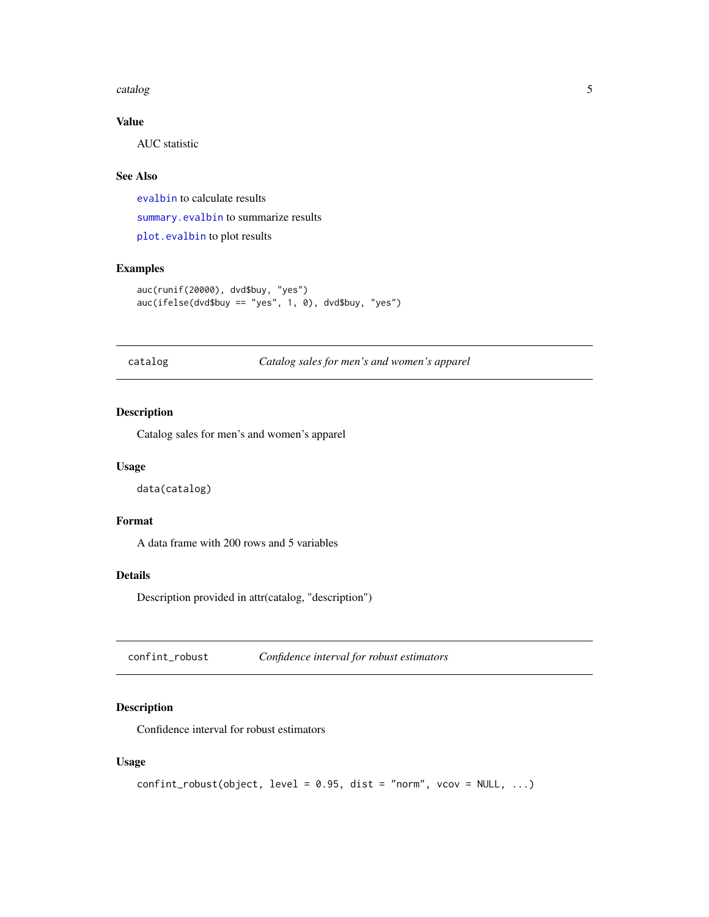### Value

AUC statistic

### See Also

`evalbin` to calculate results

`summary.evalbin` to summarize results

`plot.evalbin` to plot results

### Examples

```
auc(runif(20000), dvd$buy, "yes")
auc(ifelse(dvd$buy == "yes", 1, 0), dvd$buy, "yes")
```

---

## catalog — *Catalog sales for men's and women's apparel*

### Description

Catalog sales for men's and women's apparel

### Usage

```
data(catalog)
```

### Format

A data frame with 200 rows and 5 variables

### Details

Description provided in attr(catalog, "description")

---

## confint_robust — *Confidence interval for robust estimators*

### Description

Confidence interval for robust estimators

### Usage

```
confint_robust(object, level = 0.95, dist = "norm", vcov = NULL, ...)
```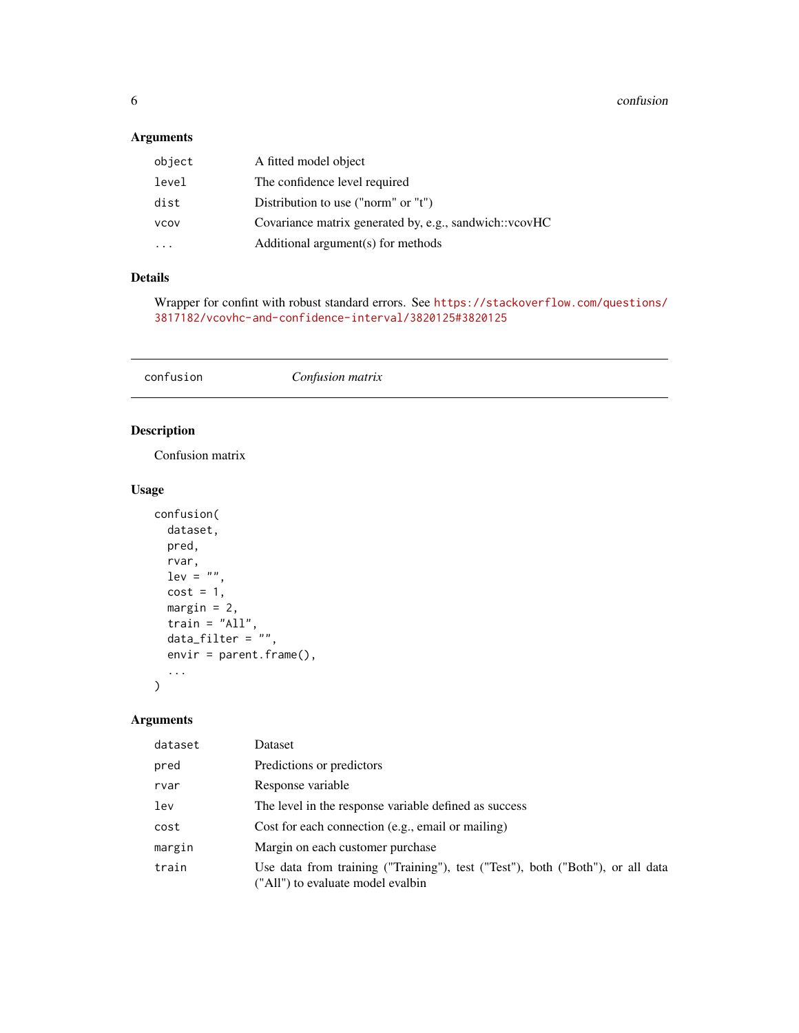### Arguments

| | |
|---|---|
| `object` | A fitted model object |
| `level` | The confidence level required |
| `dist` | Distribution to use ("norm" or "t") |
| `vcov` | Covariance matrix generated by, e.g., sandwich::vcovHC |
| `...` | Additional argument(s) for methods |

### Details

Wrapper for confint with robust standard errors. See https://stackoverflow.com/questions/3817182/vcovhc-and-confidence-interval/3820125#3820125

---

## confusion — *Confusion matrix*

---

### Description

Confusion matrix

### Usage

```
confusion(
  dataset,
  pred,
  rvar,
  lev = "",
  cost = 1,
  margin = 2,
  train = "All",
  data_filter = "",
  envir = parent.frame(),
  ...
)
```

### Arguments

| | |
|---|---|
| `dataset` | Dataset |
| `pred` | Predictions or predictors |
| `rvar` | Response variable |
| `lev` | The level in the response variable defined as success |
| `cost` | Cost for each connection (e.g., email or mailing) |
| `margin` | Margin on each customer purchase |
| `train` | Use data from training ("Training"), test ("Test"), both ("Both"), or all data ("All") to evaluate model evalbin |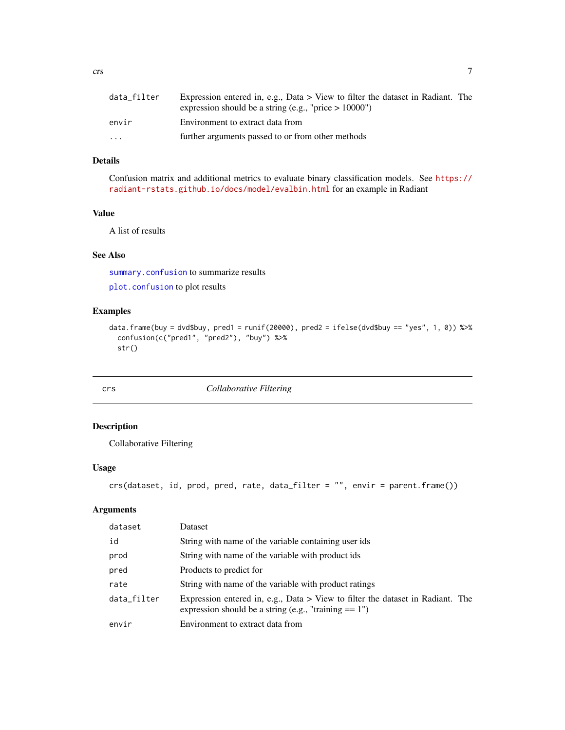| | |
|---|---|
| data_filter | Expression entered in, e.g., Data > View to filter the dataset in Radiant. The expression should be a string (e.g., "price > 10000") |
| envir | Environment to extract data from |
| ... | further arguments passed to or from other methods |

### Details

Confusion matrix and additional metrics to evaluate binary classification models. See https://radiant-rstats.github.io/docs/model/evalbin.html for an example in Radiant

### Value

A list of results

### See Also

summary.confusion to summarize results

plot.confusion to plot results

### Examples

```
data.frame(buy = dvd$buy, pred1 = runif(20000), pred2 = ifelse(dvd$buy == "yes", 1, 0)) %>%
  confusion(c("pred1", "pred2"), "buy") %>%
  str()
```

---

## crs — *Collaborative Filtering*

---

### Description

Collaborative Filtering

### Usage

```
crs(dataset, id, prod, pred, rate, data_filter = "", envir = parent.frame())
```

### Arguments

| | |
|---|---|
| dataset | Dataset |
| id | String with name of the variable containing user ids |
| prod | String with name of the variable with product ids |
| pred | Products to predict for |
| rate | String with name of the variable with product ratings |
| data_filter | Expression entered in, e.g., Data > View to filter the dataset in Radiant. The expression should be a string (e.g., "training == 1") |
| envir | Environment to extract data from |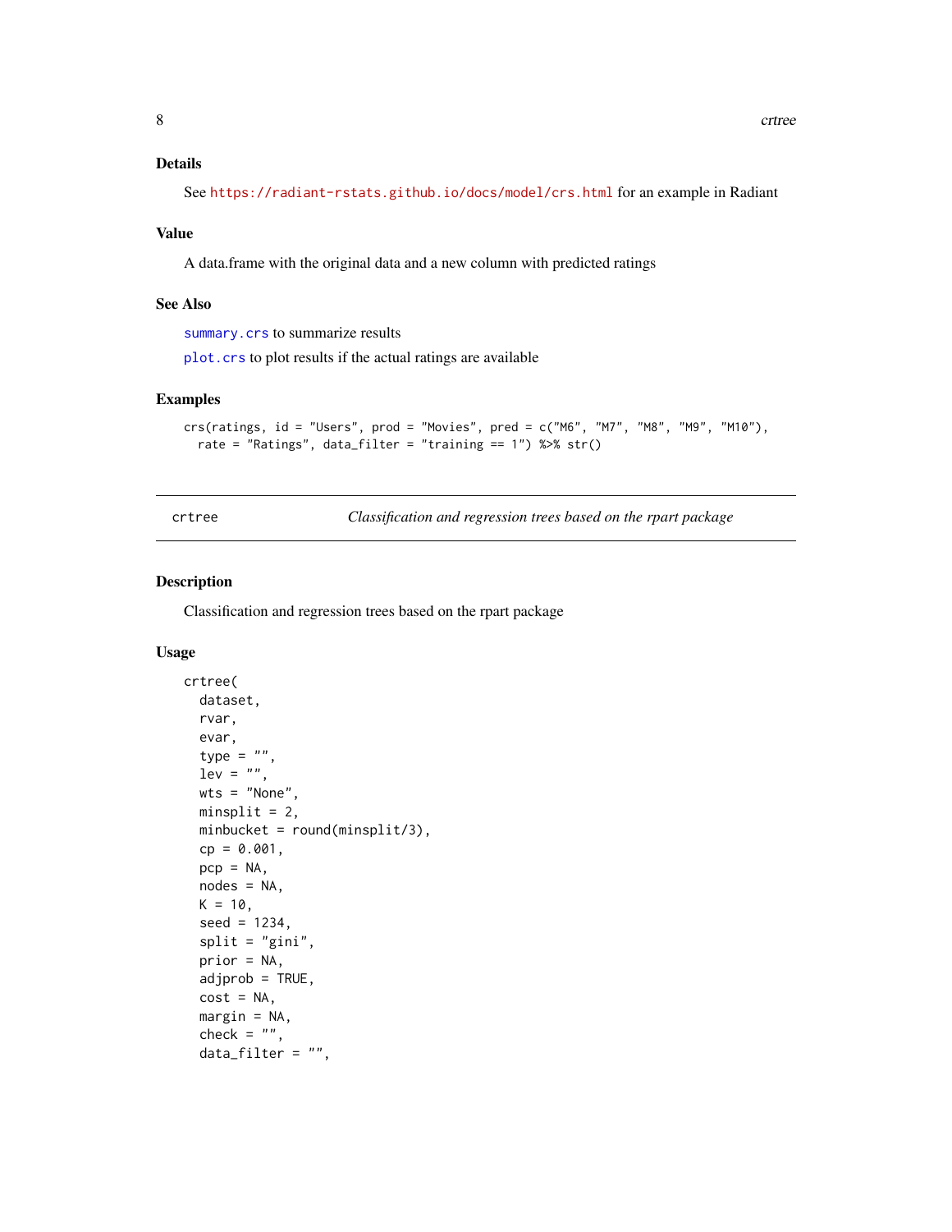### Details

See https://radiant-rstats.github.io/docs/model/crs.html for an example in Radiant

### Value

A data.frame with the original data and a new column with predicted ratings

### See Also

`summary.crs` to summarize results

`plot.crs` to plot results if the actual ratings are available

### Examples

```
crs(ratings, id = "Users", prod = "Movies", pred = c("M6", "M7", "M8", "M9", "M10"),
  rate = "Ratings", data_filter = "training == 1") %>% str()
```

---

## crtree — *Classification and regression trees based on the rpart package*

### Description

Classification and regression trees based on the rpart package

### Usage

```
crtree(
  dataset,
  rvar,
  evar,
  type = "",
  lev = "",
  wts = "None",
  minsplit = 2,
  minbucket = round(minsplit/3),
  cp = 0.001,
  pcp = NA,
  nodes = NA,
  K = 10,
  seed = 1234,
  split = "gini",
  prior = NA,
  adjprob = TRUE,
  cost = NA,
  margin = NA,
  check = "",
  data_filter = "",
```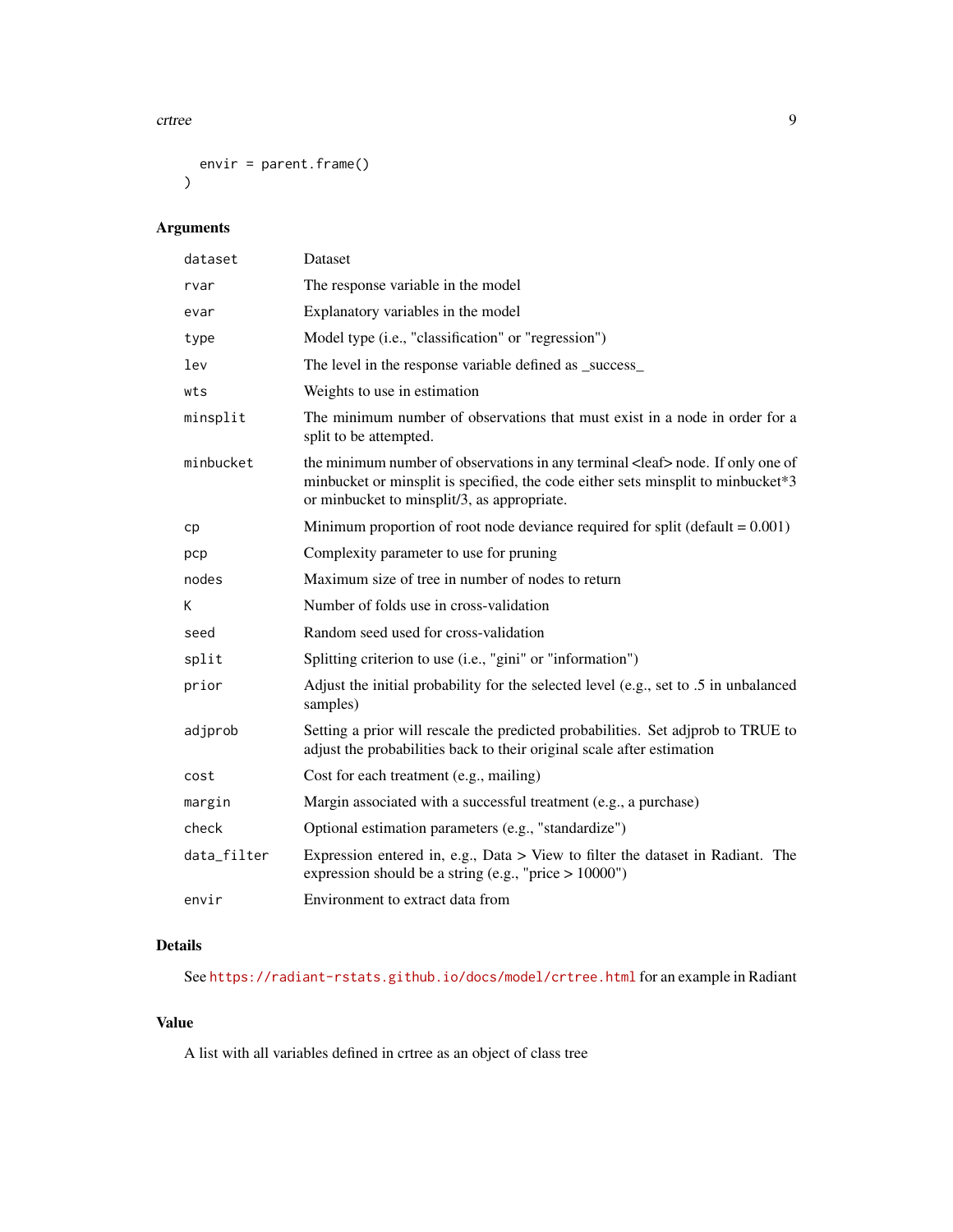```
  envir = parent.frame()
)
```

## Arguments

| | |
|---|---|
| dataset | Dataset |
| rvar | The response variable in the model |
| evar | Explanatory variables in the model |
| type | Model type (i.e., "classification" or "regression") |
| lev | The level in the response variable defined as _success_ |
| wts | Weights to use in estimation |
| minsplit | The minimum number of observations that must exist in a node in order for a split to be attempted. |
| minbucket | the minimum number of observations in any terminal <leaf> node. If only one of minbucket or minsplit is specified, the code either sets minsplit to minbucket*3 or minbucket to minsplit/3, as appropriate. |
| cp | Minimum proportion of root node deviance required for split (default = 0.001) |
| pcp | Complexity parameter to use for pruning |
| nodes | Maximum size of tree in number of nodes to return |
| K | Number of folds use in cross-validation |
| seed | Random seed used for cross-validation |
| split | Splitting criterion to use (i.e., "gini" or "information") |
| prior | Adjust the initial probability for the selected level (e.g., set to .5 in unbalanced samples) |
| adjprob | Setting a prior will rescale the predicted probabilities. Set adjprob to TRUE to adjust the probabilities back to their original scale after estimation |
| cost | Cost for each treatment (e.g., mailing) |
| margin | Margin associated with a successful treatment (e.g., a purchase) |
| check | Optional estimation parameters (e.g., "standardize") |
| data_filter | Expression entered in, e.g., Data > View to filter the dataset in Radiant. The expression should be a string (e.g., "price > 10000") |
| envir | Environment to extract data from |

## Details

See https://radiant-rstats.github.io/docs/model/crtree.html for an example in Radiant

## Value

A list with all variables defined in crtree as an object of class tree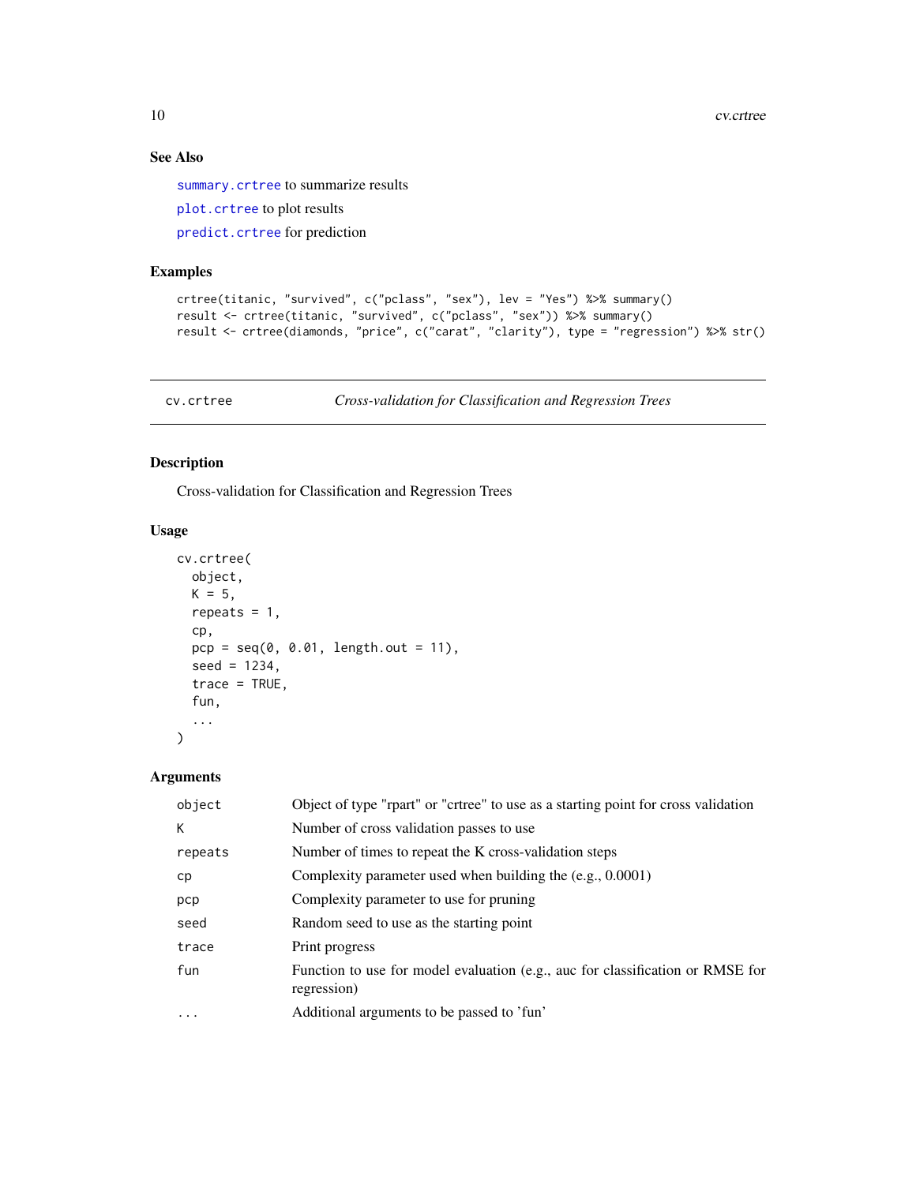## See Also

`summary.crtree` to summarize results

`plot.crtree` to plot results

`predict.crtree` for prediction

## Examples

```
crtree(titanic, "survived", c("pclass", "sex"), lev = "Yes") %>% summary()
result <- crtree(titanic, "survived", c("pclass", "sex")) %>% summary()
result <- crtree(diamonds, "price", c("carat", "clarity"), type = "regression") %>% str()
```

---

# cv.crtree — *Cross-validation for Classification and Regression Trees*

## Description

Cross-validation for Classification and Regression Trees

## Usage

```
cv.crtree(
  object,
  K = 5,
  repeats = 1,
  cp,
  pcp = seq(0, 0.01, length.out = 11),
  seed = 1234,
  trace = TRUE,
  fun,
  ...
)
```

## Arguments

| | |
|---|---|
| `object` | Object of type "rpart" or "crtree" to use as a starting point for cross validation |
| `K` | Number of cross validation passes to use |
| `repeats` | Number of times to repeat the K cross-validation steps |
| `cp` | Complexity parameter used when building the (e.g., 0.0001) |
| `pcp` | Complexity parameter to use for pruning |
| `seed` | Random seed to use as the starting point |
| `trace` | Print progress |
| `fun` | Function to use for model evaluation (e.g., auc for classification or RMSE for regression) |
| `...` | Additional arguments to be passed to 'fun' |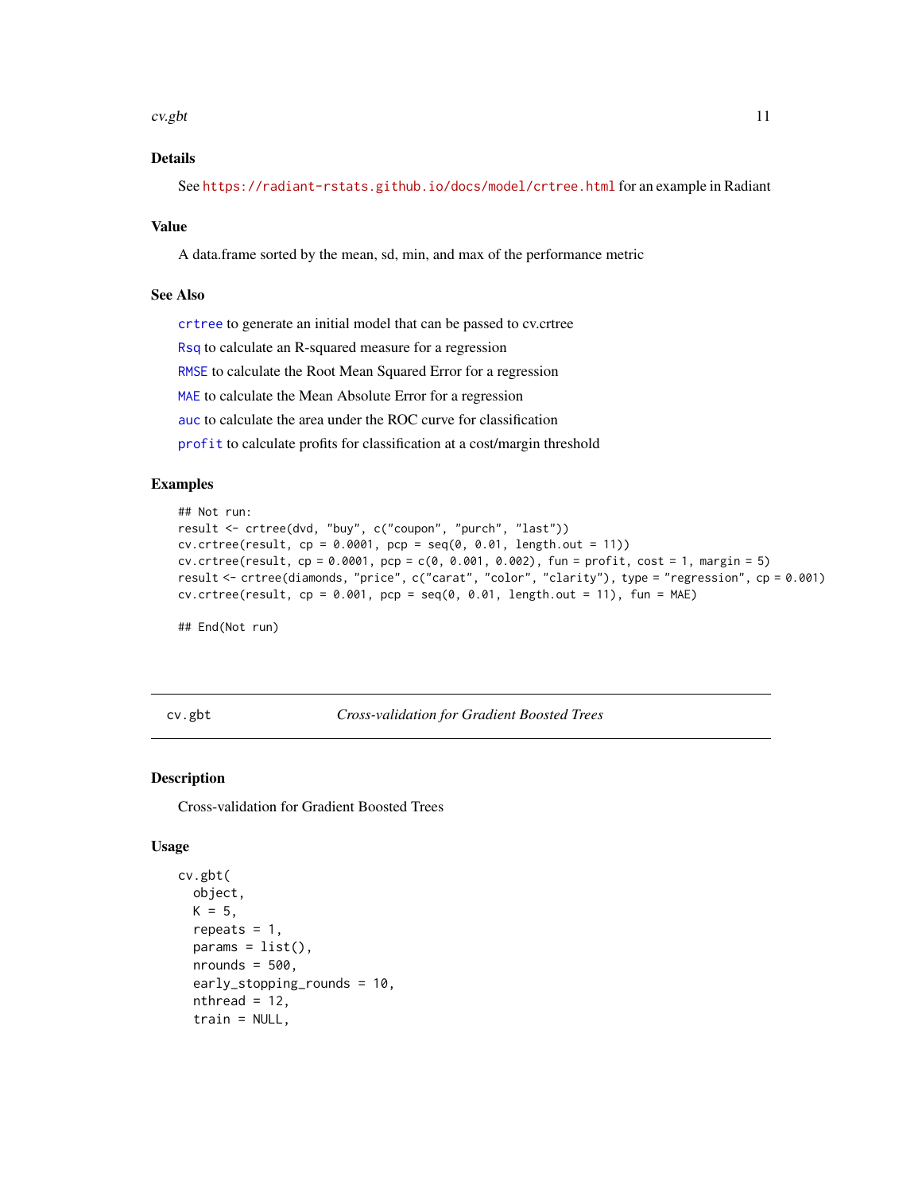## Details

See https://radiant-rstats.github.io/docs/model/crtree.html for an example in Radiant

## Value

A data.frame sorted by the mean, sd, min, and max of the performance metric

## See Also

crtree to generate an initial model that can be passed to cv.crtree

Rsq to calculate an R-squared measure for a regression

RMSE to calculate the Root Mean Squared Error for a regression

MAE to calculate the Mean Absolute Error for a regression

auc to calculate the area under the ROC curve for classification

profit to calculate profits for classification at a cost/margin threshold

## Examples

```
## Not run:
result <- crtree(dvd, "buy", c("coupon", "purch", "last"))
cv.crtree(result, cp = 0.0001, pcp = seq(0, 0.01, length.out = 11))
cv.crtree(result, cp = 0.0001, pcp = c(0, 0.001, 0.002), fun = profit, cost = 1, margin = 5)
result <- crtree(diamonds, "price", c("carat", "color", "clarity"), type = "regression", cp = 0.001)
cv.crtree(result, cp = 0.001, pcp = seq(0, 0.01, length.out = 11), fun = MAE)

## End(Not run)
```

---

# cv.gbt — *Cross-validation for Gradient Boosted Trees*

## Description

Cross-validation for Gradient Boosted Trees

## Usage

```
cv.gbt(
  object,
  K = 5,
  repeats = 1,
  params = list(),
  nrounds = 500,
  early_stopping_rounds = 10,
  nthread = 12,
  train = NULL,
```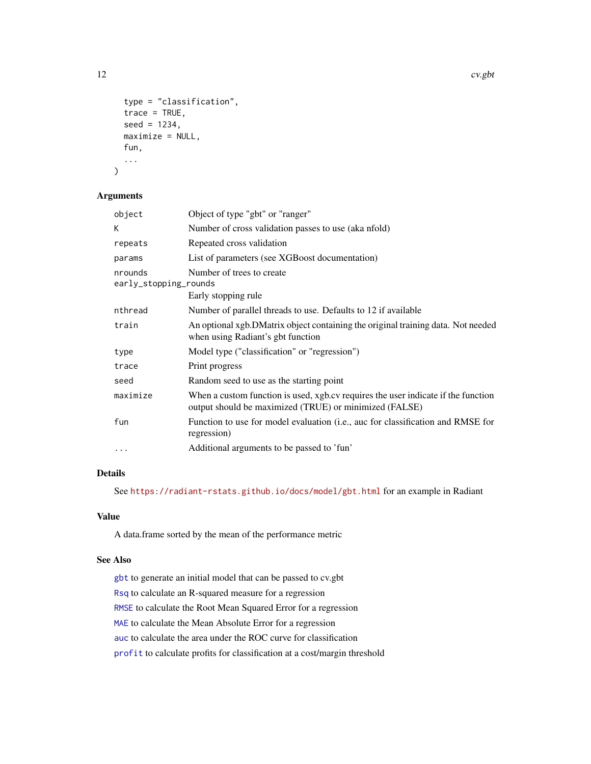```
  type = "classification",
  trace = TRUE,
  seed = 1234,
  maximize = NULL,
  fun,
  ...
)
```

## Arguments

| Argument | Description |
|---|---|
| object | Object of type "gbt" or "ranger" |
| K | Number of cross validation passes to use (aka nfold) |
| repeats | Repeated cross validation |
| params | List of parameters (see XGBoost documentation) |
| nrounds | Number of trees to create |
| early_stopping_rounds | Early stopping rule |
| nthread | Number of parallel threads to use. Defaults to 12 if available |
| train | An optional xgb.DMatrix object containing the original training data. Not needed when using Radiant's gbt function |
| type | Model type ("classification" or "regression") |
| trace | Print progress |
| seed | Random seed to use as the starting point |
| maximize | When a custom function is used, xgb.cv requires the user indicate if the function output should be maximized (TRUE) or minimized (FALSE) |
| fun | Function to use for model evaluation (i.e., auc for classification and RMSE for regression) |
| ... | Additional arguments to be passed to 'fun' |

## Details

See https://radiant-rstats.github.io/docs/model/gbt.html for an example in Radiant

## Value

A data.frame sorted by the mean of the performance metric

## See Also

gbt to generate an initial model that can be passed to cv.gbt

Rsq to calculate an R-squared measure for a regression

RMSE to calculate the Root Mean Squared Error for a regression

MAE to calculate the Mean Absolute Error for a regression

auc to calculate the area under the ROC curve for classification

profit to calculate profits for classification at a cost/margin threshold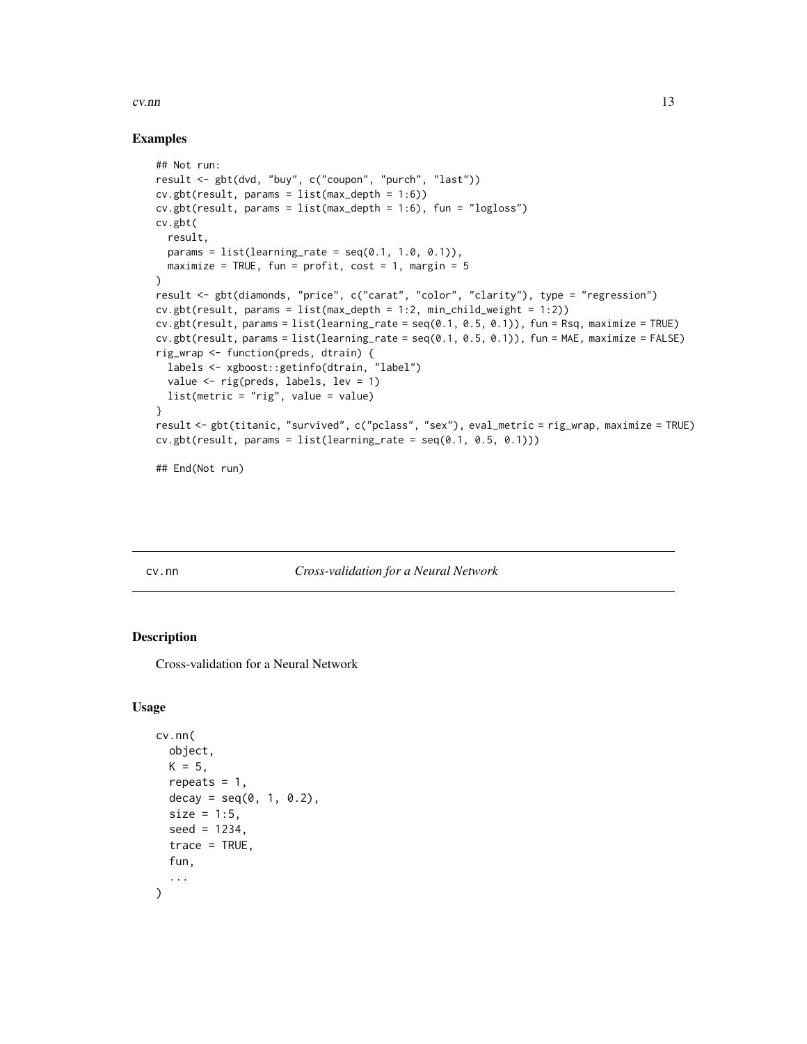## Examples

```
## Not run:
result <- gbt(dvd, "buy", c("coupon", "purch", "last"))
cv.gbt(result, params = list(max_depth = 1:6))
cv.gbt(result, params = list(max_depth = 1:6), fun = "logloss")
cv.gbt(
  result,
  params = list(learning_rate = seq(0.1, 1.0, 0.1)),
  maximize = TRUE, fun = profit, cost = 1, margin = 5
)
result <- gbt(diamonds, "price", c("carat", "color", "clarity"), type = "regression")
cv.gbt(result, params = list(max_depth = 1:2, min_child_weight = 1:2))
cv.gbt(result, params = list(learning_rate = seq(0.1, 0.5, 0.1)), fun = Rsq, maximize = TRUE)
cv.gbt(result, params = list(learning_rate = seq(0.1, 0.5, 0.1)), fun = MAE, maximize = FALSE)
rig_wrap <- function(preds, dtrain) {
  labels <- xgboost::getinfo(dtrain, "label")
  value <- rig(preds, labels, lev = 1)
  list(metric = "rig", value = value)
}
result <- gbt(titanic, "survived", c("pclass", "sex"), eval_metric = rig_wrap, maximize = TRUE)
cv.gbt(result, params = list(learning_rate = seq(0.1, 0.5, 0.1)))

## End(Not run)
```

---

# cv.nn    *Cross-validation for a Neural Network*

---

## Description

Cross-validation for a Neural Network

## Usage

```
cv.nn(
  object,
  K = 5,
  repeats = 1,
  decay = seq(0, 1, 0.2),
  size = 1:5,
  seed = 1234,
  trace = TRUE,
  fun,
  ...
)
```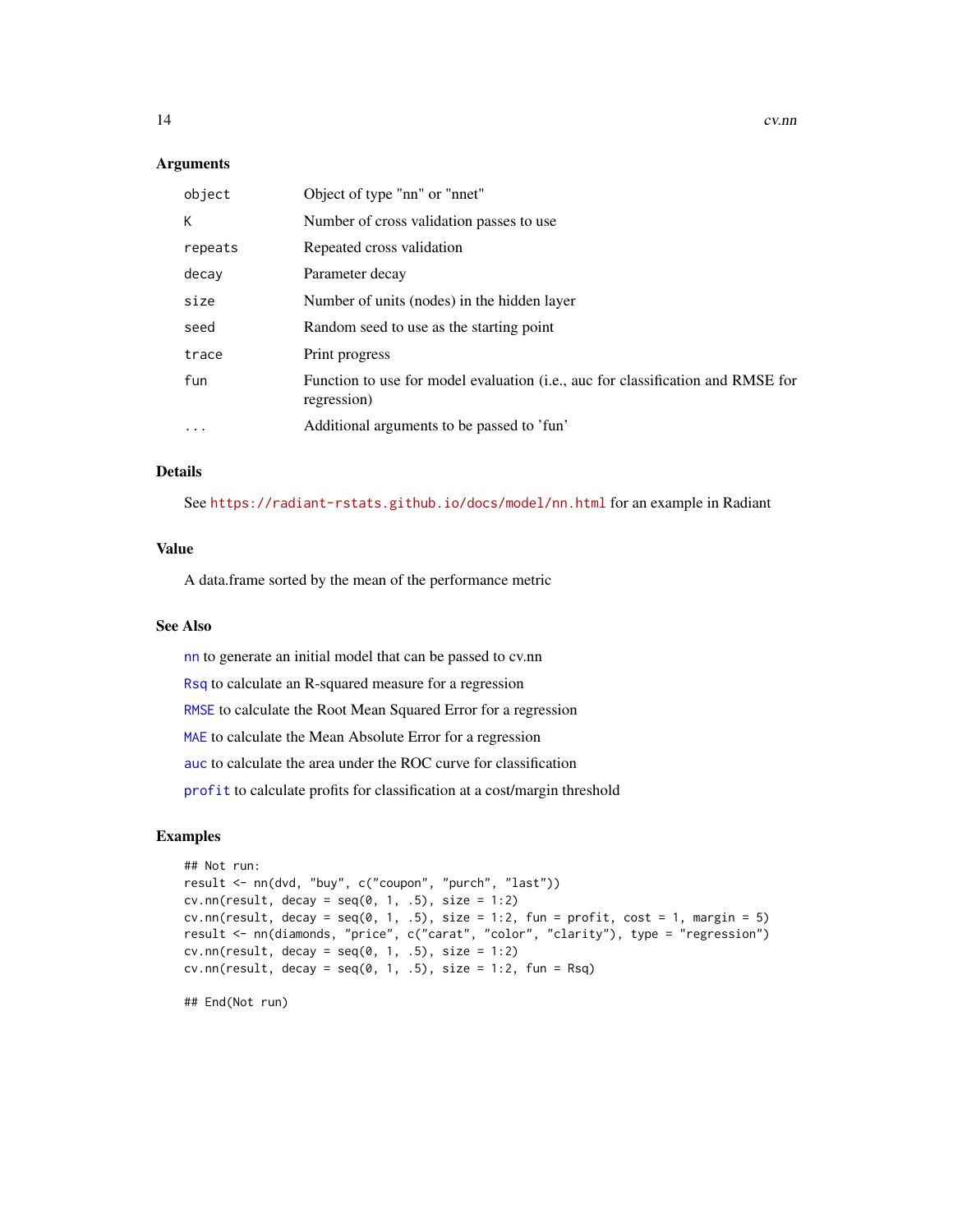## Arguments

| | |
|---|---|
| `object` | Object of type "nn" or "nnet" |
| `K` | Number of cross validation passes to use |
| `repeats` | Repeated cross validation |
| `decay` | Parameter decay |
| `size` | Number of units (nodes) in the hidden layer |
| `seed` | Random seed to use as the starting point |
| `trace` | Print progress |
| `fun` | Function to use for model evaluation (i.e., auc for classification and RMSE for regression) |
| `...` | Additional arguments to be passed to 'fun' |

## Details

See https://radiant-rstats.github.io/docs/model/nn.html for an example in Radiant

## Value

A data.frame sorted by the mean of the performance metric

## See Also

`nn` to generate an initial model that can be passed to cv.nn

`Rsq` to calculate an R-squared measure for a regression

`RMSE` to calculate the Root Mean Squared Error for a regression

`MAE` to calculate the Mean Absolute Error for a regression

`auc` to calculate the area under the ROC curve for classification

`profit` to calculate profits for classification at a cost/margin threshold

## Examples

```
## Not run:
result <- nn(dvd, "buy", c("coupon", "purch", "last"))
cv.nn(result, decay = seq(0, 1, .5), size = 1:2)
cv.nn(result, decay = seq(0, 1, .5), size = 1:2, fun = profit, cost = 1, margin = 5)
result <- nn(diamonds, "price", c("carat", "color", "clarity"), type = "regression")
cv.nn(result, decay = seq(0, 1, .5), size = 1:2)
cv.nn(result, decay = seq(0, 1, .5), size = 1:2, fun = Rsq)

## End(Not run)
```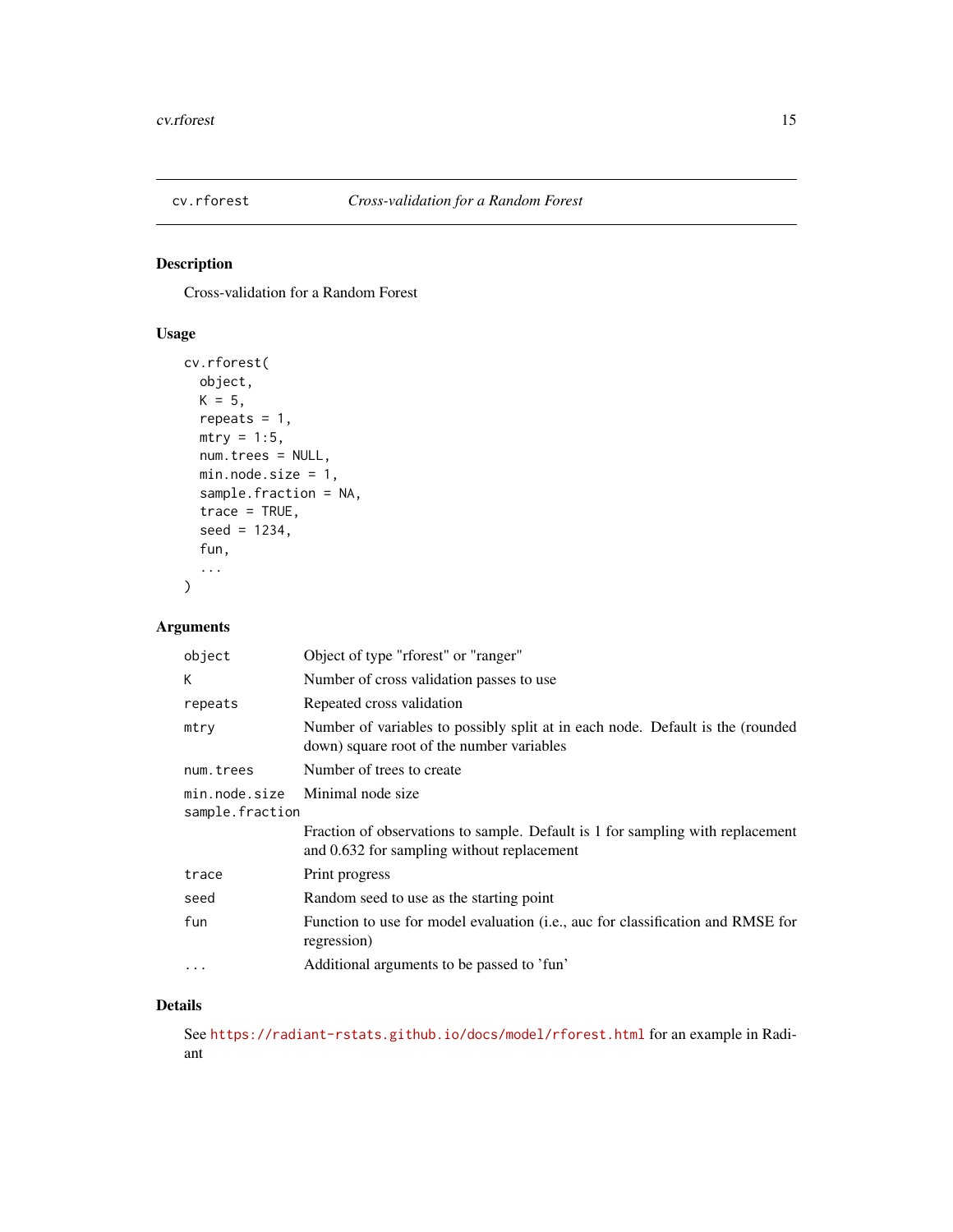## cv.rforest — *Cross-validation for a Random Forest*

### Description

Cross-validation for a Random Forest

### Usage

```
cv.rforest(
  object,
  K = 5,
  repeats = 1,
  mtry = 1:5,
  num.trees = NULL,
  min.node.size = 1,
  sample.fraction = NA,
  trace = TRUE,
  seed = 1234,
  fun,
  ...
)
```

### Arguments

| Argument | Description |
|---|---|
| `object` | Object of type "rforest" or "ranger" |
| `K` | Number of cross validation passes to use |
| `repeats` | Repeated cross validation |
| `mtry` | Number of variables to possibly split at in each node. Default is the (rounded down) square root of the number variables |
| `num.trees` | Number of trees to create |
| `min.node.size` | Minimal node size |
| `sample.fraction` | Fraction of observations to sample. Default is 1 for sampling with replacement and 0.632 for sampling without replacement |
| `trace` | Print progress |
| `seed` | Random seed to use as the starting point |
| `fun` | Function to use for model evaluation (i.e., auc for classification and RMSE for regression) |
| `...` | Additional arguments to be passed to 'fun' |

### Details

See https://radiant-rstats.github.io/docs/model/rforest.html for an example in Radiant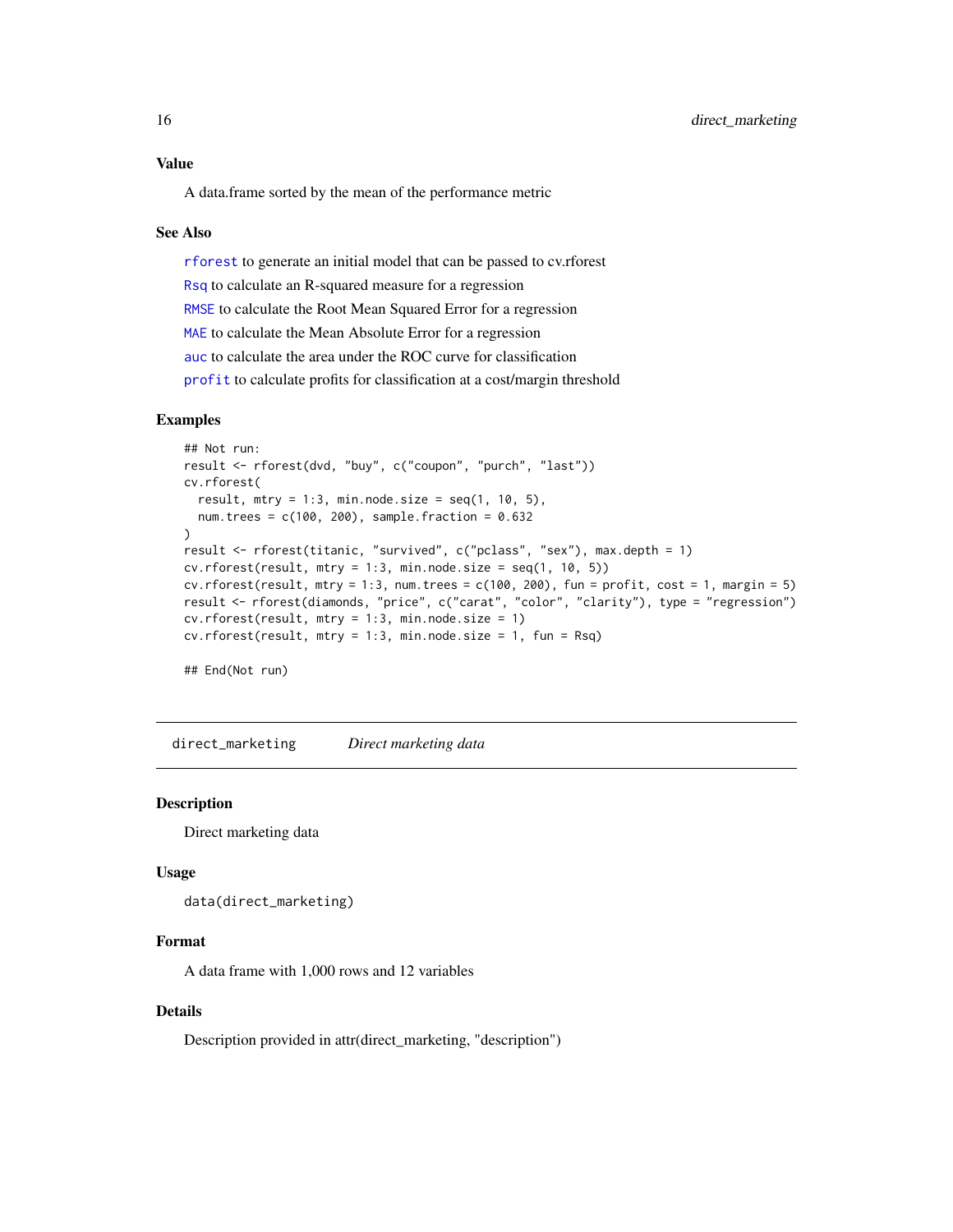### Value

A data.frame sorted by the mean of the performance metric

### See Also

rforest to generate an initial model that can be passed to cv.rforest

Rsq to calculate an R-squared measure for a regression

RMSE to calculate the Root Mean Squared Error for a regression

MAE to calculate the Mean Absolute Error for a regression

auc to calculate the area under the ROC curve for classification

profit to calculate profits for classification at a cost/margin threshold

### Examples

```
## Not run:
result <- rforest(dvd, "buy", c("coupon", "purch", "last"))
cv.rforest(
  result, mtry = 1:3, min.node.size = seq(1, 10, 5),
  num.trees = c(100, 200), sample.fraction = 0.632
)
result <- rforest(titanic, "survived", c("pclass", "sex"), max.depth = 1)
cv.rforest(result, mtry = 1:3, min.node.size = seq(1, 10, 5))
cv.rforest(result, mtry = 1:3, num.trees = c(100, 200), fun = profit, cost = 1, margin = 5)
result <- rforest(diamonds, "price", c("carat", "color", "clarity"), type = "regression")
cv.rforest(result, mtry = 1:3, min.node.size = 1)
cv.rforest(result, mtry = 1:3, min.node.size = 1, fun = Rsq)

## End(Not run)
```

---

## direct_marketing *Direct marketing data*

### Description

Direct marketing data

### Usage

```
data(direct_marketing)
```

### Format

A data frame with 1,000 rows and 12 variables

### Details

Description provided in attr(direct_marketing, "description")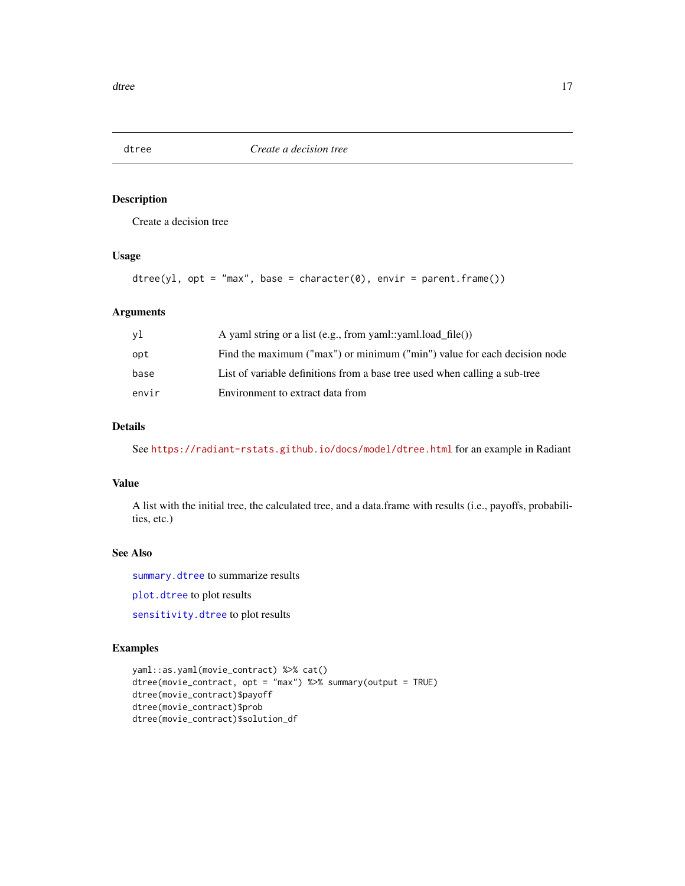# dtree — *Create a decision tree*

## Description

Create a decision tree

## Usage

```
dtree(yl, opt = "max", base = character(0), envir = parent.frame())
```

## Arguments

| | |
|---|---|
| yl | A yaml string or a list (e.g., from yaml::yaml.load_file()) |
| opt | Find the maximum ("max") or minimum ("min") value for each decision node |
| base | List of variable definitions from a base tree used when calling a sub-tree |
| envir | Environment to extract data from |

## Details

See https://radiant-rstats.github.io/docs/model/dtree.html for an example in Radiant

## Value

A list with the initial tree, the calculated tree, and a data.frame with results (i.e., payoffs, probabilities, etc.)

## See Also

summary.dtree to summarize results

plot.dtree to plot results

sensitivity.dtree to plot results

## Examples

```
yaml::as.yaml(movie_contract) %>% cat()
dtree(movie_contract, opt = "max") %>% summary(output = TRUE)
dtree(movie_contract)$payoff
dtree(movie_contract)$prob
dtree(movie_contract)$solution_df
```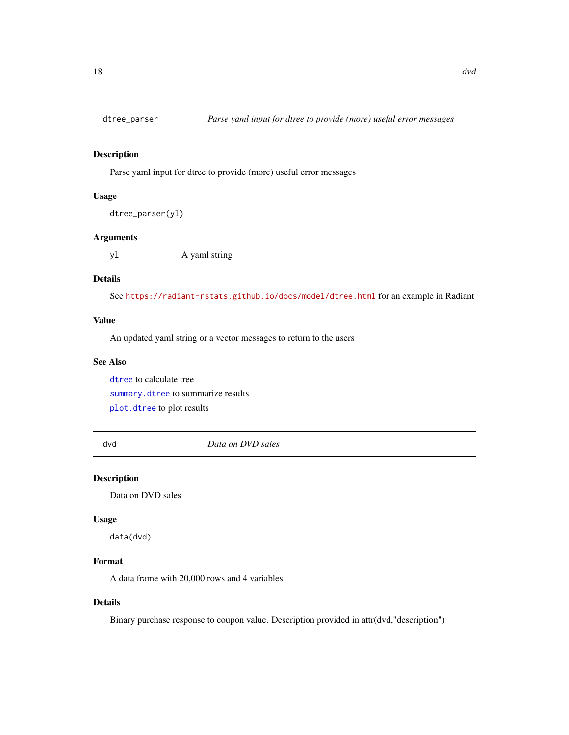## dtree_parser — *Parse yaml input for dtree to provide (more) useful error messages*

### Description

Parse yaml input for dtree to provide (more) useful error messages

### Usage

```
dtree_parser(yl)
```

### Arguments

| | |
|---|---|
| yl | A yaml string |

### Details

See https://radiant-rstats.github.io/docs/model/dtree.html for an example in Radiant

### Value

An updated yaml string or a vector messages to return to the users

### See Also

`dtree` to calculate tree

`summary.dtree` to summarize results

`plot.dtree` to plot results

## dvd — *Data on DVD sales*

### Description

Data on DVD sales

### Usage

```
data(dvd)
```

### Format

A data frame with 20,000 rows and 4 variables

### Details

Binary purchase response to coupon value. Description provided in attr(dvd,"description")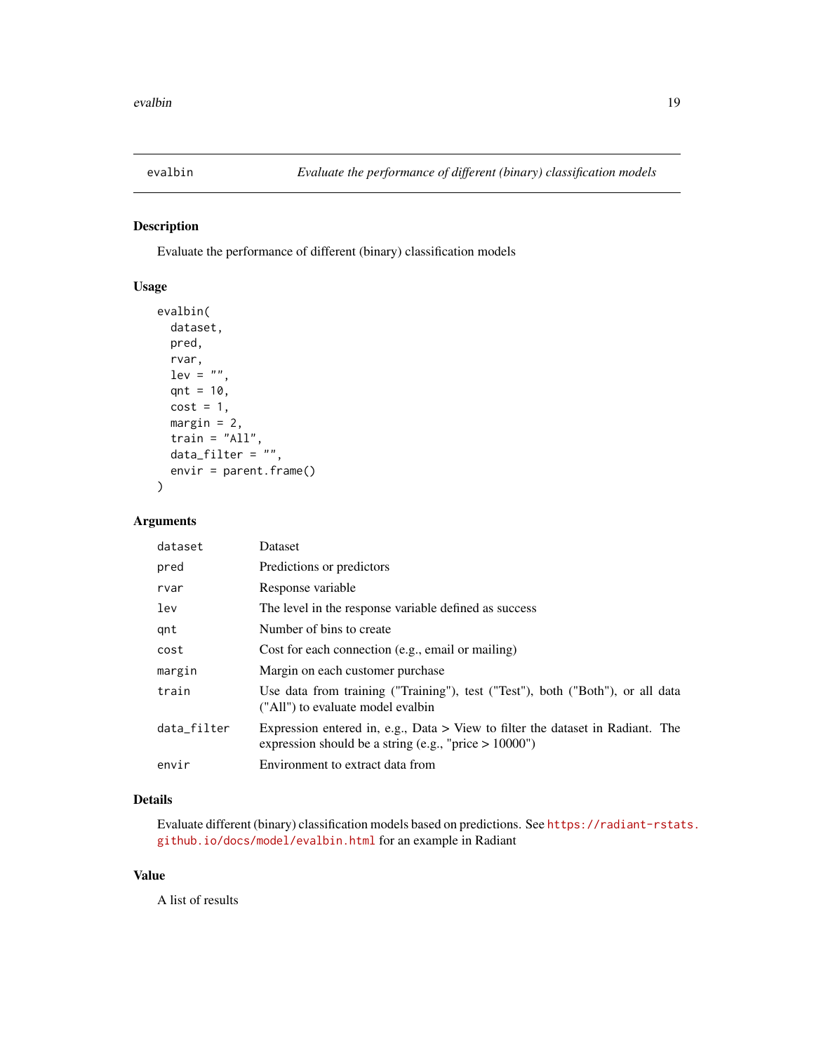# evalbin — *Evaluate the performance of different (binary) classification models*

## Description

Evaluate the performance of different (binary) classification models

## Usage

```
evalbin(
  dataset,
  pred,
  rvar,
  lev = "",
  qnt = 10,
  cost = 1,
  margin = 2,
  train = "All",
  data_filter = "",
  envir = parent.frame()
)
```

## Arguments

| | |
|---|---|
| `dataset` | Dataset |
| `pred` | Predictions or predictors |
| `rvar` | Response variable |
| `lev` | The level in the response variable defined as success |
| `qnt` | Number of bins to create |
| `cost` | Cost for each connection (e.g., email or mailing) |
| `margin` | Margin on each customer purchase |
| `train` | Use data from training ("Training"), test ("Test"), both ("Both"), or all data ("All") to evaluate model evalbin |
| `data_filter` | Expression entered in, e.g., Data > View to filter the dataset in Radiant. The expression should be a string (e.g., "price > 10000") |
| `envir` | Environment to extract data from |

## Details

Evaluate different (binary) classification models based on predictions. See https://radiant-rstats.github.io/docs/model/evalbin.html for an example in Radiant

## Value

A list of results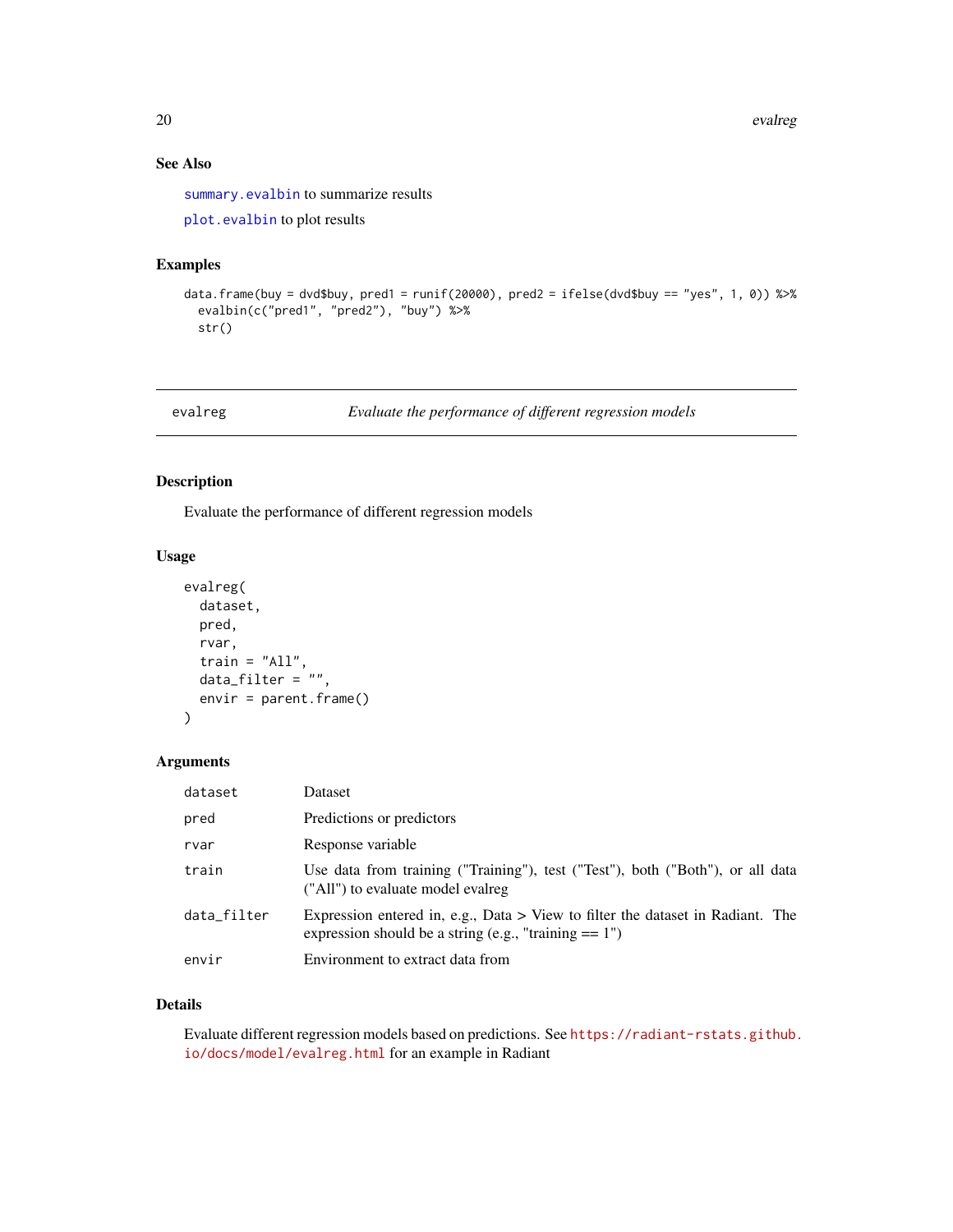## See Also

`summary.evalbin` to summarize results

`plot.evalbin` to plot results

## Examples

```
data.frame(buy = dvd$buy, pred1 = runif(20000), pred2 = ifelse(dvd$buy == "yes", 1, 0)) %>%
  evalbin(c("pred1", "pred2"), "buy") %>%
  str()
```

---

# evalreg — *Evaluate the performance of different regression models*

---

## Description

Evaluate the performance of different regression models

## Usage

```
evalreg(
  dataset,
  pred,
  rvar,
  train = "All",
  data_filter = "",
  envir = parent.frame()
)
```

## Arguments

| | |
|---|---|
| `dataset` | Dataset |
| `pred` | Predictions or predictors |
| `rvar` | Response variable |
| `train` | Use data from training ("Training"), test ("Test"), both ("Both"), or all data ("All") to evaluate model evalreg |
| `data_filter` | Expression entered in, e.g., Data > View to filter the dataset in Radiant. The expression should be a string (e.g., "training == 1") |
| `envir` | Environment to extract data from |

## Details

Evaluate different regression models based on predictions. See https://radiant-rstats.github.io/docs/model/evalreg.html for an example in Radiant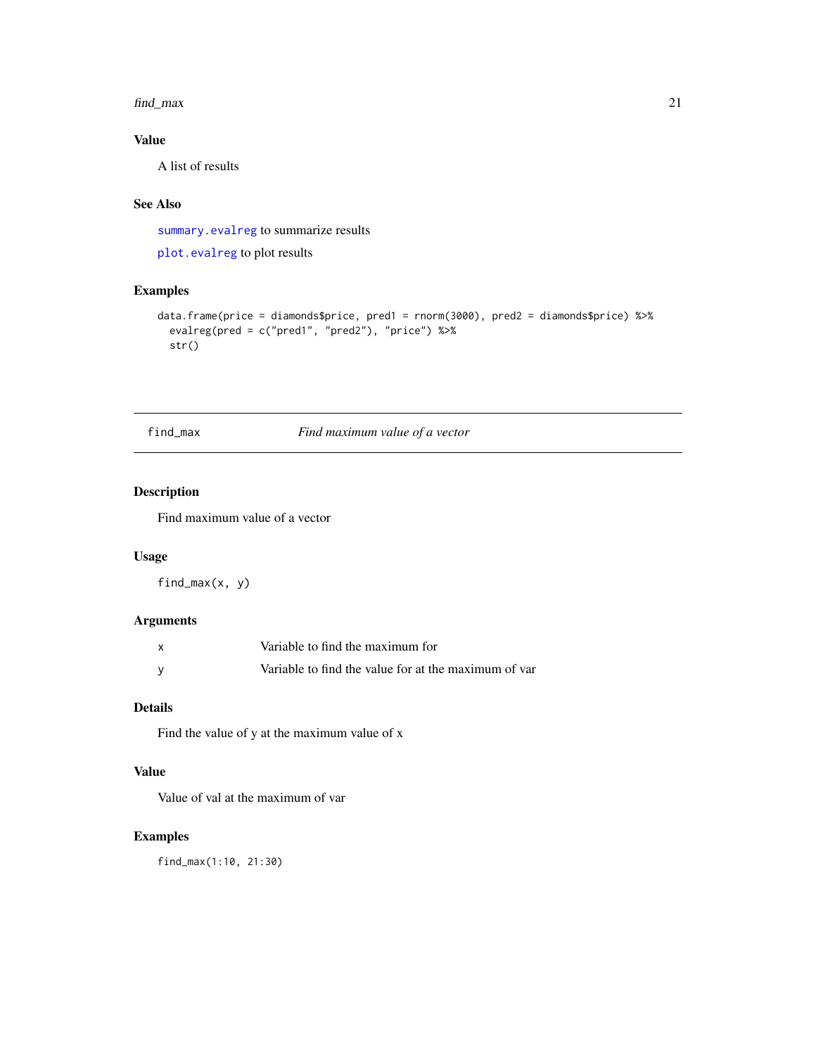### Value

A list of results

### See Also

`summary.evalreg` to summarize results

`plot.evalreg` to plot results

### Examples

```
data.frame(price = diamonds$price, pred1 = rnorm(3000), pred2 = diamonds$price) %>%
  evalreg(pred = c("pred1", "pred2"), "price") %>%
  str()
```

---

## find_max — *Find maximum value of a vector*

---

### Description

Find maximum value of a vector

### Usage

```
find_max(x, y)
```

### Arguments

| | |
|---|---|
| x | Variable to find the maximum for |
| y | Variable to find the value for at the maximum of var |

### Details

Find the value of y at the maximum value of x

### Value

Value of val at the maximum of var

### Examples

```
find_max(1:10, 21:30)
```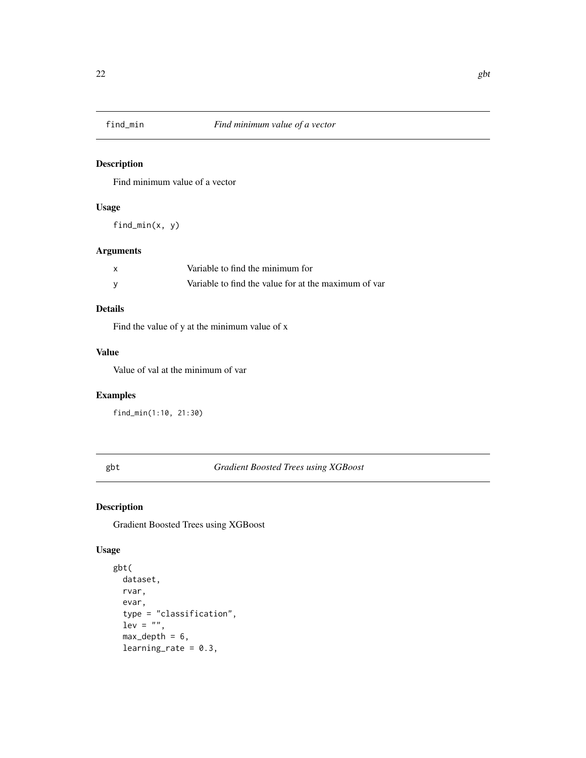## find_min    *Find minimum value of a vector*

### Description

Find minimum value of a vector

### Usage

```
find_min(x, y)
```

### Arguments

| | |
|---|---|
| x | Variable to find the minimum for |
| y | Variable to find the value for at the maximum of var |

### Details

Find the value of y at the minimum value of x

### Value

Value of val at the minimum of var

### Examples

```
find_min(1:10, 21:30)
```

## gbt    *Gradient Boosted Trees using XGBoost*

### Description

Gradient Boosted Trees using XGBoost

### Usage

```
gbt(
  dataset,
  rvar,
  evar,
  type = "classification",
  lev = "",
  max_depth = 6,
  learning_rate = 0.3,
```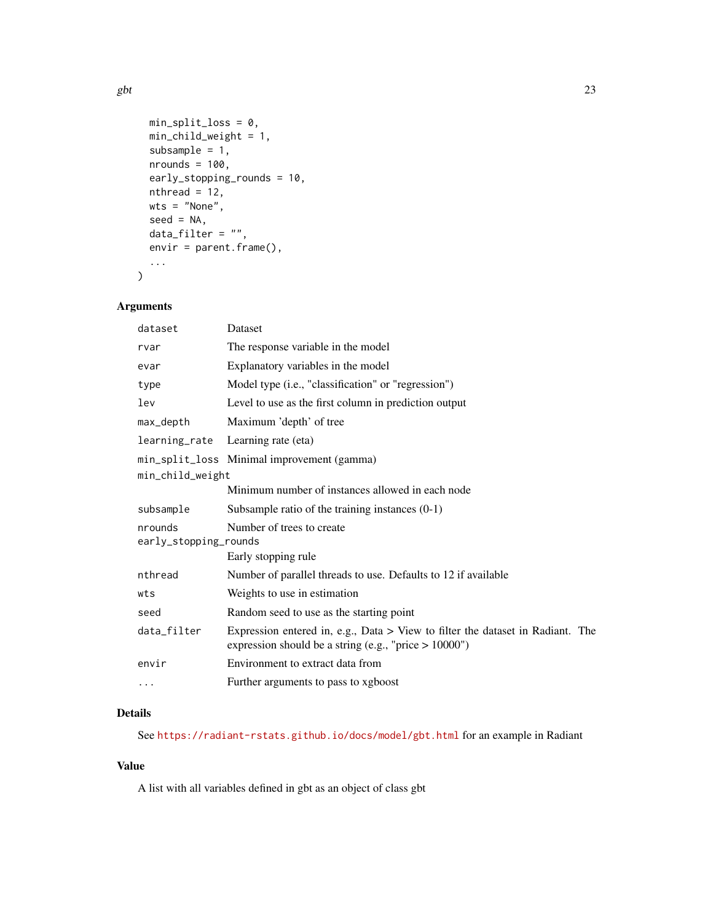```
  min_split_loss = 0,
  min_child_weight = 1,
  subsample = 1,
  nrounds = 100,
  early_stopping_rounds = 10,
  nthread = 12,
  wts = "None",
  seed = NA,
  data_filter = "",
  envir = parent.frame(),
  ...
)
```

### Arguments

| Argument | Description |
|---|---|
| `dataset` | Dataset |
| `rvar` | The response variable in the model |
| `evar` | Explanatory variables in the model |
| `type` | Model type (i.e., "classification" or "regression") |
| `lev` | Level to use as the first column in prediction output |
| `max_depth` | Maximum 'depth' of tree |
| `learning_rate` | Learning rate (eta) |
| `min_split_loss` | Minimal improvement (gamma) |
| `min_child_weight` | Minimum number of instances allowed in each node |
| `subsample` | Subsample ratio of the training instances (0-1) |
| `nrounds` | Number of trees to create |
| `early_stopping_rounds` | Early stopping rule |
| `nthread` | Number of parallel threads to use. Defaults to 12 if available |
| `wts` | Weights to use in estimation |
| `seed` | Random seed to use as the starting point |
| `data_filter` | Expression entered in, e.g., Data > View to filter the dataset in Radiant. The expression should be a string (e.g., "price > 10000") |
| `envir` | Environment to extract data from |
| `...` | Further arguments to pass to xgboost |

### Details

See https://radiant-rstats.github.io/docs/model/gbt.html for an example in Radiant

### Value

A list with all variables defined in gbt as an object of class gbt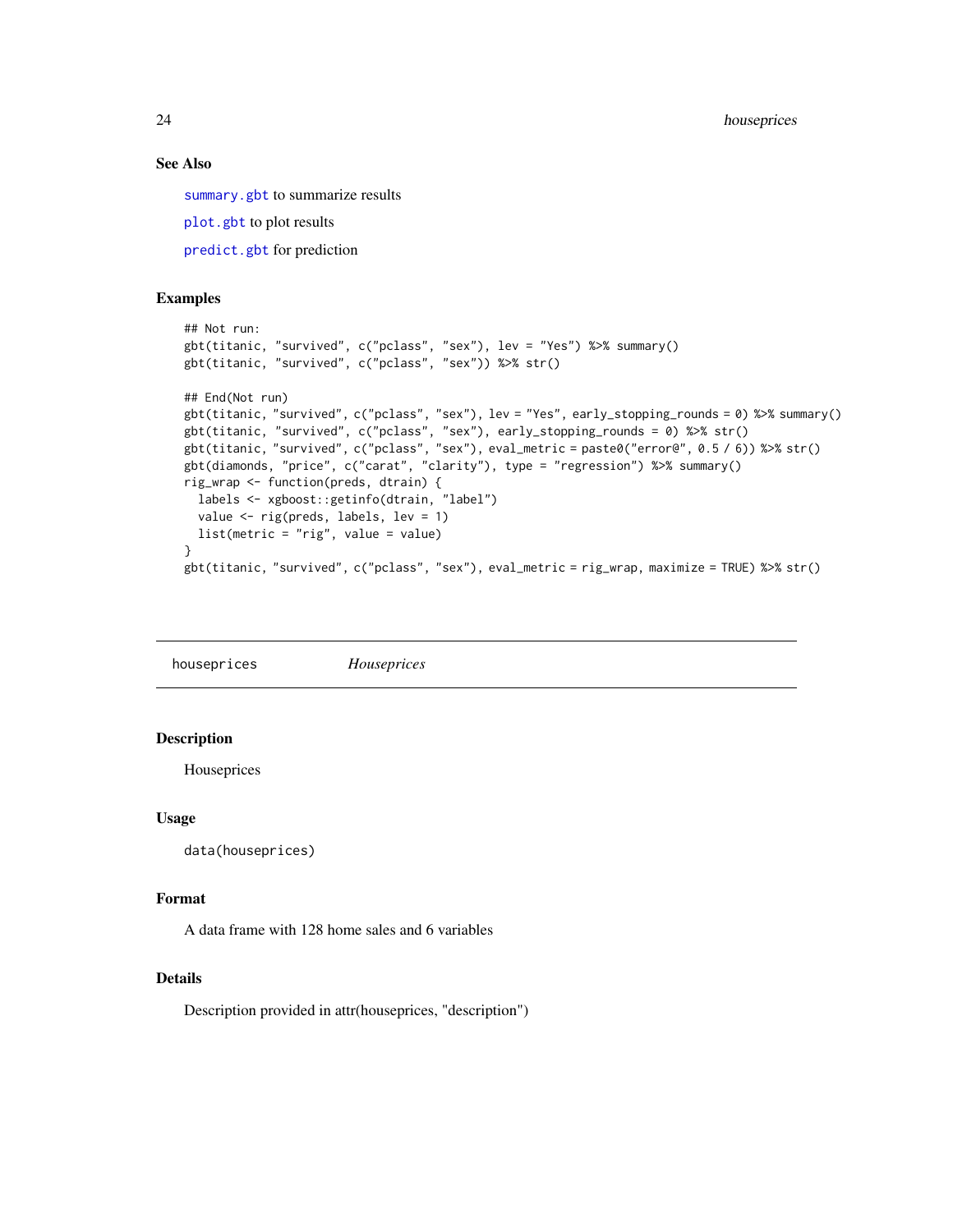### See Also

`summary.gbt` to summarize results

`plot.gbt` to plot results

`predict.gbt` for prediction

### Examples

```
## Not run:
gbt(titanic, "survived", c("pclass", "sex"), lev = "Yes") %>% summary()
gbt(titanic, "survived", c("pclass", "sex")) %>% str()

## End(Not run)
gbt(titanic, "survived", c("pclass", "sex"), lev = "Yes", early_stopping_rounds = 0) %>% summary()
gbt(titanic, "survived", c("pclass", "sex"), early_stopping_rounds = 0) %>% str()
gbt(titanic, "survived", c("pclass", "sex"), eval_metric = paste0("error@", 0.5 / 6)) %>% str()
gbt(diamonds, "price", c("carat", "clarity"), type = "regression") %>% summary()
rig_wrap <- function(preds, dtrain) {
  labels <- xgboost::getinfo(dtrain, "label")
  value <- rig(preds, labels, lev = 1)
  list(metric = "rig", value = value)
}
gbt(titanic, "survived", c("pclass", "sex"), eval_metric = rig_wrap, maximize = TRUE) %>% str()
```

---

## houseprices — *Houseprices*

### Description

Houseprices

### Usage

```
data(houseprices)
```

### Format

A data frame with 128 home sales and 6 variables

### Details

Description provided in attr(houseprices, "description")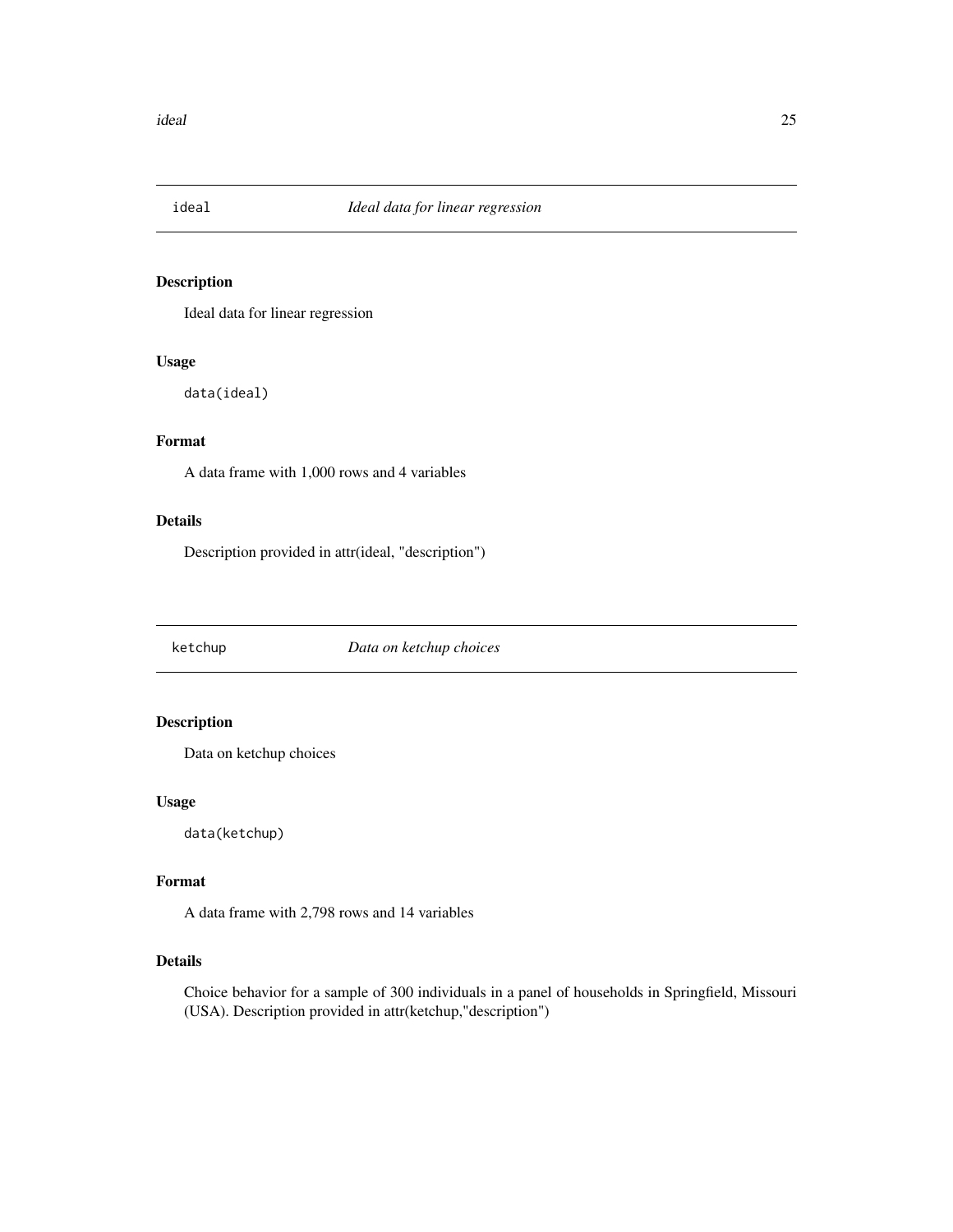## ideal — *Ideal data for linear regression*

### Description

Ideal data for linear regression

### Usage

```
data(ideal)
```

### Format

A data frame with 1,000 rows and 4 variables

### Details

Description provided in attr(ideal, "description")

## ketchup — *Data on ketchup choices*

### Description

Data on ketchup choices

### Usage

```
data(ketchup)
```

### Format

A data frame with 2,798 rows and 14 variables

### Details

Choice behavior for a sample of 300 individuals in a panel of households in Springfield, Missouri (USA). Description provided in attr(ketchup,"description")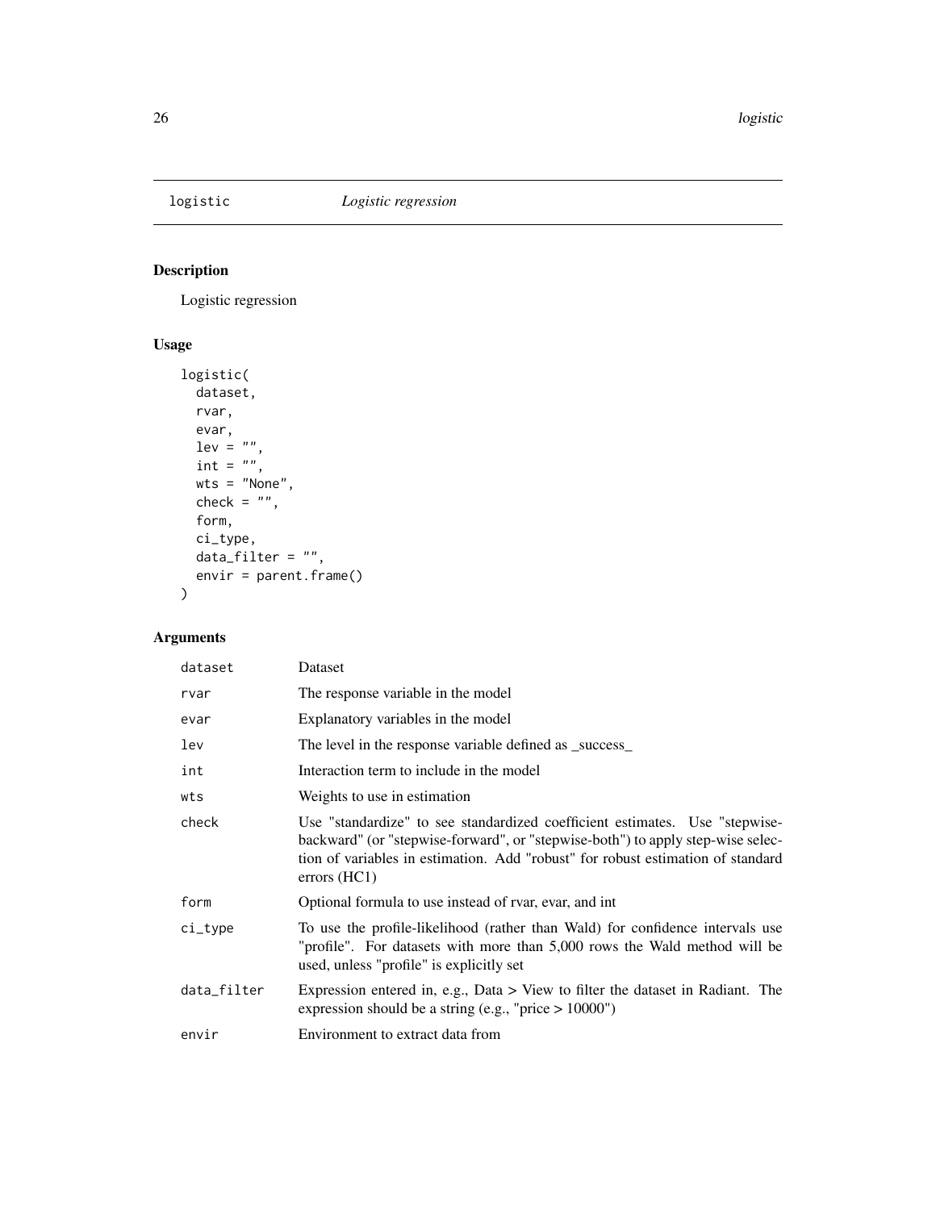# logistic — *Logistic regression*

## Description

Logistic regression

## Usage

```
logistic(
  dataset,
  rvar,
  evar,
  lev = "",
  int = "",
  wts = "None",
  check = "",
  form,
  ci_type,
  data_filter = "",
  envir = parent.frame()
)
```

## Arguments

| | |
|---|---|
| `dataset` | Dataset |
| `rvar` | The response variable in the model |
| `evar` | Explanatory variables in the model |
| `lev` | The level in the response variable defined as _success_ |
| `int` | Interaction term to include in the model |
| `wts` | Weights to use in estimation |
| `check` | Use "standardize" to see standardized coefficient estimates. Use "stepwise-backward" (or "stepwise-forward", or "stepwise-both") to apply step-wise selection of variables in estimation. Add "robust" for robust estimation of standard errors (HC1) |
| `form` | Optional formula to use instead of rvar, evar, and int |
| `ci_type` | To use the profile-likelihood (rather than Wald) for confidence intervals use "profile". For datasets with more than 5,000 rows the Wald method will be used, unless "profile" is explicitly set |
| `data_filter` | Expression entered in, e.g., Data > View to filter the dataset in Radiant. The expression should be a string (e.g., "price > 10000") |
| `envir` | Environment to extract data from |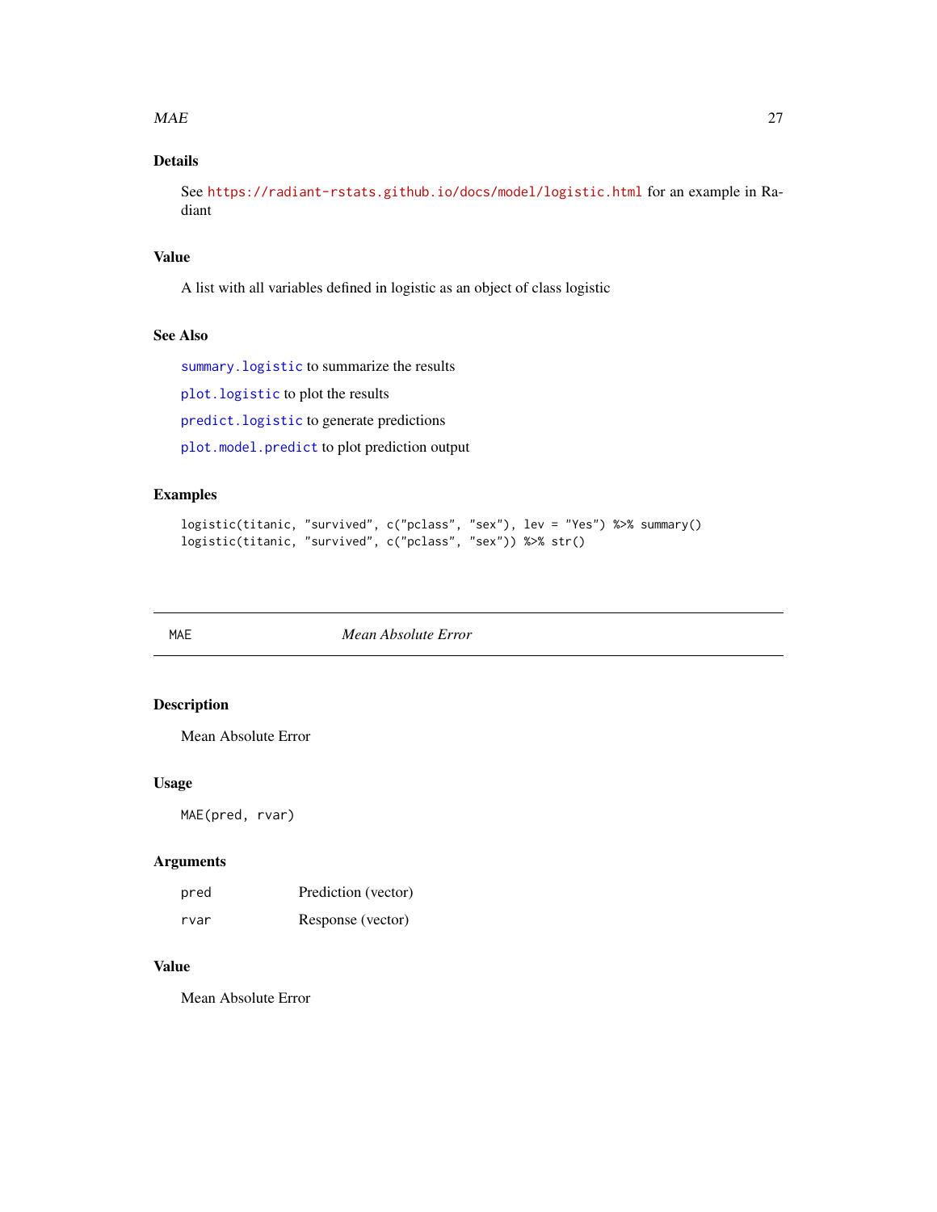## Details

See https://radiant-rstats.github.io/docs/model/logistic.html for an example in Radiant

## Value

A list with all variables defined in logistic as an object of class logistic

## See Also

`summary.logistic` to summarize the results

`plot.logistic` to plot the results

`predict.logistic` to generate predictions

`plot.model.predict` to plot prediction output

## Examples

```
logistic(titanic, "survived", c("pclass", "sex"), lev = "Yes") %>% summary()
logistic(titanic, "survived", c("pclass", "sex")) %>% str()
```

---

# MAE — *Mean Absolute Error*

---

## Description

Mean Absolute Error

## Usage

```
MAE(pred, rvar)
```

## Arguments

| | |
|---|---|
| `pred` | Prediction (vector) |
| `rvar` | Response (vector) |

## Value

Mean Absolute Error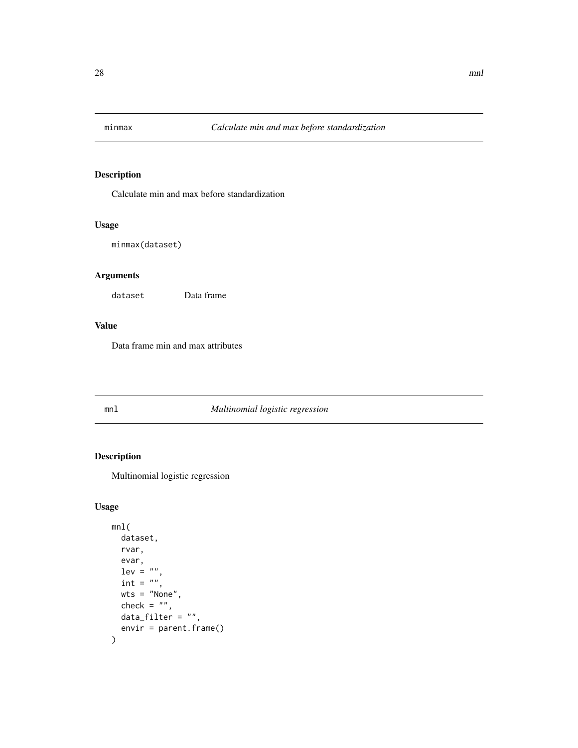## minmax — *Calculate min and max before standardization*

### Description

Calculate min and max before standardization

### Usage

```
minmax(dataset)
```

### Arguments

| | |
|---|---|
| `dataset` | Data frame |

### Value

Data frame min and max attributes

## mnl — *Multinomial logistic regression*

### Description

Multinomial logistic regression

### Usage

```
mnl(
  dataset,
  rvar,
  evar,
  lev = "",
  int = "",
  wts = "None",
  check = "",
  data_filter = "",
  envir = parent.frame()
)
```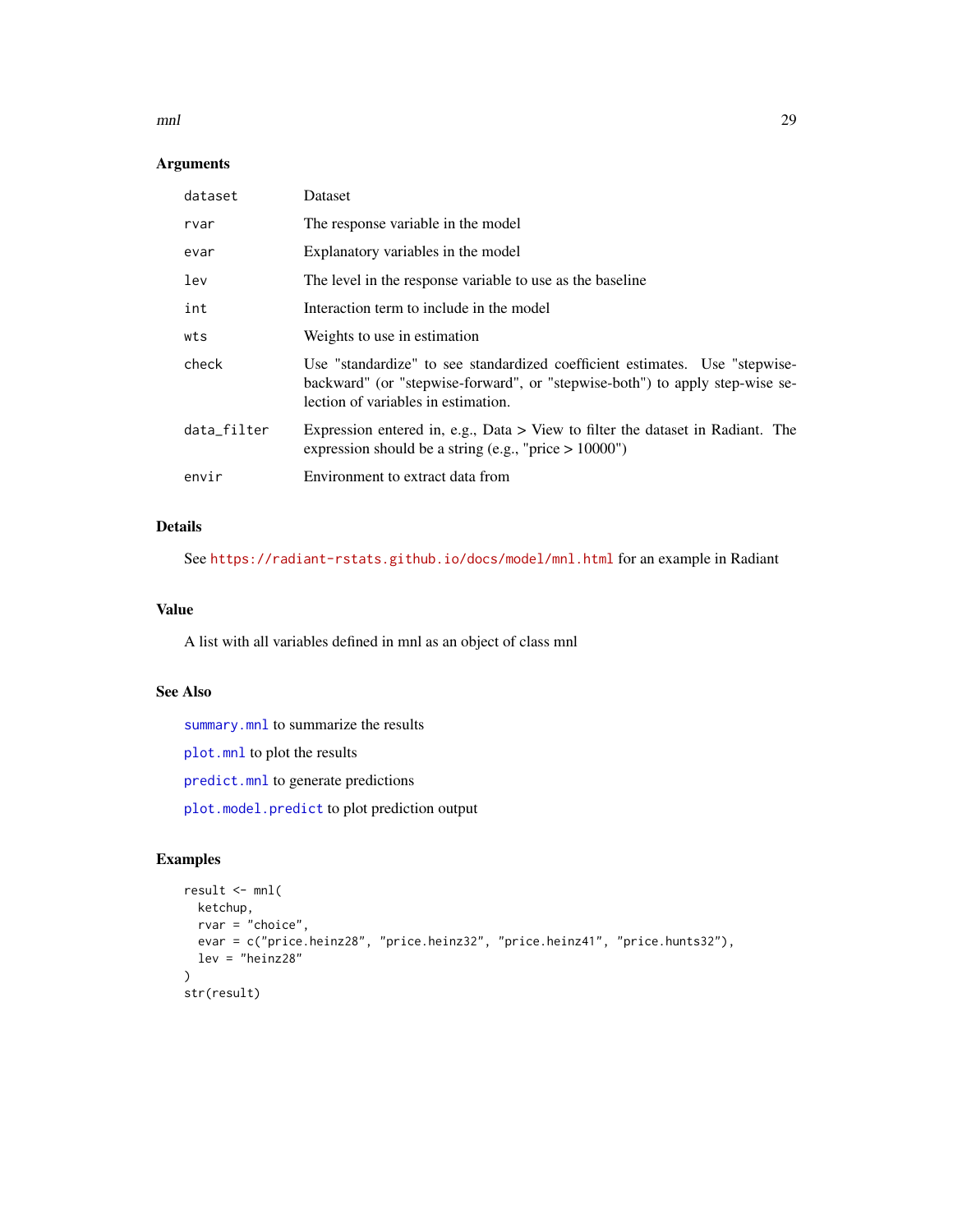### Arguments

| | |
|---|---|
| dataset | Dataset |
| rvar | The response variable in the model |
| evar | Explanatory variables in the model |
| lev | The level in the response variable to use as the baseline |
| int | Interaction term to include in the model |
| wts | Weights to use in estimation |
| check | Use "standardize" to see standardized coefficient estimates. Use "stepwise-backward" (or "stepwise-forward", or "stepwise-both") to apply step-wise selection of variables in estimation. |
| data_filter | Expression entered in, e.g., Data > View to filter the dataset in Radiant. The expression should be a string (e.g., "price > 10000") |
| envir | Environment to extract data from |

### Details

See https://radiant-rstats.github.io/docs/model/mnl.html for an example in Radiant

### Value

A list with all variables defined in mnl as an object of class mnl

### See Also

summary.mnl to summarize the results

plot.mnl to plot the results

predict.mnl to generate predictions

plot.model.predict to plot prediction output

### Examples

```
result <- mnl(
  ketchup,
  rvar = "choice",
  evar = c("price.heinz28", "price.heinz32", "price.heinz41", "price.hunts32"),
  lev = "heinz28"
)
str(result)
```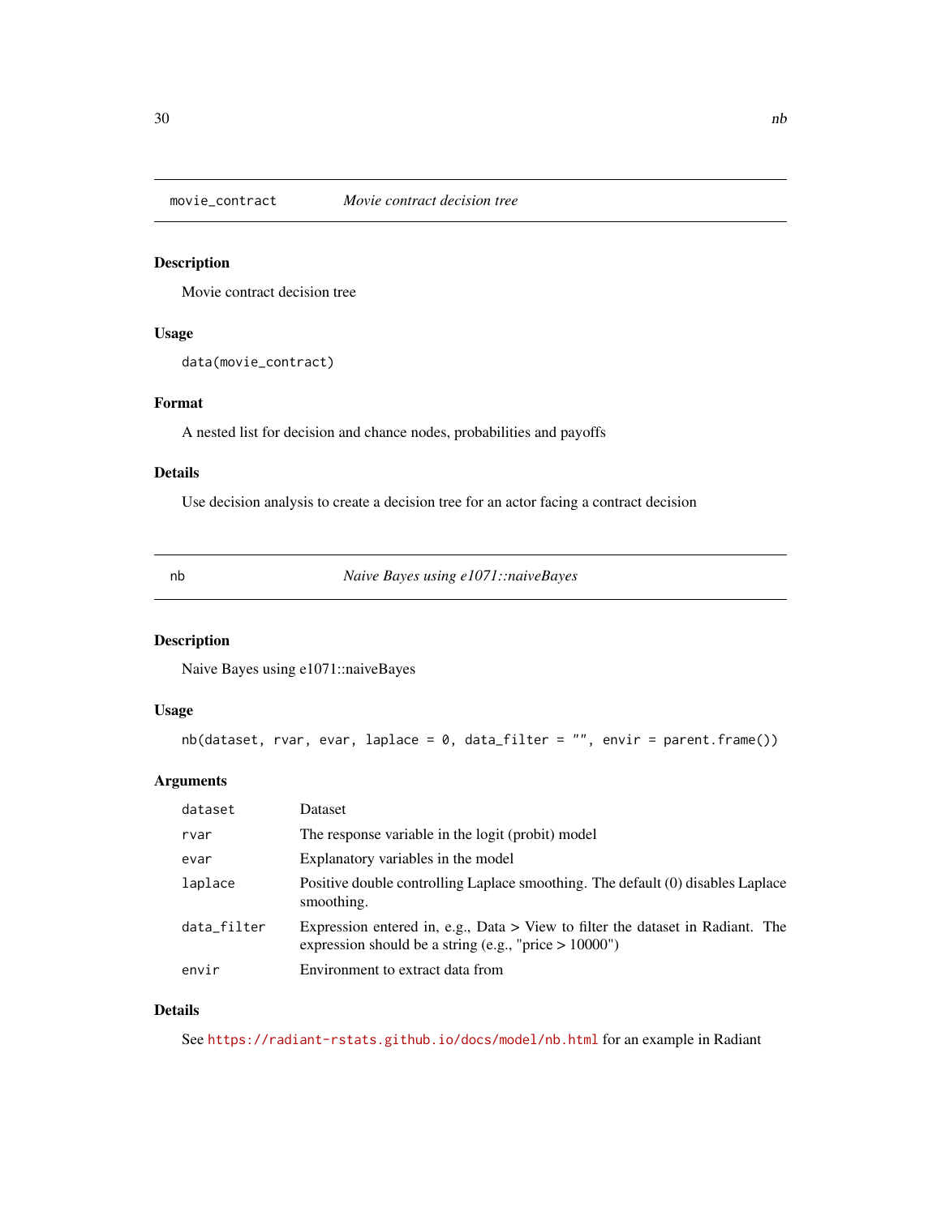## movie_contract — *Movie contract decision tree*

### Description

Movie contract decision tree

### Usage

```
data(movie_contract)
```

### Format

A nested list for decision and chance nodes, probabilities and payoffs

### Details

Use decision analysis to create a decision tree for an actor facing a contract decision

## nb — *Naive Bayes using e1071::naiveBayes*

### Description

Naive Bayes using e1071::naiveBayes

### Usage

```
nb(dataset, rvar, evar, laplace = 0, data_filter = "", envir = parent.frame())
```

### Arguments

| | |
|---|---|
| dataset | Dataset |
| rvar | The response variable in the logit (probit) model |
| evar | Explanatory variables in the model |
| laplace | Positive double controlling Laplace smoothing. The default (0) disables Laplace smoothing. |
| data_filter | Expression entered in, e.g., Data > View to filter the dataset in Radiant. The expression should be a string (e.g., "price > 10000") |
| envir | Environment to extract data from |

### Details

See https://radiant-rstats.github.io/docs/model/nb.html for an example in Radiant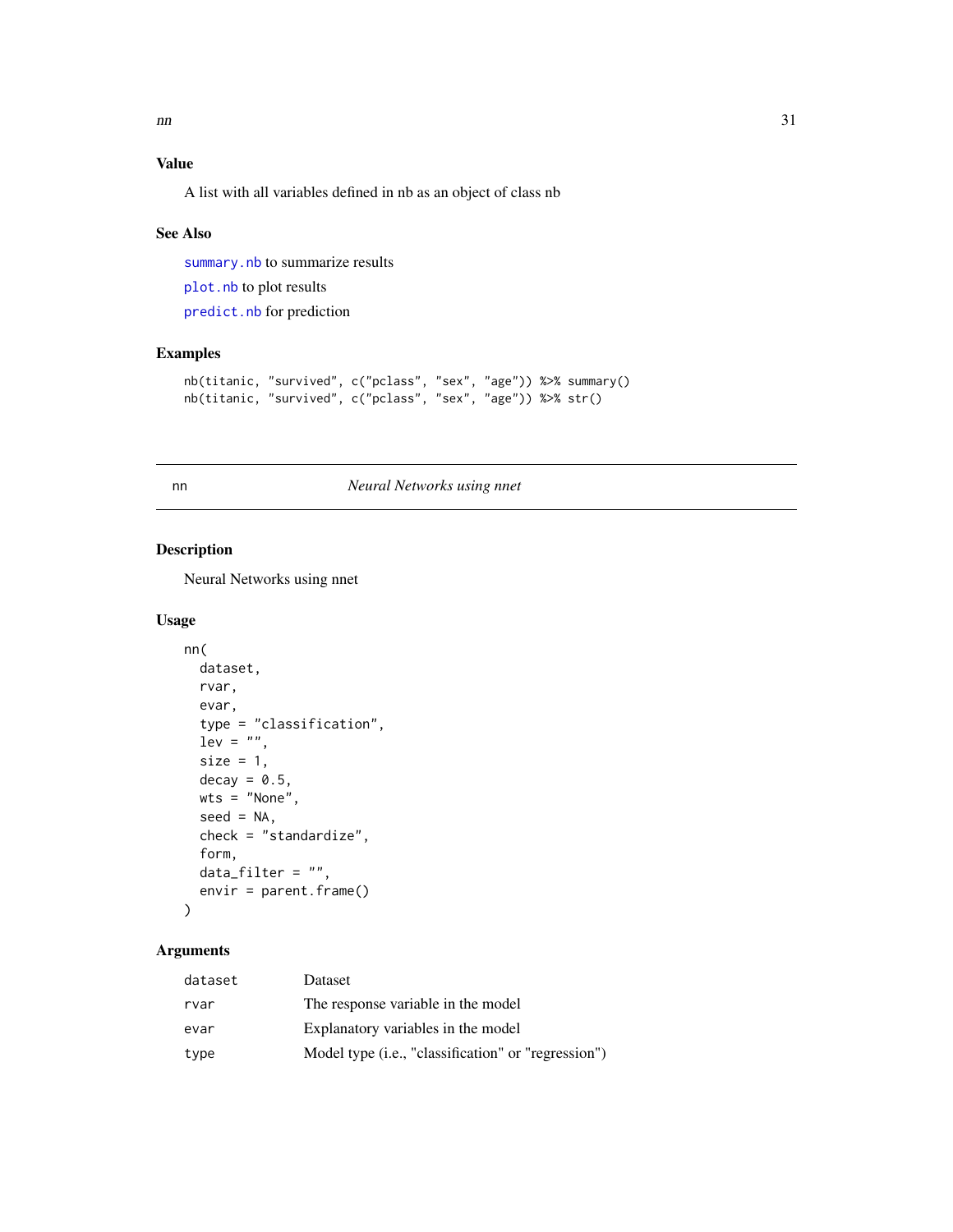### Value

A list with all variables defined in nb as an object of class nb

### See Also

`summary.nb` to summarize results

`plot.nb` to plot results

`predict.nb` for prediction

### Examples

```
nb(titanic, "survived", c("pclass", "sex", "age")) %>% summary()
nb(titanic, "survived", c("pclass", "sex", "age")) %>% str()
```

---

## nn — *Neural Networks using nnet*

### Description

Neural Networks using nnet

### Usage

```
nn(
  dataset,
  rvar,
  evar,
  type = "classification",
  lev = "",
  size = 1,
  decay = 0.5,
  wts = "None",
  seed = NA,
  check = "standardize",
  form,
  data_filter = "",
  envir = parent.frame()
)
```

### Arguments

| | |
|---|---|
| dataset | Dataset |
| rvar | The response variable in the model |
| evar | Explanatory variables in the model |
| type | Model type (i.e., "classification" or "regression") |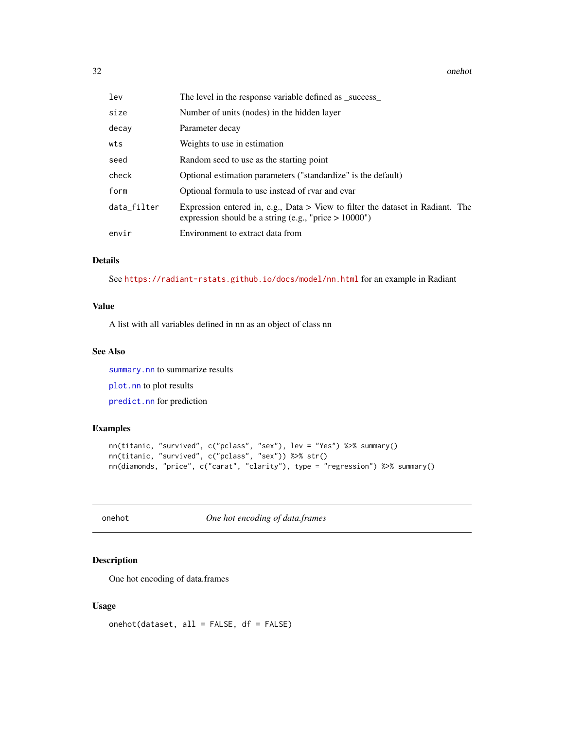| | |
|---|---|
| lev | The level in the response variable defined as _success_ |
| size | Number of units (nodes) in the hidden layer |
| decay | Parameter decay |
| wts | Weights to use in estimation |
| seed | Random seed to use as the starting point |
| check | Optional estimation parameters ("standardize" is the default) |
| form | Optional formula to use instead of rvar and evar |
| data_filter | Expression entered in, e.g., Data > View to filter the dataset in Radiant. The expression should be a string (e.g., "price > 10000") |
| envir | Environment to extract data from |

### Details

See https://radiant-rstats.github.io/docs/model/nn.html for an example in Radiant

### Value

A list with all variables defined in nn as an object of class nn

### See Also

summary.nn to summarize results

plot.nn to plot results

predict.nn for prediction

### Examples

```
nn(titanic, "survived", c("pclass", "sex"), lev = "Yes") %>% summary()
nn(titanic, "survived", c("pclass", "sex")) %>% str()
nn(diamonds, "price", c("carat", "clarity"), type = "regression") %>% summary()
```

---

## onehot — *One hot encoding of data.frames*

### Description

One hot encoding of data.frames

### Usage

```
onehot(dataset, all = FALSE, df = FALSE)
```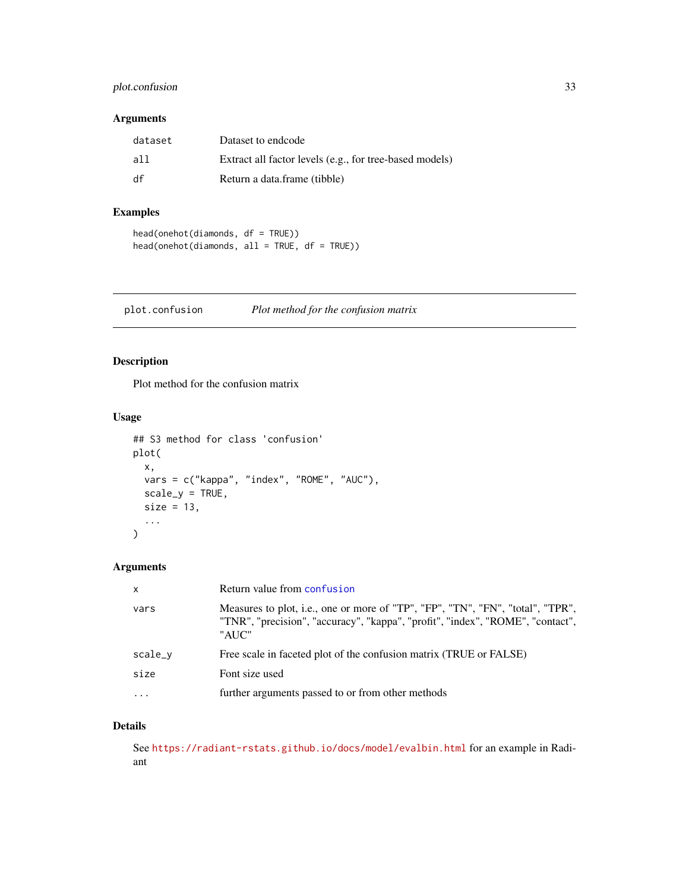### Arguments

| | |
|---|---|
| dataset | Dataset to endcode |
| all | Extract all factor levels (e.g., for tree-based models) |
| df | Return a data.frame (tibble) |

### Examples

```
head(onehot(diamonds, df = TRUE))
head(onehot(diamonds, all = TRUE, df = TRUE))
```

---

## plot.confusion *Plot method for the confusion matrix*

---

### Description

Plot method for the confusion matrix

### Usage

```
## S3 method for class 'confusion'
plot(
  x,
  vars = c("kappa", "index", "ROME", "AUC"),
  scale_y = TRUE,
  size = 13,
  ...
)
```

### Arguments

| | |
|---|---|
| x | Return value from confusion |
| vars | Measures to plot, i.e., one or more of "TP", "FP", "TN", "FN", "total", "TPR", "TNR", "precision", "accuracy", "kappa", "profit", "index", "ROME", "contact", "AUC" |
| scale_y | Free scale in faceted plot of the confusion matrix (TRUE or FALSE) |
| size | Font size used |
| ... | further arguments passed to or from other methods |

### Details

See https://radiant-rstats.github.io/docs/model/evalbin.html for an example in Radiant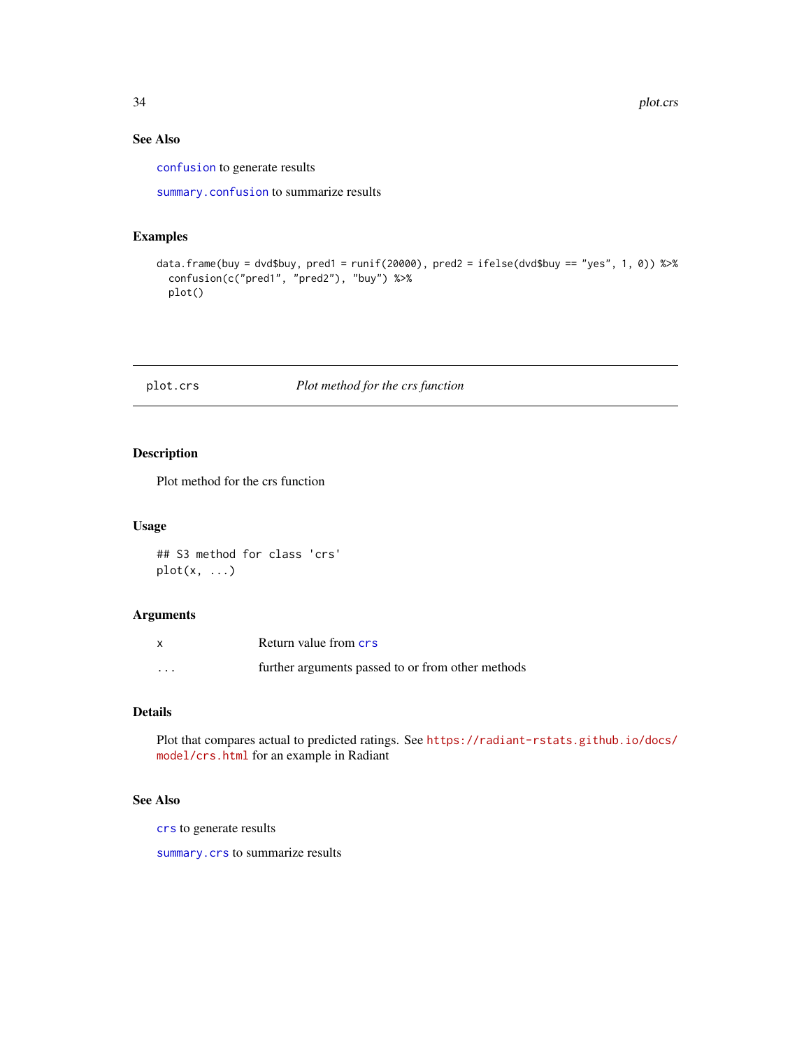### See Also

`confusion` to generate results

`summary.confusion` to summarize results

### Examples

```
data.frame(buy = dvd$buy, pred1 = runif(20000), pred2 = ifelse(dvd$buy == "yes", 1, 0)) %>%
  confusion(c("pred1", "pred2"), "buy") %>%
  plot()
```

---

## plot.crs *Plot method for the crs function*

---

### Description

Plot method for the crs function

### Usage

```
## S3 method for class 'crs'
plot(x, ...)
```

### Arguments

| | |
|---|---|
| x | Return value from `crs` |
| ... | further arguments passed to or from other methods |

### Details

Plot that compares actual to predicted ratings. See https://radiant-rstats.github.io/docs/model/crs.html for an example in Radiant

### See Also

`crs` to generate results

`summary.crs` to summarize results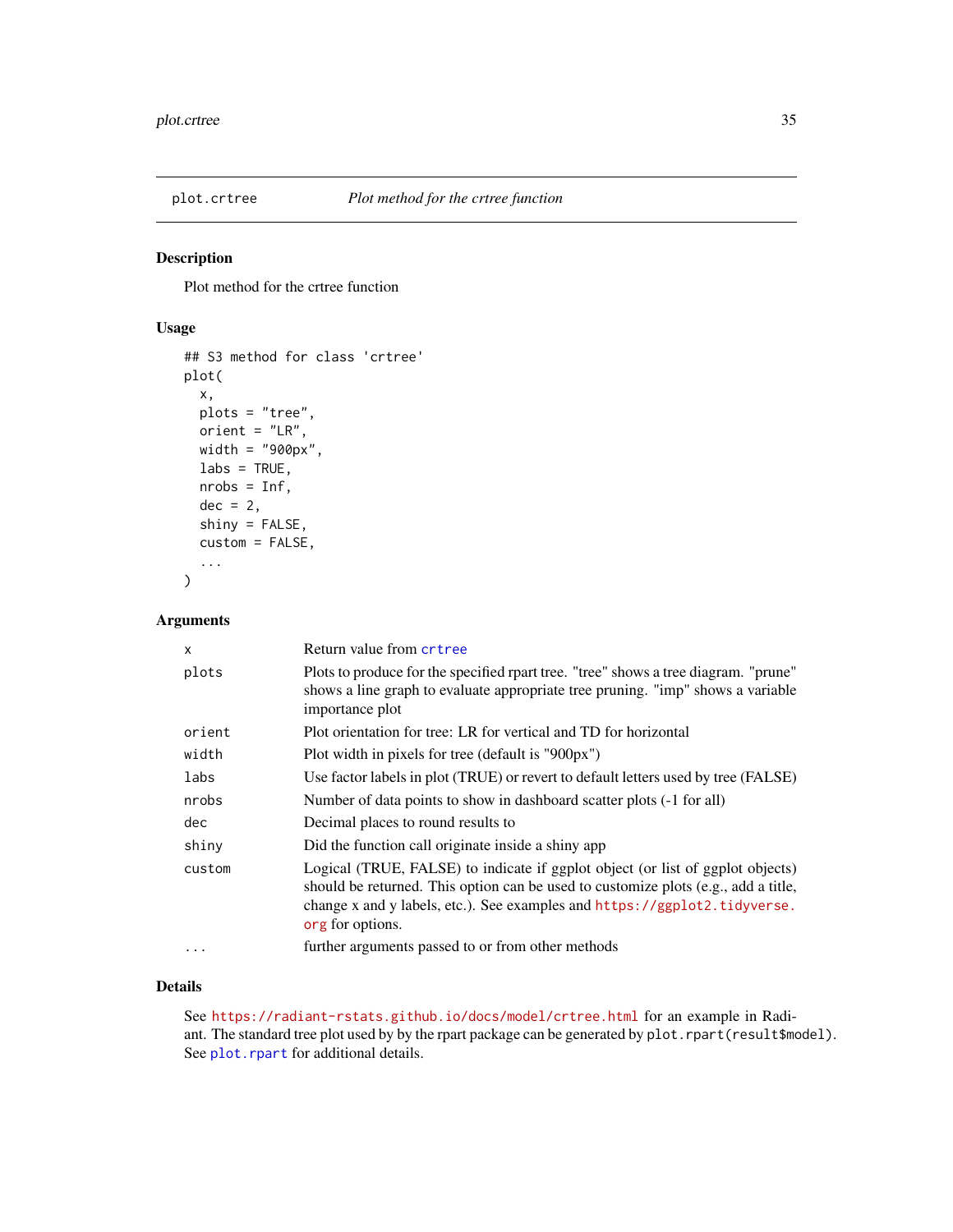# plot.crtree — *Plot method for the crtree function*

## Description

Plot method for the crtree function

## Usage

```
## S3 method for class 'crtree'
plot(
  x,
  plots = "tree",
  orient = "LR",
  width = "900px",
  labs = TRUE,
  nrobs = Inf,
  dec = 2,
  shiny = FALSE,
  custom = FALSE,
  ...
)
```

## Arguments

| | |
|---|---|
| `x` | Return value from crtree |
| `plots` | Plots to produce for the specified rpart tree. "tree" shows a tree diagram. "prune" shows a line graph to evaluate appropriate tree pruning. "imp" shows a variable importance plot |
| `orient` | Plot orientation for tree: LR for vertical and TD for horizontal |
| `width` | Plot width in pixels for tree (default is "900px") |
| `labs` | Use factor labels in plot (TRUE) or revert to default letters used by tree (FALSE) |
| `nrobs` | Number of data points to show in dashboard scatter plots (-1 for all) |
| `dec` | Decimal places to round results to |
| `shiny` | Did the function call originate inside a shiny app |
| `custom` | Logical (TRUE, FALSE) to indicate if ggplot object (or list of ggplot objects) should be returned. This option can be used to customize plots (e.g., add a title, change x and y labels, etc.). See examples and https://ggplot2.tidyverse.org for options. |
| `...` | further arguments passed to or from other methods |

## Details

See https://radiant-rstats.github.io/docs/model/crtree.html for an example in Radiant. The standard tree plot used by by the rpart package can be generated by `plot.rpart(result$model)`. See plot.rpart for additional details.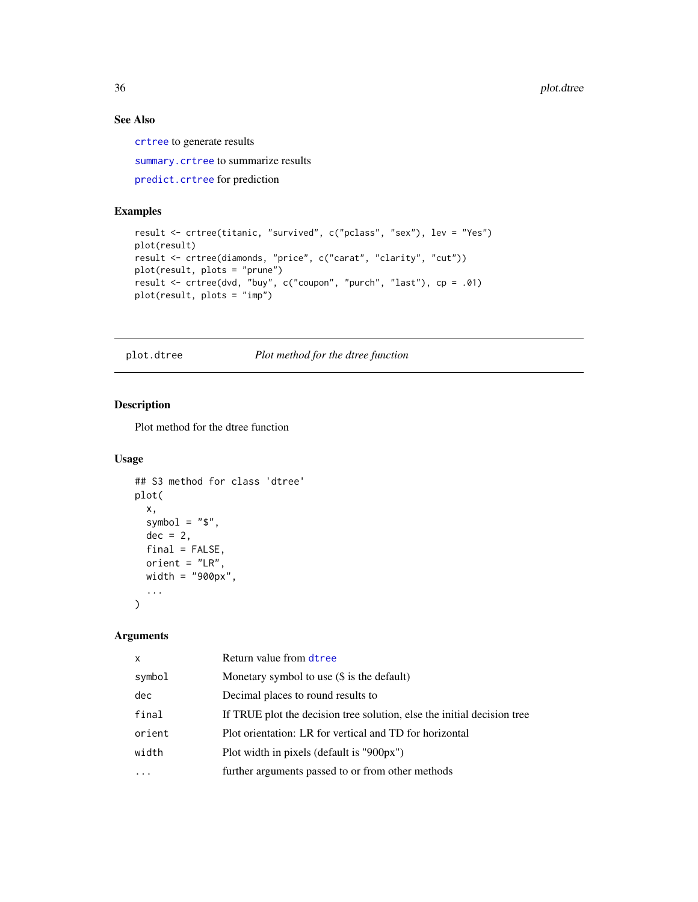### See Also

`crtree` to generate results

`summary.crtree` to summarize results

`predict.crtree` for prediction

### Examples

```
result <- crtree(titanic, "survived", c("pclass", "sex"), lev = "Yes")
plot(result)
result <- crtree(diamonds, "price", c("carat", "clarity", "cut"))
plot(result, plots = "prune")
result <- crtree(dvd, "buy", c("coupon", "purch", "last"), cp = .01)
plot(result, plots = "imp")
```

---

## plot.dtree — *Plot method for the dtree function*

---

### Description

Plot method for the dtree function

### Usage

```
## S3 method for class 'dtree'
plot(
  x,
  symbol = "$",
  dec = 2,
  final = FALSE,
  orient = "LR",
  width = "900px",
  ...
)
```

### Arguments

| | |
|---|---|
| `x` | Return value from `dtree` |
| `symbol` | Monetary symbol to use ($ is the default) |
| `dec` | Decimal places to round results to |
| `final` | If TRUE plot the decision tree solution, else the initial decision tree |
| `orient` | Plot orientation: LR for vertical and TD for horizontal |
| `width` | Plot width in pixels (default is "900px") |
| `...` | further arguments passed to or from other methods |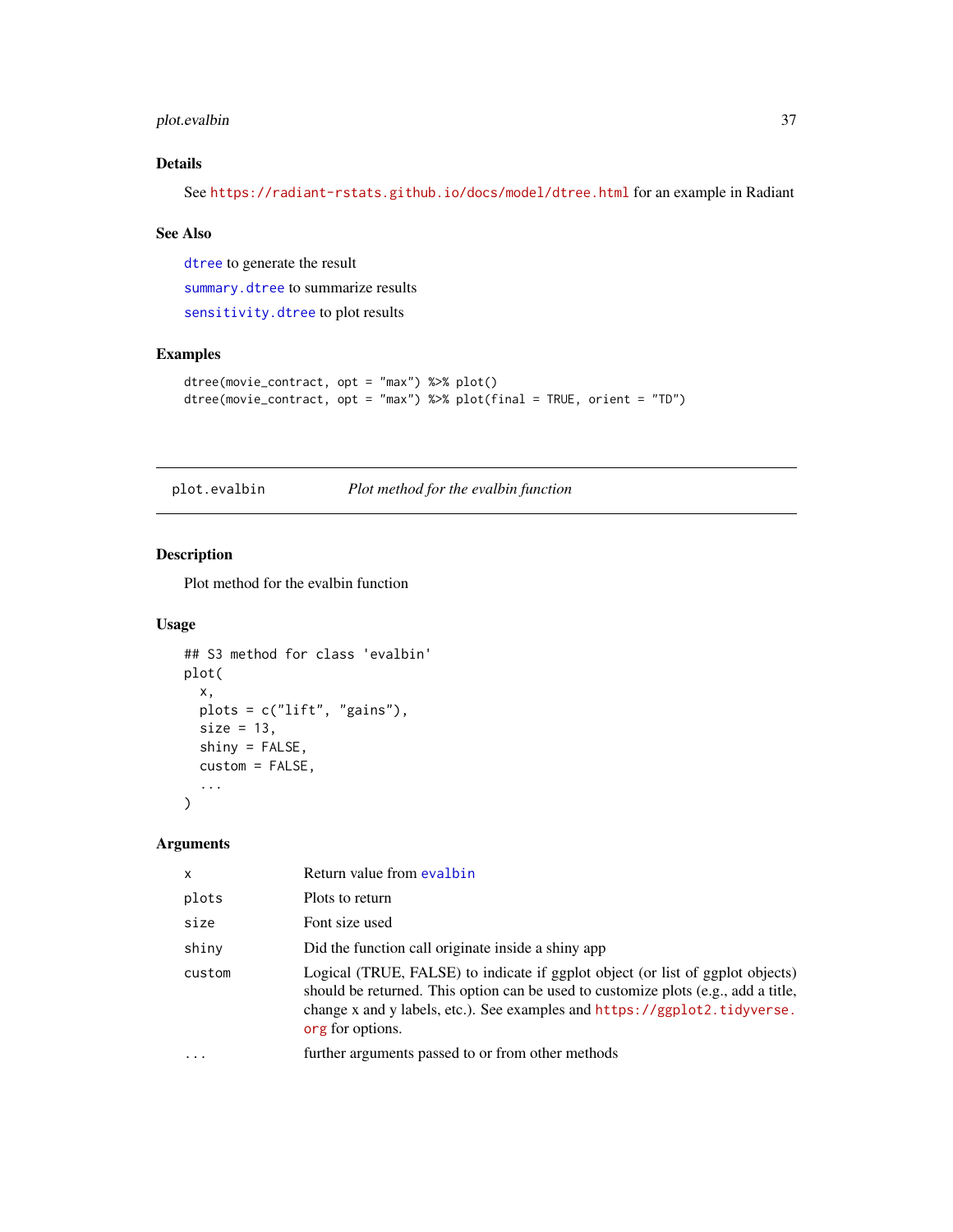## Details

See https://radiant-rstats.github.io/docs/model/dtree.html for an example in Radiant

## See Also

`dtree` to generate the result

`summary.dtree` to summarize results

`sensitivity.dtree` to plot results

## Examples

```
dtree(movie_contract, opt = "max") %>% plot()
dtree(movie_contract, opt = "max") %>% plot(final = TRUE, orient = "TD")
```

---

# plot.evalbin *Plot method for the evalbin function*

## Description

Plot method for the evalbin function

## Usage

```
## S3 method for class 'evalbin'
plot(
  x,
  plots = c("lift", "gains"),
  size = 13,
  shiny = FALSE,
  custom = FALSE,
  ...
)
```

## Arguments

| | |
|---|---|
| `x` | Return value from `evalbin` |
| `plots` | Plots to return |
| `size` | Font size used |
| `shiny` | Did the function call originate inside a shiny app |
| `custom` | Logical (TRUE, FALSE) to indicate if ggplot object (or list of ggplot objects) should be returned. This option can be used to customize plots (e.g., add a title, change x and y labels, etc.). See examples and https://ggplot2.tidyverse.org for options. |
| `...` | further arguments passed to or from other methods |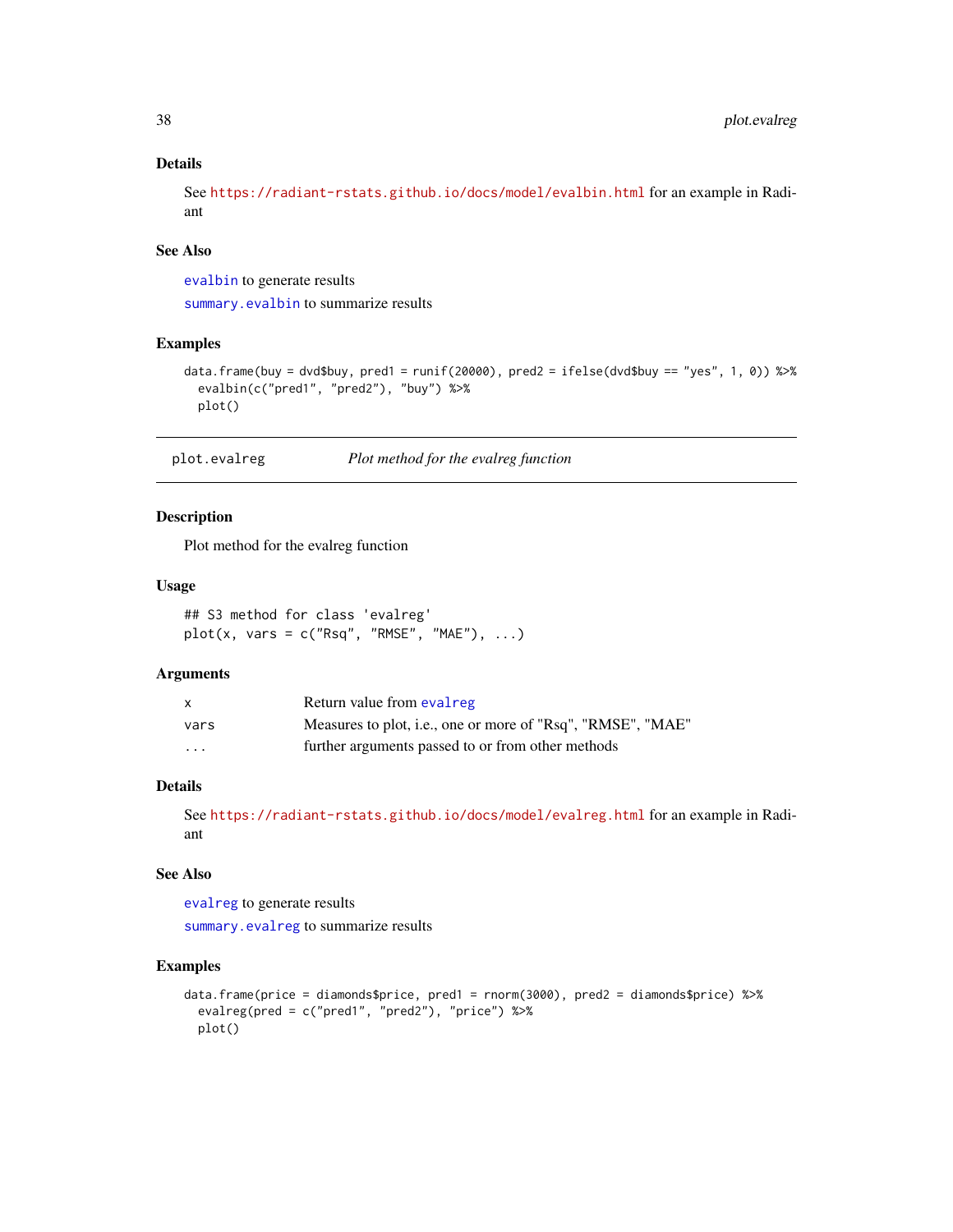### Details

See https://radiant-rstats.github.io/docs/model/evalbin.html for an example in Radiant

### See Also

`evalbin` to generate results

`summary.evalbin` to summarize results

### Examples

```
data.frame(buy = dvd$buy, pred1 = runif(20000), pred2 = ifelse(dvd$buy == "yes", 1, 0)) %>%
  evalbin(c("pred1", "pred2"), "buy") %>%
  plot()
```

---

## plot.evalreg — *Plot method for the evalreg function*

### Description

Plot method for the evalreg function

### Usage

```
## S3 method for class 'evalreg'
plot(x, vars = c("Rsq", "RMSE", "MAE"), ...)
```

### Arguments

| | |
|---|---|
| x | Return value from `evalreg` |
| vars | Measures to plot, i.e., one or more of "Rsq", "RMSE", "MAE" |
| ... | further arguments passed to or from other methods |

### Details

See https://radiant-rstats.github.io/docs/model/evalreg.html for an example in Radiant

### See Also

`evalreg` to generate results

`summary.evalreg` to summarize results

### Examples

```
data.frame(price = diamonds$price, pred1 = rnorm(3000), pred2 = diamonds$price) %>%
  evalreg(pred = c("pred1", "pred2"), "price") %>%
  plot()
```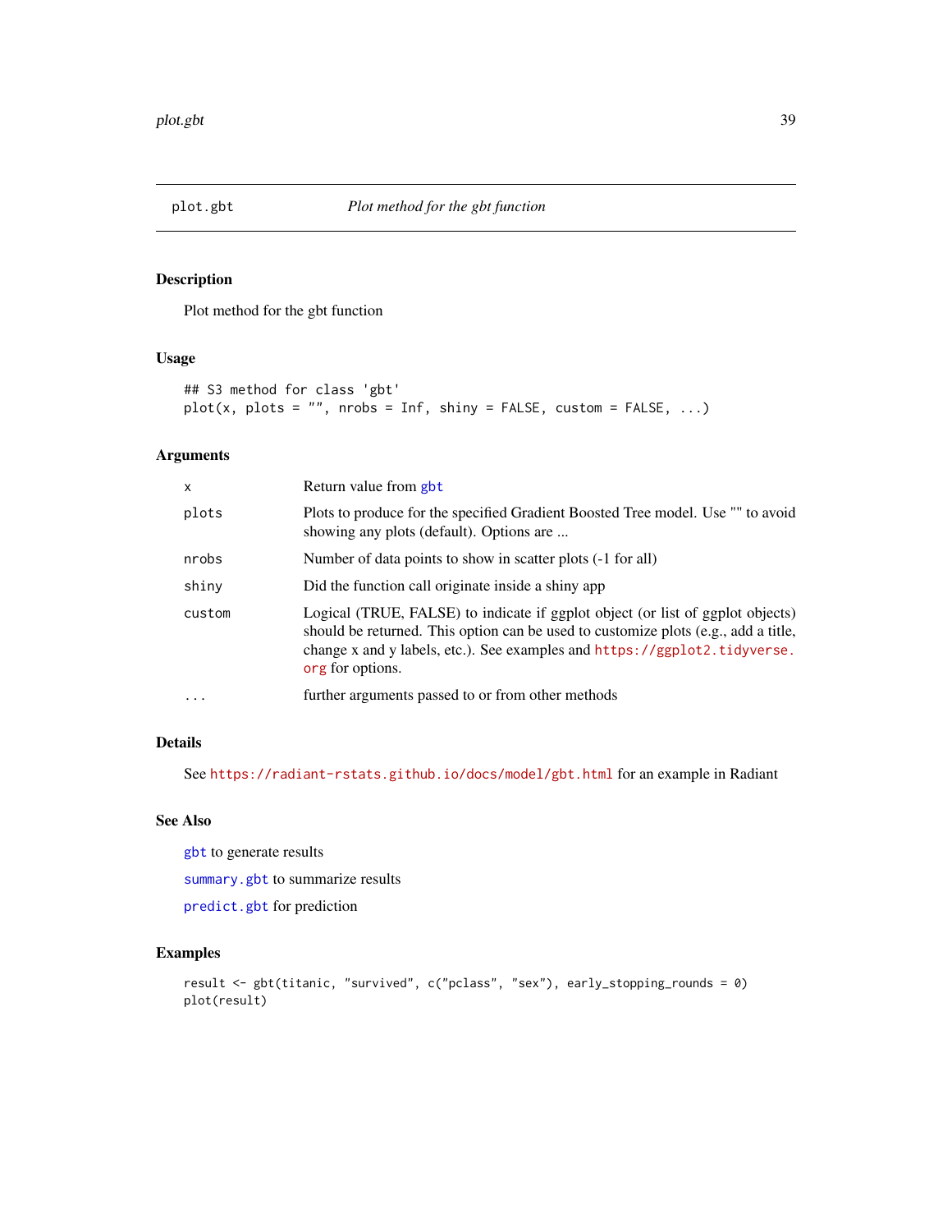# plot.gbt — *Plot method for the gbt function*

## Description

Plot method for the gbt function

## Usage

```
## S3 method for class 'gbt'
plot(x, plots = "", nrobs = Inf, shiny = FALSE, custom = FALSE, ...)
```

## Arguments

| | |
|---|---|
| `x` | Return value from `gbt` |
| `plots` | Plots to produce for the specified Gradient Boosted Tree model. Use "" to avoid showing any plots (default). Options are ... |
| `nrobs` | Number of data points to show in scatter plots (-1 for all) |
| `shiny` | Did the function call originate inside a shiny app |
| `custom` | Logical (TRUE, FALSE) to indicate if ggplot object (or list of ggplot objects) should be returned. This option can be used to customize plots (e.g., add a title, change x and y labels, etc.). See examples and `https://ggplot2.tidyverse.org` for options. |
| `...` | further arguments passed to or from other methods |

## Details

See `https://radiant-rstats.github.io/docs/model/gbt.html` for an example in Radiant

## See Also

`gbt` to generate results

`summary.gbt` to summarize results

`predict.gbt` for prediction

## Examples

```
result <- gbt(titanic, "survived", c("pclass", "sex"), early_stopping_rounds = 0)
plot(result)
```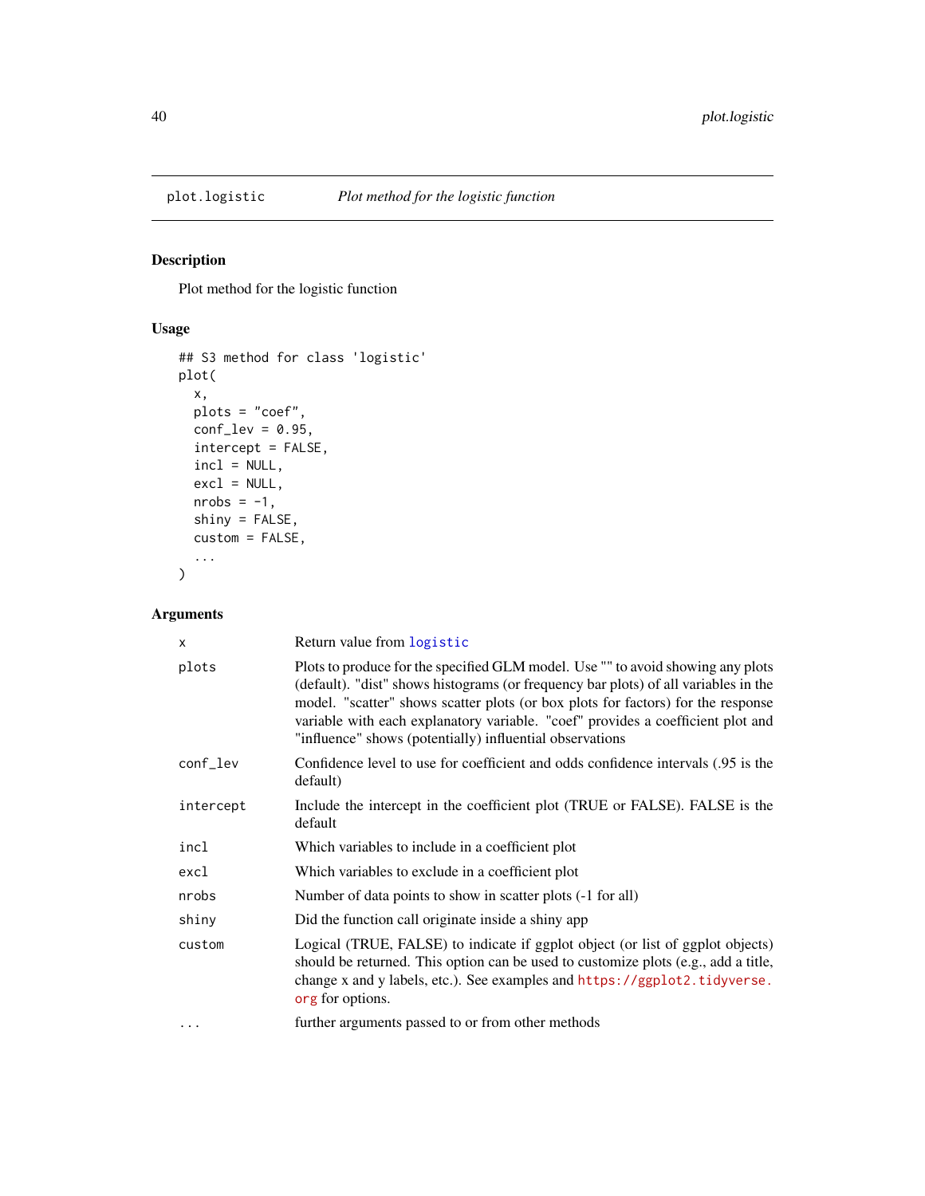## plot.logistic &nbsp;&nbsp;&nbsp; *Plot method for the logistic function*

### Description

Plot method for the logistic function

### Usage

```
## S3 method for class 'logistic'
plot(
  x,
  plots = "coef",
  conf_lev = 0.95,
  intercept = FALSE,
  incl = NULL,
  excl = NULL,
  nrobs = -1,
  shiny = FALSE,
  custom = FALSE,
  ...
)
```

### Arguments

| | |
|---|---|
| `x` | Return value from `logistic` |
| `plots` | Plots to produce for the specified GLM model. Use "" to avoid showing any plots (default). "dist" shows histograms (or frequency bar plots) of all variables in the model. "scatter" shows scatter plots (or box plots for factors) for the response variable with each explanatory variable. "coef" provides a coefficient plot and "influence" shows (potentially) influential observations |
| `conf_lev` | Confidence level to use for coefficient and odds confidence intervals (.95 is the default) |
| `intercept` | Include the intercept in the coefficient plot (TRUE or FALSE). FALSE is the default |
| `incl` | Which variables to include in a coefficient plot |
| `excl` | Which variables to exclude in a coefficient plot |
| `nrobs` | Number of data points to show in scatter plots (-1 for all) |
| `shiny` | Did the function call originate inside a shiny app |
| `custom` | Logical (TRUE, FALSE) to indicate if ggplot object (or list of ggplot objects) should be returned. This option can be used to customize plots (e.g., add a title, change x and y labels, etc.). See examples and https://ggplot2.tidyverse.org for options. |
| `...` | further arguments passed to or from other methods |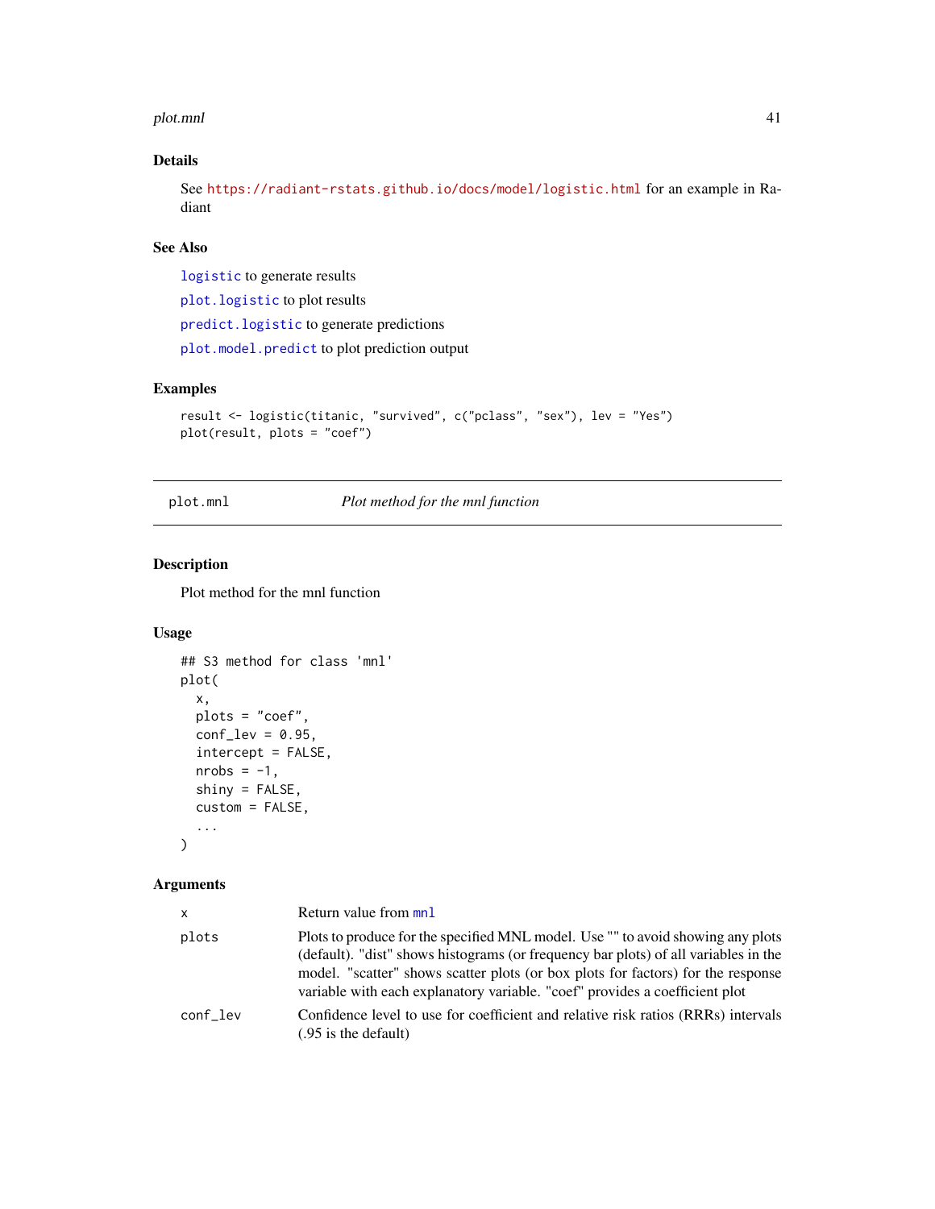### Details

See https://radiant-rstats.github.io/docs/model/logistic.html for an example in Radiant

### See Also

logistic to generate results

plot.logistic to plot results

predict.logistic to generate predictions

plot.model.predict to plot prediction output

### Examples

```
result <- logistic(titanic, "survived", c("pclass", "sex"), lev = "Yes")
plot(result, plots = "coef")
```

---

## plot.mnl    *Plot method for the mnl function*

---

### Description

Plot method for the mnl function

### Usage

```
## S3 method for class 'mnl'
plot(
  x,
  plots = "coef",
  conf_lev = 0.95,
  intercept = FALSE,
  nrobs = -1,
  shiny = FALSE,
  custom = FALSE,
  ...
)
```

### Arguments

| | |
|---|---|
| x | Return value from mnl |
| plots | Plots to produce for the specified MNL model. Use "" to avoid showing any plots (default). "dist" shows histograms (or frequency bar plots) of all variables in the model. "scatter" shows scatter plots (or box plots for factors) for the response variable with each explanatory variable. "coef" provides a coefficient plot |
| conf_lev | Confidence level to use for coefficient and relative risk ratios (RRRs) intervals (.95 is the default) |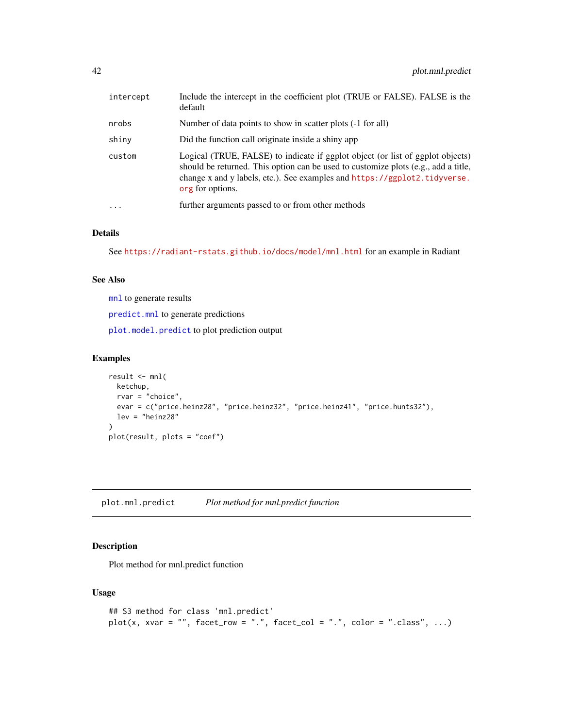| | |
|---|---|
| intercept | Include the intercept in the coefficient plot (TRUE or FALSE). FALSE is the default |
| nrobs | Number of data points to show in scatter plots (-1 for all) |
| shiny | Did the function call originate inside a shiny app |
| custom | Logical (TRUE, FALSE) to indicate if ggplot object (or list of ggplot objects) should be returned. This option can be used to customize plots (e.g., add a title, change x and y labels, etc.). See examples and https://ggplot2.tidyverse.org for options. |
| ... | further arguments passed to or from other methods |

### Details

See https://radiant-rstats.github.io/docs/model/mnl.html for an example in Radiant

### See Also

mnl to generate results

predict.mnl to generate predictions

plot.model.predict to plot prediction output

### Examples

```
result <- mnl(
  ketchup,
  rvar = "choice",
  evar = c("price.heinz28", "price.heinz32", "price.heinz41", "price.hunts32"),
  lev = "heinz28"
)
plot(result, plots = "coef")
```

---

## plot.mnl.predict &nbsp;&nbsp;&nbsp; *Plot method for mnl.predict function*

---

### Description

Plot method for mnl.predict function

### Usage

```
## S3 method for class 'mnl.predict'
plot(x, xvar = "", facet_row = ".", facet_col = ".", color = ".class", ...)
```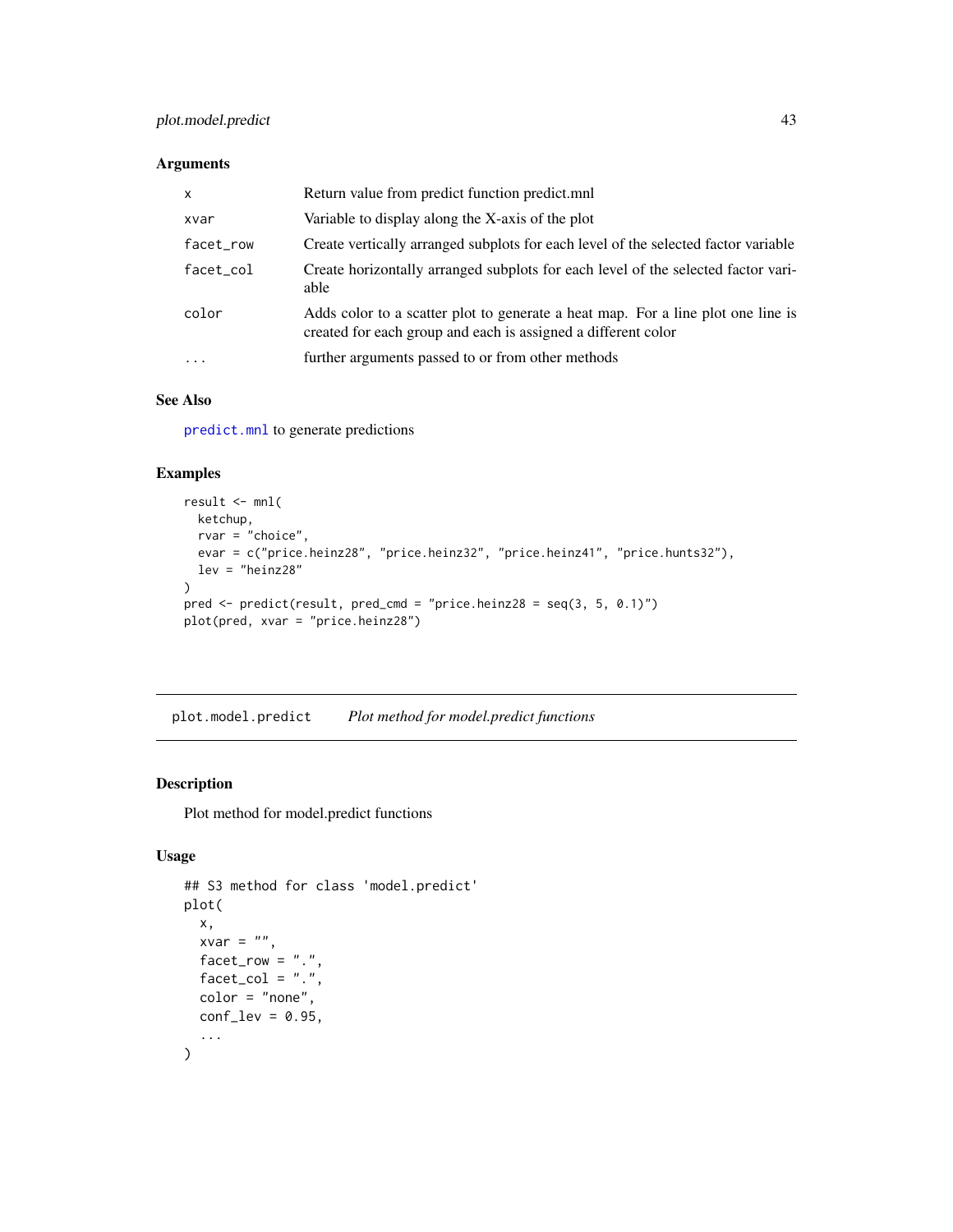### Arguments

| | |
|---|---|
| x | Return value from predict function predict.mnl |
| xvar | Variable to display along the X-axis of the plot |
| facet_row | Create vertically arranged subplots for each level of the selected factor variable |
| facet_col | Create horizontally arranged subplots for each level of the selected factor variable |
| color | Adds color to a scatter plot to generate a heat map. For a line plot one line is created for each group and each is assigned a different color |
| ... | further arguments passed to or from other methods |

### See Also

predict.mnl to generate predictions

### Examples

```
result <- mnl(
  ketchup,
  rvar = "choice",
  evar = c("price.heinz28", "price.heinz32", "price.heinz41", "price.hunts32"),
  lev = "heinz28"
)
pred <- predict(result, pred_cmd = "price.heinz28 = seq(3, 5, 0.1)")
plot(pred, xvar = "price.heinz28")
```

---

## plot.model.predict    *Plot method for model.predict functions*

---

### Description

Plot method for model.predict functions

### Usage

```
## S3 method for class 'model.predict'
plot(
  x,
  xvar = "",
  facet_row = ".",
  facet_col = ".",
  color = "none",
  conf_lev = 0.95,
  ...
)
```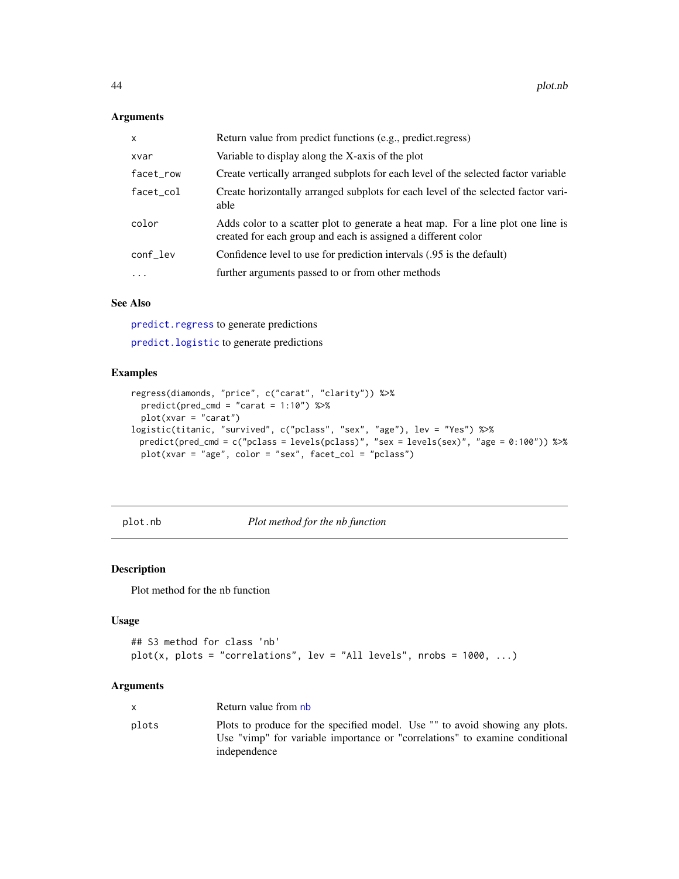### Arguments

| | |
|---|---|
| `x` | Return value from predict functions (e.g., predict.regress) |
| `xvar` | Variable to display along the X-axis of the plot |
| `facet_row` | Create vertically arranged subplots for each level of the selected factor variable |
| `facet_col` | Create horizontally arranged subplots for each level of the selected factor variable |
| `color` | Adds color to a scatter plot to generate a heat map. For a line plot one line is created for each group and each is assigned a different color |
| `conf_lev` | Confidence level to use for prediction intervals (.95 is the default) |
| `...` | further arguments passed to or from other methods |

### See Also

`predict.regress` to generate predictions

`predict.logistic` to generate predictions

### Examples

```
regress(diamonds, "price", c("carat", "clarity")) %>%
  predict(pred_cmd = "carat = 1:10") %>%
  plot(xvar = "carat")
logistic(titanic, "survived", c("pclass", "sex", "age"), lev = "Yes") %>%
 predict(pred_cmd = c("pclass = levels(pclass)", "sex = levels(sex)", "age = 0:100")) %>%
  plot(xvar = "age", color = "sex", facet_col = "pclass")
```

---

## plot.nb &nbsp;&nbsp;&nbsp;&nbsp; *Plot method for the nb function*

### Description

Plot method for the nb function

### Usage

```
## S3 method for class 'nb'
plot(x, plots = "correlations", lev = "All levels", nrobs = 1000, ...)
```

### Arguments

| | |
|---|---|
| `x` | Return value from `nb` |
| `plots` | Plots to produce for the specified model. Use "" to avoid showing any plots. Use "vimp" for variable importance or "correlations" to examine conditional independence |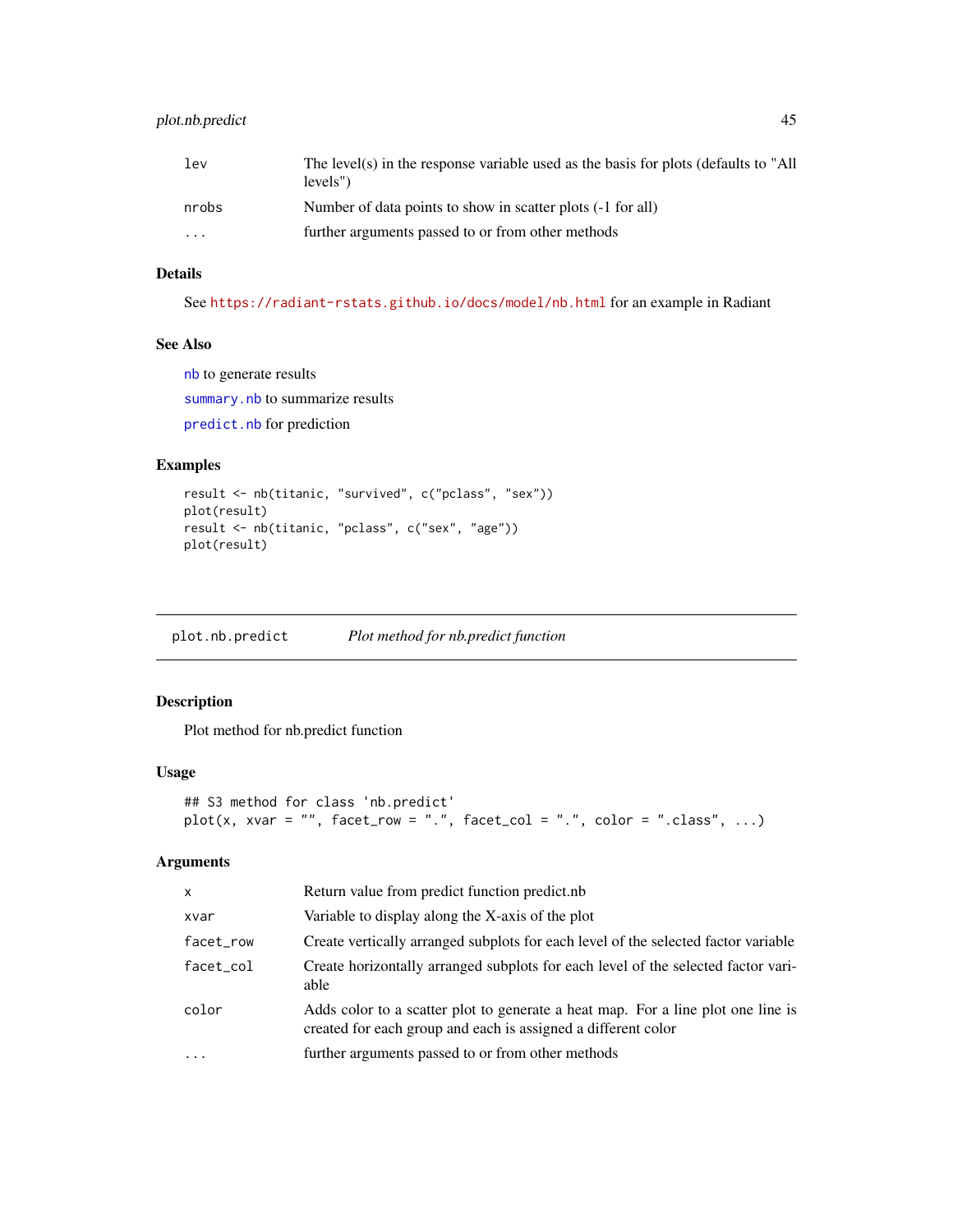| | |
|---|---|
| lev | The level(s) in the response variable used as the basis for plots (defaults to "All levels") |
| nrobs | Number of data points to show in scatter plots (-1 for all) |
| ... | further arguments passed to or from other methods |

### Details

See https://radiant-rstats.github.io/docs/model/nb.html for an example in Radiant

### See Also

nb to generate results

summary.nb to summarize results

predict.nb for prediction

### Examples

```
result <- nb(titanic, "survived", c("pclass", "sex"))
plot(result)
result <- nb(titanic, "pclass", c("sex", "age"))
plot(result)
```

---

## plot.nb.predict    *Plot method for nb.predict function*

### Description

Plot method for nb.predict function

### Usage

```
## S3 method for class 'nb.predict'
plot(x, xvar = "", facet_row = ".", facet_col = ".", color = ".class", ...)
```

### Arguments

| | |
|---|---|
| x | Return value from predict function predict.nb |
| xvar | Variable to display along the X-axis of the plot |
| facet_row | Create vertically arranged subplots for each level of the selected factor variable |
| facet_col | Create horizontally arranged subplots for each level of the selected factor variable |
| color | Adds color to a scatter plot to generate a heat map. For a line plot one line is created for each group and each is assigned a different color |
| ... | further arguments passed to or from other methods |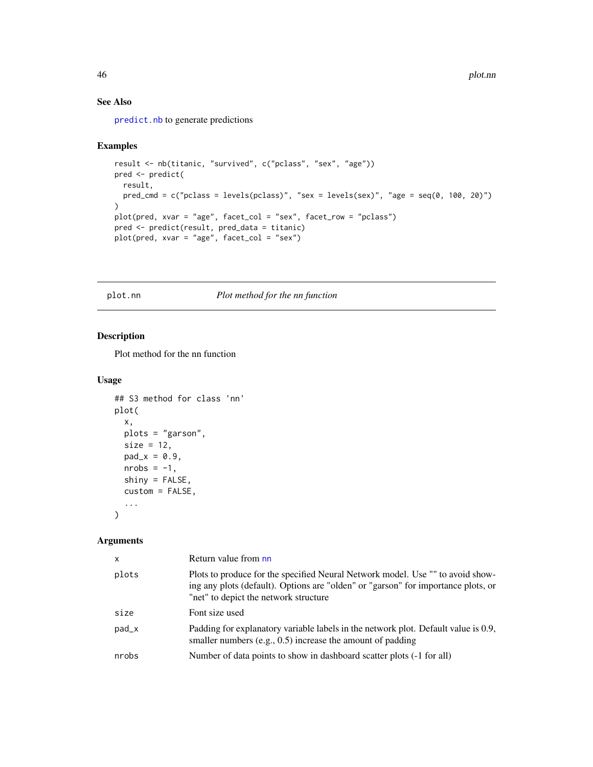## See Also

`predict.nb` to generate predictions

## Examples

```
result <- nb(titanic, "survived", c("pclass", "sex", "age"))
pred <- predict(
  result,
  pred_cmd = c("pclass = levels(pclass)", "sex = levels(sex)", "age = seq(0, 100, 20)")
)
plot(pred, xvar = "age", facet_col = "sex", facet_row = "pclass")
pred <- predict(result, pred_data = titanic)
plot(pred, xvar = "age", facet_col = "sex")
```

---

# plot.nn    *Plot method for the nn function*

## Description

Plot method for the nn function

## Usage

```
## S3 method for class 'nn'
plot(
  x,
  plots = "garson",
  size = 12,
  pad_x = 0.9,
  nrobs = -1,
  shiny = FALSE,
  custom = FALSE,
  ...
)
```

## Arguments

| | |
|---|---|
| x | Return value from `nn` |
| plots | Plots to produce for the specified Neural Network model. Use "" to avoid showing any plots (default). Options are "olden" or "garson" for importance plots, or "net" to depict the network structure |
| size | Font size used |
| pad_x | Padding for explanatory variable labels in the network plot. Default value is 0.9, smaller numbers (e.g., 0.5) increase the amount of padding |
| nrobs | Number of data points to show in dashboard scatter plots (-1 for all) |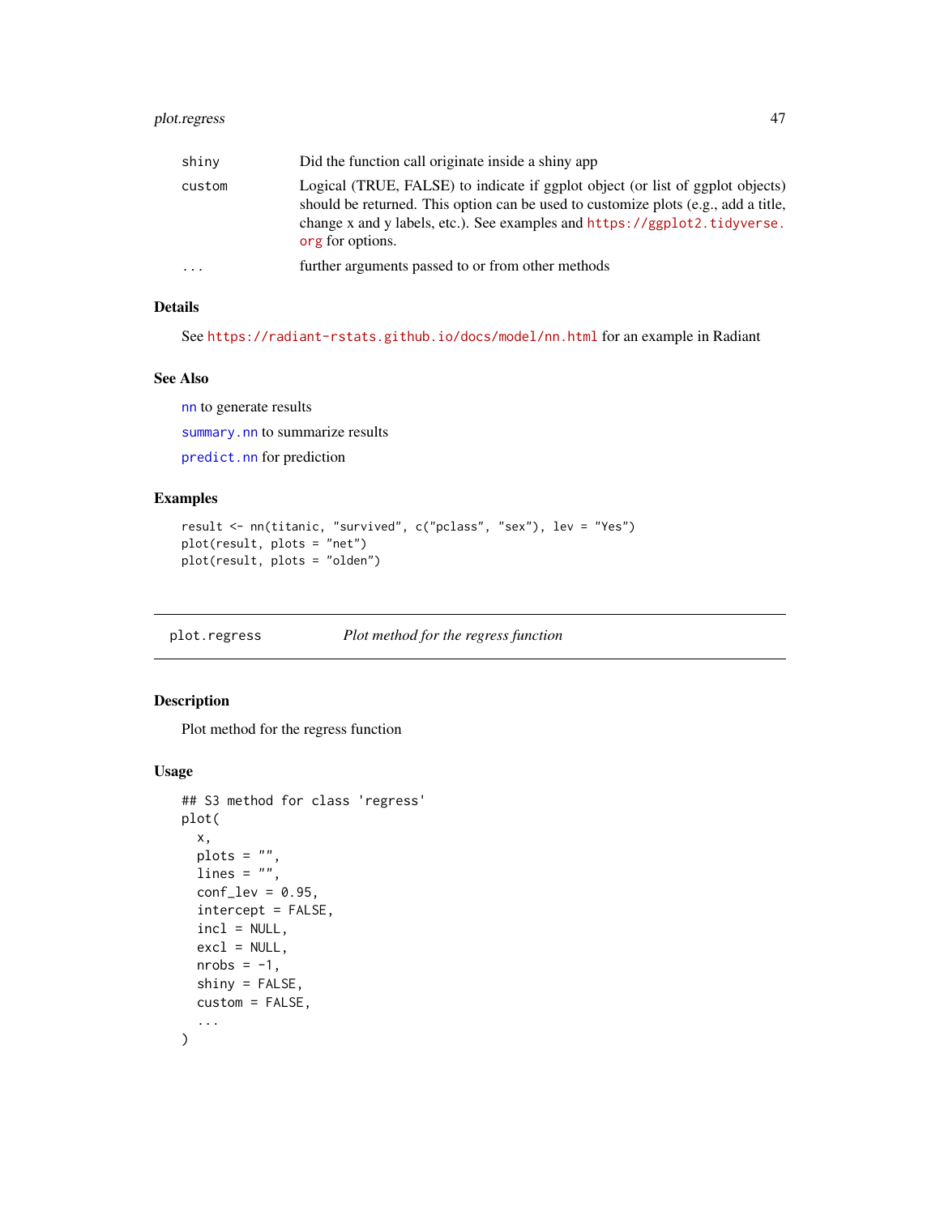| | |
|---|---|
| shiny | Did the function call originate inside a shiny app |
| custom | Logical (TRUE, FALSE) to indicate if ggplot object (or list of ggplot objects) should be returned. This option can be used to customize plots (e.g., add a title, change x and y labels, etc.). See examples and https://ggplot2.tidyverse.org for options. |
| ... | further arguments passed to or from other methods |

### Details

See https://radiant-rstats.github.io/docs/model/nn.html for an example in Radiant

### See Also

nn to generate results

summary.nn to summarize results

predict.nn for prediction

### Examples

```
result <- nn(titanic, "survived", c("pclass", "sex"), lev = "Yes")
plot(result, plots = "net")
plot(result, plots = "olden")
```

---

## plot.regress *Plot method for the regress function*

### Description

Plot method for the regress function

### Usage

```
## S3 method for class 'regress'
plot(
  x,
  plots = "",
  lines = "",
  conf_lev = 0.95,
  intercept = FALSE,
  incl = NULL,
  excl = NULL,
  nrobs = -1,
  shiny = FALSE,
  custom = FALSE,
  ...
)
```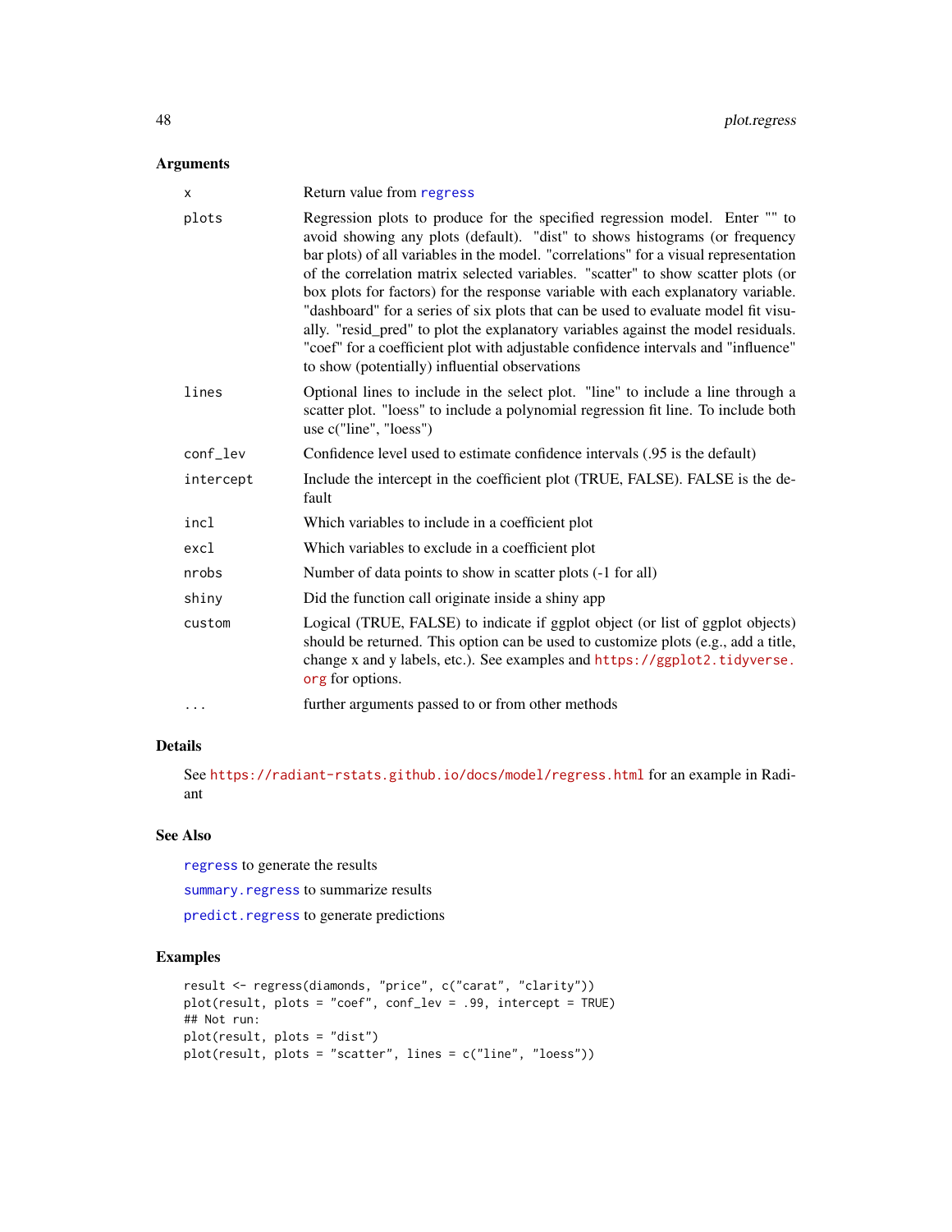## Arguments

| | |
|---|---|
| x | Return value from regress |
| plots | Regression plots to produce for the specified regression model. Enter "" to avoid showing any plots (default). "dist" to shows histograms (or frequency bar plots) of all variables in the model. "correlations" for a visual representation of the correlation matrix selected variables. "scatter" to show scatter plots (or box plots for factors) for the response variable with each explanatory variable. "dashboard" for a series of six plots that can be used to evaluate model fit visually. "resid_pred" to plot the explanatory variables against the model residuals. "coef" for a coefficient plot with adjustable confidence intervals and "influence" to show (potentially) influential observations |
| lines | Optional lines to include in the select plot. "line" to include a line through a scatter plot. "loess" to include a polynomial regression fit line. To include both use c("line", "loess") |
| conf_lev | Confidence level used to estimate confidence intervals (.95 is the default) |
| intercept | Include the intercept in the coefficient plot (TRUE, FALSE). FALSE is the default |
| incl | Which variables to include in a coefficient plot |
| excl | Which variables to exclude in a coefficient plot |
| nrobs | Number of data points to show in scatter plots (-1 for all) |
| shiny | Did the function call originate inside a shiny app |
| custom | Logical (TRUE, FALSE) to indicate if ggplot object (or list of ggplot objects) should be returned. This option can be used to customize plots (e.g., add a title, change x and y labels, etc.). See examples and https://ggplot2.tidyverse.org for options. |
| ... | further arguments passed to or from other methods |

## Details

See https://radiant-rstats.github.io/docs/model/regress.html for an example in Radiant

## See Also

regress to generate the results

summary.regress to summarize results

predict.regress to generate predictions

## Examples

```
result <- regress(diamonds, "price", c("carat", "clarity"))
plot(result, plots = "coef", conf_lev = .99, intercept = TRUE)
## Not run:
plot(result, plots = "dist")
plot(result, plots = "scatter", lines = c("line", "loess"))
```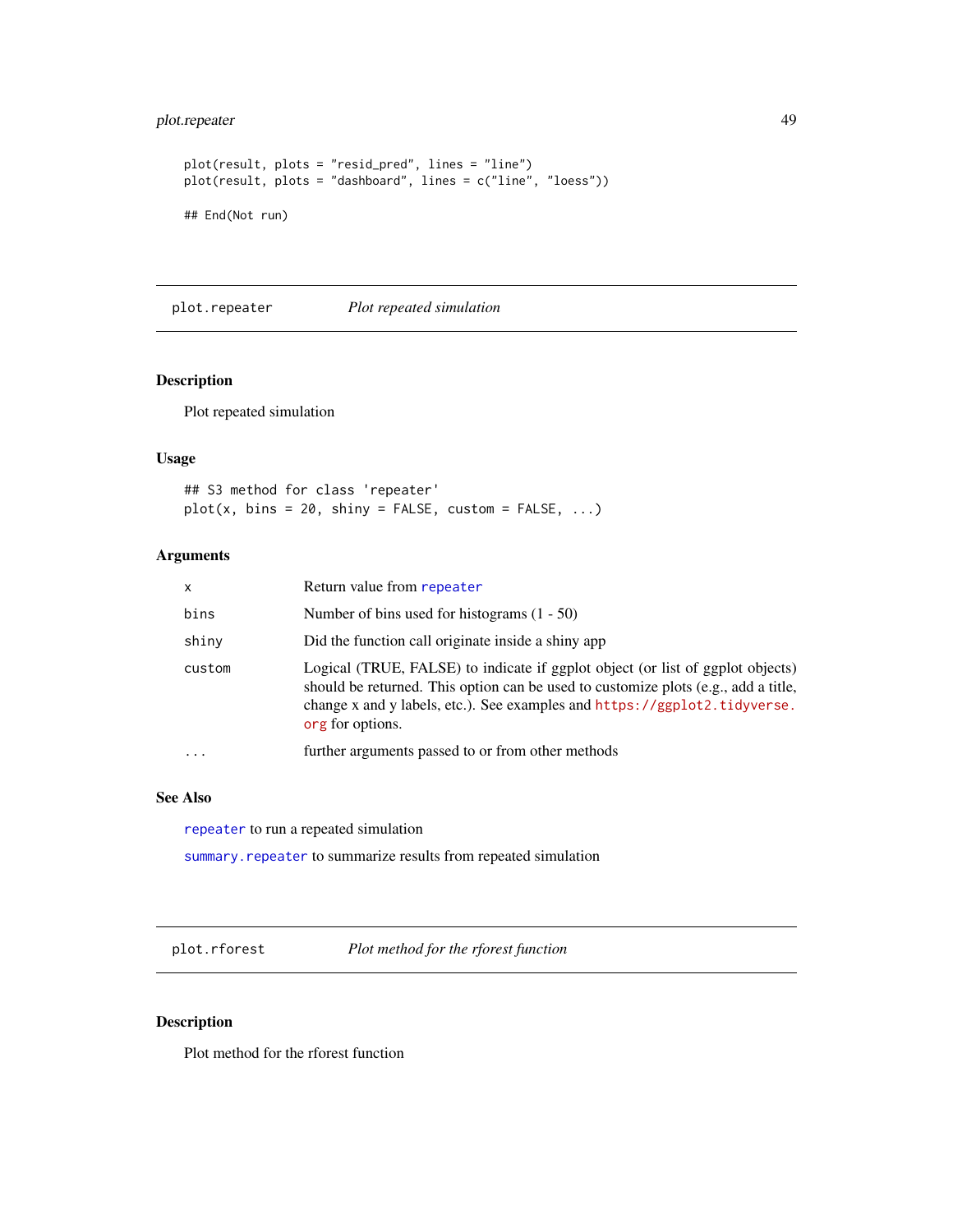```
plot(result, plots = "resid_pred", lines = "line")
plot(result, plots = "dashboard", lines = c("line", "loess"))

## End(Not run)
```

## plot.repeater — *Plot repeated simulation*

### Description

Plot repeated simulation

### Usage

```
## S3 method for class 'repeater'
plot(x, bins = 20, shiny = FALSE, custom = FALSE, ...)
```

### Arguments

| | |
|---|---|
| x | Return value from repeater |
| bins | Number of bins used for histograms (1 - 50) |
| shiny | Did the function call originate inside a shiny app |
| custom | Logical (TRUE, FALSE) to indicate if ggplot object (or list of ggplot objects) should be returned. This option can be used to customize plots (e.g., add a title, change x and y labels, etc.). See examples and https://ggplot2.tidyverse.org for options. |
| ... | further arguments passed to or from other methods |

### See Also

repeater to run a repeated simulation

summary.repeater to summarize results from repeated simulation

## plot.rforest — *Plot method for the rforest function*

### Description

Plot method for the rforest function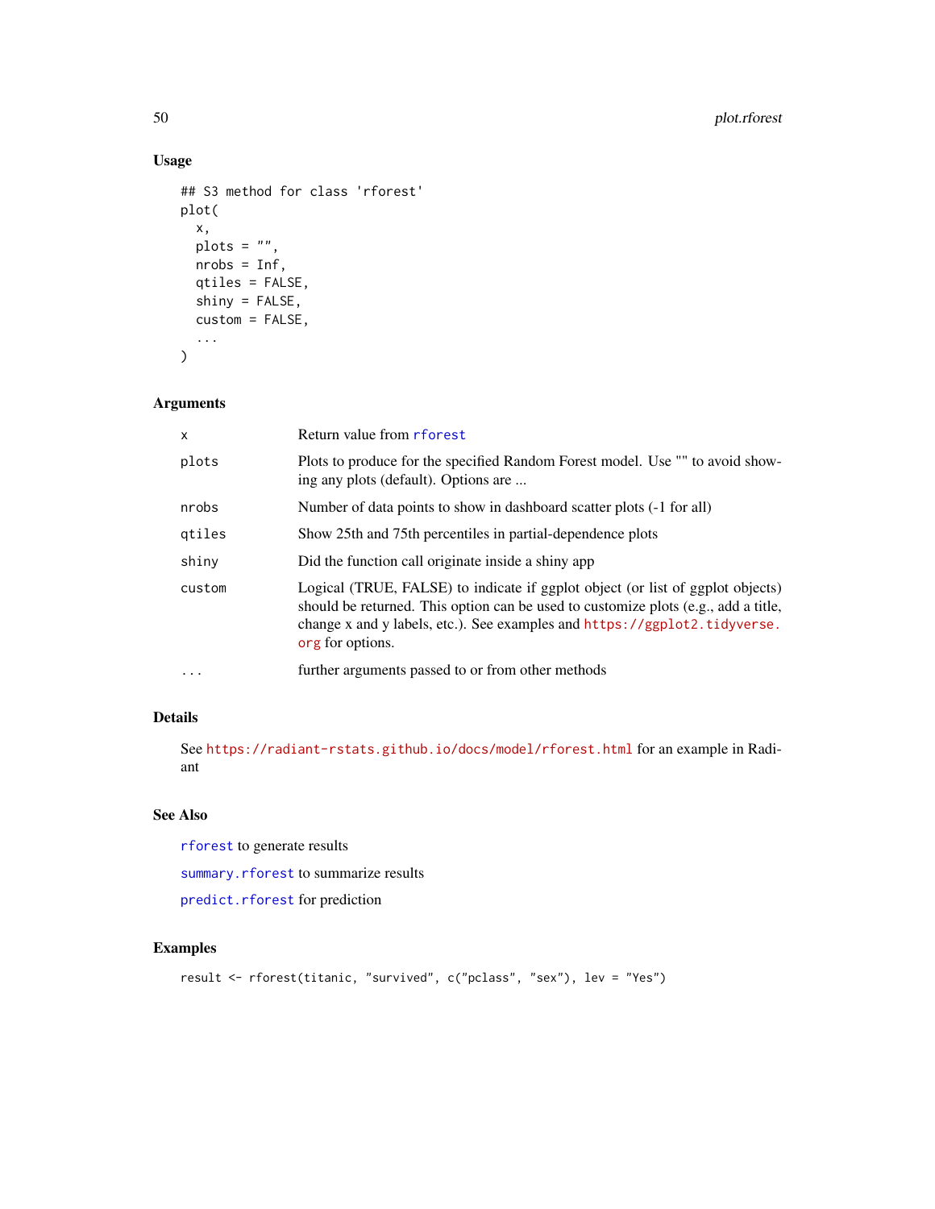## Usage

```
## S3 method for class 'rforest'
plot(
  x,
  plots = "",
  nrobs = Inf,
  qtiles = FALSE,
  shiny = FALSE,
  custom = FALSE,
  ...
)
```

## Arguments

| | |
|---|---|
| x | Return value from rforest |
| plots | Plots to produce for the specified Random Forest model. Use "" to avoid showing any plots (default). Options are ... |
| nrobs | Number of data points to show in dashboard scatter plots (-1 for all) |
| qtiles | Show 25th and 75th percentiles in partial-dependence plots |
| shiny | Did the function call originate inside a shiny app |
| custom | Logical (TRUE, FALSE) to indicate if ggplot object (or list of ggplot objects) should be returned. This option can be used to customize plots (e.g., add a title, change x and y labels, etc.). See examples and https://ggplot2.tidyverse.org for options. |
| ... | further arguments passed to or from other methods |

## Details

See https://radiant-rstats.github.io/docs/model/rforest.html for an example in Radiant

## See Also

rforest to generate results

summary.rforest to summarize results

predict.rforest for prediction

## Examples

```
result <- rforest(titanic, "survived", c("pclass", "sex"), lev = "Yes")
```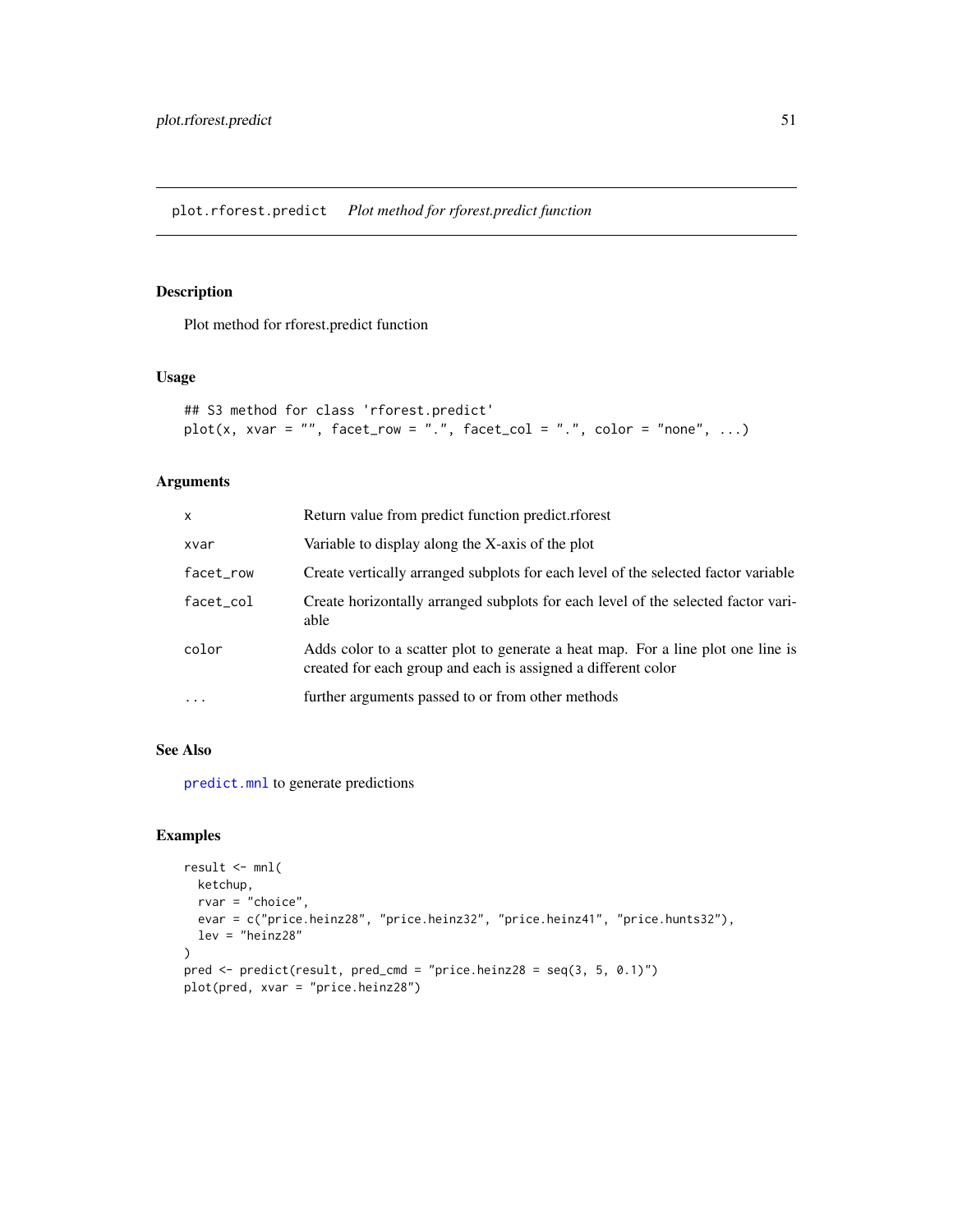plot.rforest.predict *Plot method for rforest.predict function*

## Description

Plot method for rforest.predict function

## Usage

```
## S3 method for class 'rforest.predict'
plot(x, xvar = "", facet_row = ".", facet_col = ".", color = "none", ...)
```

## Arguments

| | |
|---|---|
| x | Return value from predict function predict.rforest |
| xvar | Variable to display along the X-axis of the plot |
| facet_row | Create vertically arranged subplots for each level of the selected factor variable |
| facet_col | Create horizontally arranged subplots for each level of the selected factor variable |
| color | Adds color to a scatter plot to generate a heat map. For a line plot one line is created for each group and each is assigned a different color |
| ... | further arguments passed to or from other methods |

## See Also

predict.mnl to generate predictions

## Examples

```
result <- mnl(
  ketchup,
  rvar = "choice",
  evar = c("price.heinz28", "price.heinz32", "price.heinz41", "price.hunts32"),
  lev = "heinz28"
)
pred <- predict(result, pred_cmd = "price.heinz28 = seq(3, 5, 0.1)")
plot(pred, xvar = "price.heinz28")
```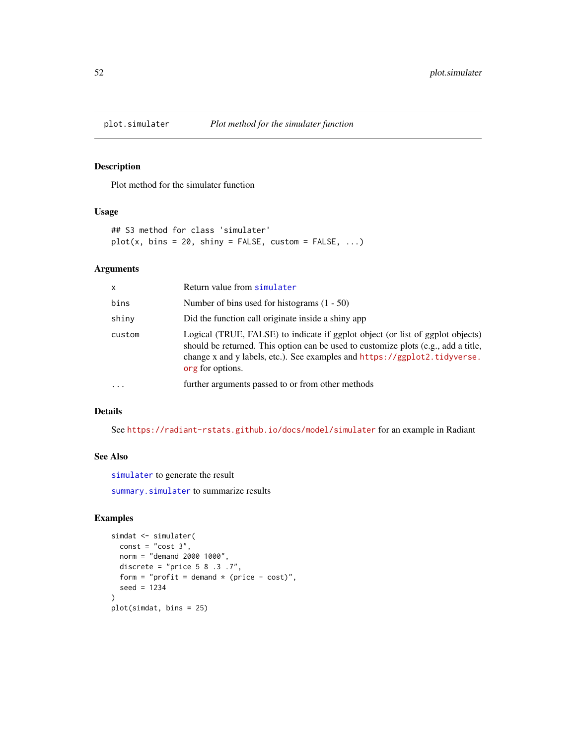# plot.simulater — *Plot method for the simulater function*

## Description

Plot method for the simulater function

## Usage

```
## S3 method for class 'simulater'
plot(x, bins = 20, shiny = FALSE, custom = FALSE, ...)
```

## Arguments

| | |
|---|---|
| x | Return value from simulater |
| bins | Number of bins used for histograms (1 - 50) |
| shiny | Did the function call originate inside a shiny app |
| custom | Logical (TRUE, FALSE) to indicate if ggplot object (or list of ggplot objects) should be returned. This option can be used to customize plots (e.g., add a title, change x and y labels, etc.). See examples and https://ggplot2.tidyverse.org for options. |
| ... | further arguments passed to or from other methods |

## Details

See https://radiant-rstats.github.io/docs/model/simulater for an example in Radiant

## See Also

simulater to generate the result

summary.simulater to summarize results

## Examples

```
simdat <- simulater(
  const = "cost 3",
  norm = "demand 2000 1000",
  discrete = "price 5 8 .3 .7",
  form = "profit = demand * (price - cost)",
  seed = 1234
)
plot(simdat, bins = 25)
```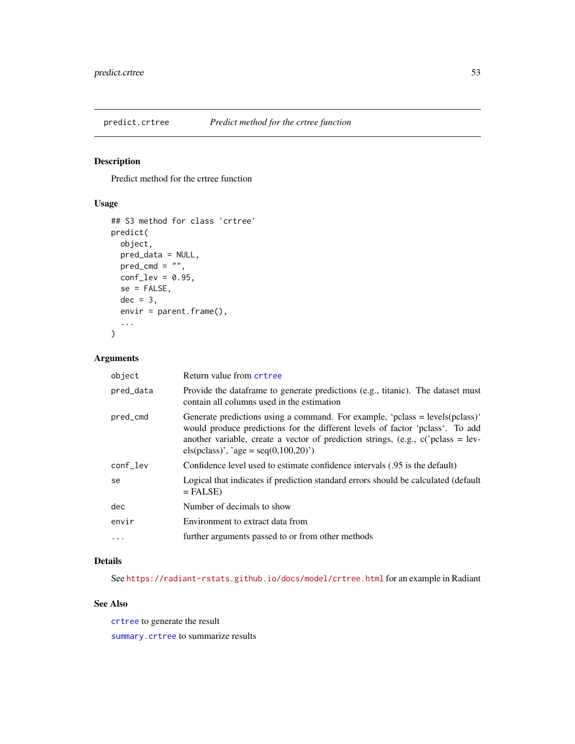## predict.crtree — *Predict method for the crtree function*

### Description

Predict method for the crtree function

### Usage

```
## S3 method for class 'crtree'
predict(
  object,
  pred_data = NULL,
  pred_cmd = "",
  conf_lev = 0.95,
  se = FALSE,
  dec = 3,
  envir = parent.frame(),
  ...
)
```

### Arguments

| | |
|---|---|
| object | Return value from crtree |
| pred_data | Provide the dataframe to generate predictions (e.g., titanic). The dataset must contain all columns used in the estimation |
| pred_cmd | Generate predictions using a command. For example, 'pclass = levels(pclass)' would produce predictions for the different levels of factor 'pclass'. To add another variable, create a vector of prediction strings, (e.g., c('pclass = levels(pclass)', 'age = seq(0,100,20)') |
| conf_lev | Confidence level used to estimate confidence intervals (.95 is the default) |
| se | Logical that indicates if prediction standard errors should be calculated (default = FALSE) |
| dec | Number of decimals to show |
| envir | Environment to extract data from |
| ... | further arguments passed to or from other methods |

### Details

See https://radiant-rstats.github.io/docs/model/crtree.html for an example in Radiant

### See Also

crtree to generate the result

summary.crtree to summarize results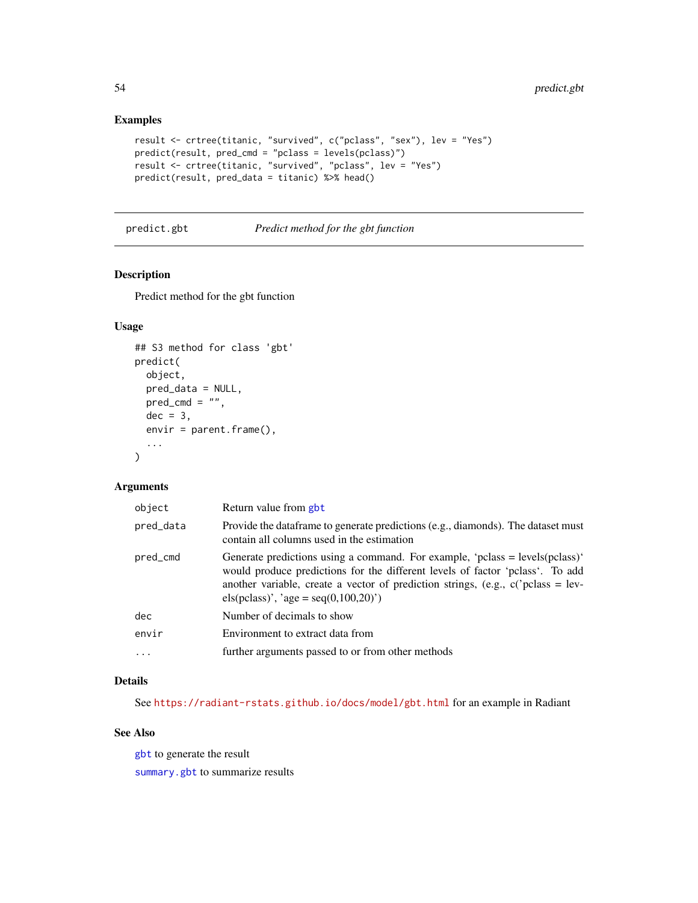## Examples

```
result <- crtree(titanic, "survived", c("pclass", "sex"), lev = "Yes")
predict(result, pred_cmd = "pclass = levels(pclass)")
result <- crtree(titanic, "survived", "pclass", lev = "Yes")
predict(result, pred_data = titanic) %>% head()
```

---

# predict.gbt — *Predict method for the gbt function*

---

## Description

Predict method for the gbt function

## Usage

```
## S3 method for class 'gbt'
predict(
  object,
  pred_data = NULL,
  pred_cmd = "",
  dec = 3,
  envir = parent.frame(),
  ...
)
```

## Arguments

| | |
|---|---|
| `object` | Return value from `gbt` |
| `pred_data` | Provide the dataframe to generate predictions (e.g., diamonds). The dataset must contain all columns used in the estimation |
| `pred_cmd` | Generate predictions using a command. For example, 'pclass = levels(pclass)' would produce predictions for the different levels of factor 'pclass'. To add another variable, create a vector of prediction strings, (e.g., c('pclass = levels(pclass)', 'age = seq(0,100,20)') |
| `dec` | Number of decimals to show |
| `envir` | Environment to extract data from |
| `...` | further arguments passed to or from other methods |

## Details

See https://radiant-rstats.github.io/docs/model/gbt.html for an example in Radiant

## See Also

`gbt` to generate the result

`summary.gbt` to summarize results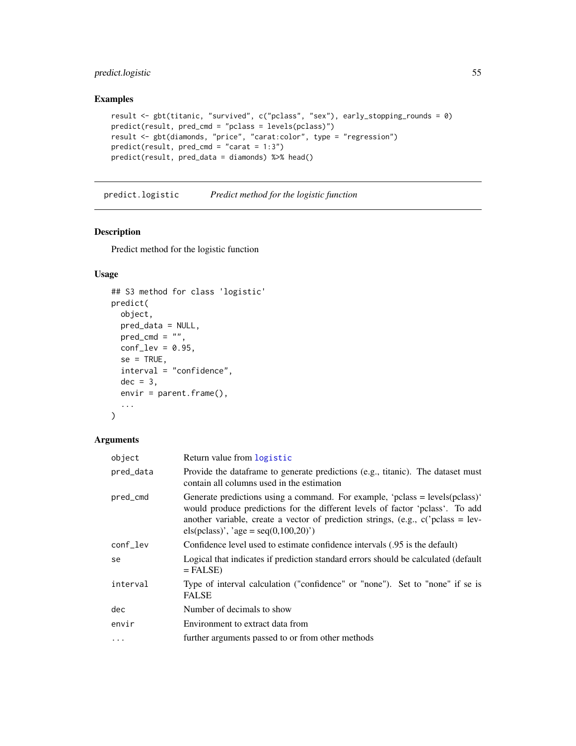## Examples

```
result <- gbt(titanic, "survived", c("pclass", "sex"), early_stopping_rounds = 0)
predict(result, pred_cmd = "pclass = levels(pclass)")
result <- gbt(diamonds, "price", "carat:color", type = "regression")
predict(result, pred_cmd = "carat = 1:3")
predict(result, pred_data = diamonds) %>% head()
```

---

# predict.logistic — *Predict method for the logistic function*

## Description

Predict method for the logistic function

## Usage

```
## S3 method for class 'logistic'
predict(
  object,
  pred_data = NULL,
  pred_cmd = "",
  conf_lev = 0.95,
  se = TRUE,
  interval = "confidence",
  dec = 3,
  envir = parent.frame(),
  ...
)
```

## Arguments

| Argument | Description |
|---|---|
| `object` | Return value from `logistic` |
| `pred_data` | Provide the dataframe to generate predictions (e.g., titanic). The dataset must contain all columns used in the estimation |
| `pred_cmd` | Generate predictions using a command. For example, 'pclass = levels(pclass)' would produce predictions for the different levels of factor 'pclass'. To add another variable, create a vector of prediction strings, (e.g., c('pclass = levels(pclass)', 'age = seq(0,100,20)') |
| `conf_lev` | Confidence level used to estimate confidence intervals (.95 is the default) |
| `se` | Logical that indicates if prediction standard errors should be calculated (default = FALSE) |
| `interval` | Type of interval calculation ("confidence" or "none"). Set to "none" if se is FALSE |
| `dec` | Number of decimals to show |
| `envir` | Environment to extract data from |
| `...` | further arguments passed to or from other methods |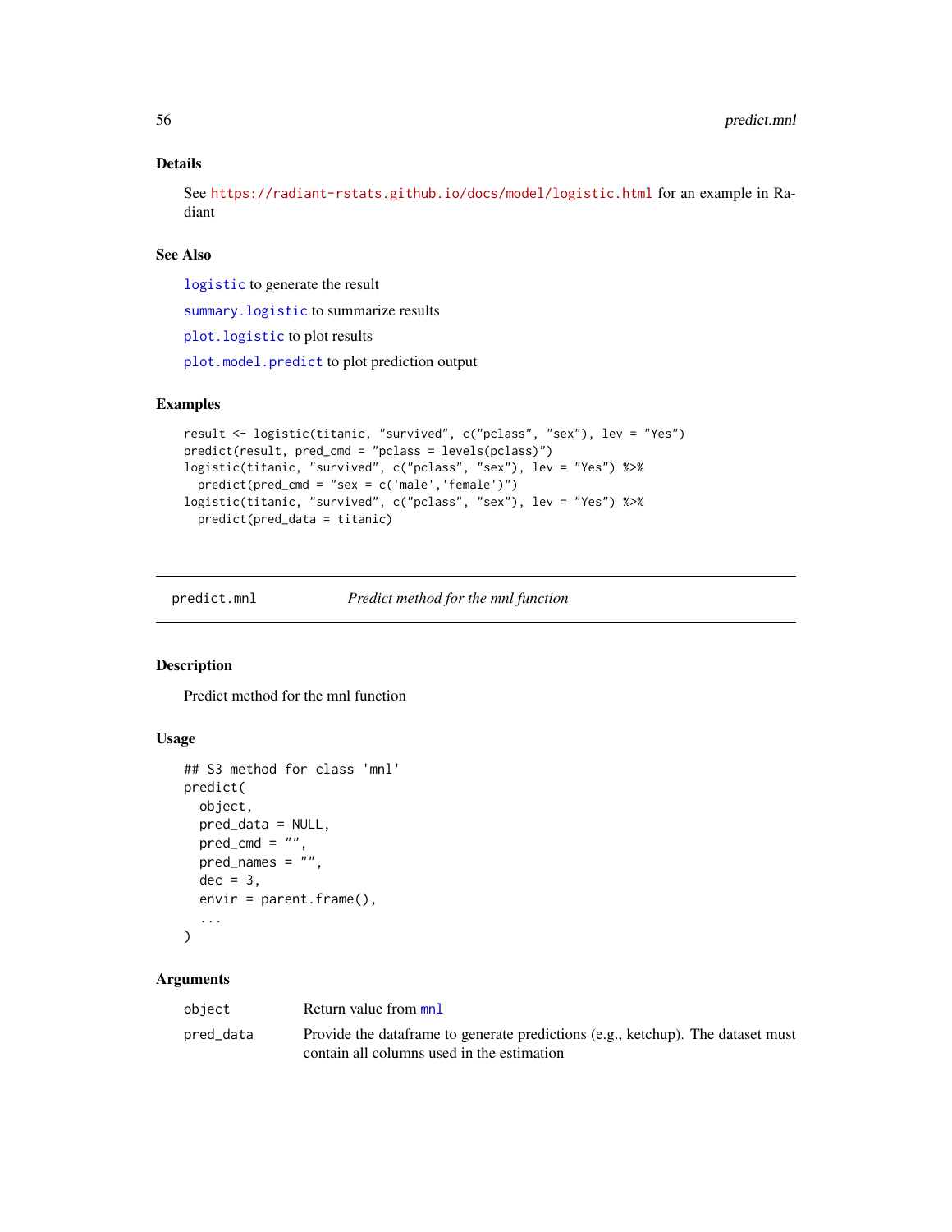### Details

See https://radiant-rstats.github.io/docs/model/logistic.html for an example in Radiant

### See Also

`logistic` to generate the result

`summary.logistic` to summarize results

`plot.logistic` to plot results

`plot.model.predict` to plot prediction output

### Examples

```
result <- logistic(titanic, "survived", c("pclass", "sex"), lev = "Yes")
predict(result, pred_cmd = "pclass = levels(pclass)")
logistic(titanic, "survived", c("pclass", "sex"), lev = "Yes") %>%
  predict(pred_cmd = "sex = c('male','female')")
logistic(titanic, "survived", c("pclass", "sex"), lev = "Yes") %>%
  predict(pred_data = titanic)
```

---

## predict.mnl — *Predict method for the mnl function*

---

### Description

Predict method for the mnl function

### Usage

```
## S3 method for class 'mnl'
predict(
  object,
  pred_data = NULL,
  pred_cmd = "",
  pred_names = "",
  dec = 3,
  envir = parent.frame(),
  ...
)
```

### Arguments

| | |
|---|---|
| object | Return value from `mnl` |
| pred_data | Provide the dataframe to generate predictions (e.g., ketchup). The dataset must contain all columns used in the estimation |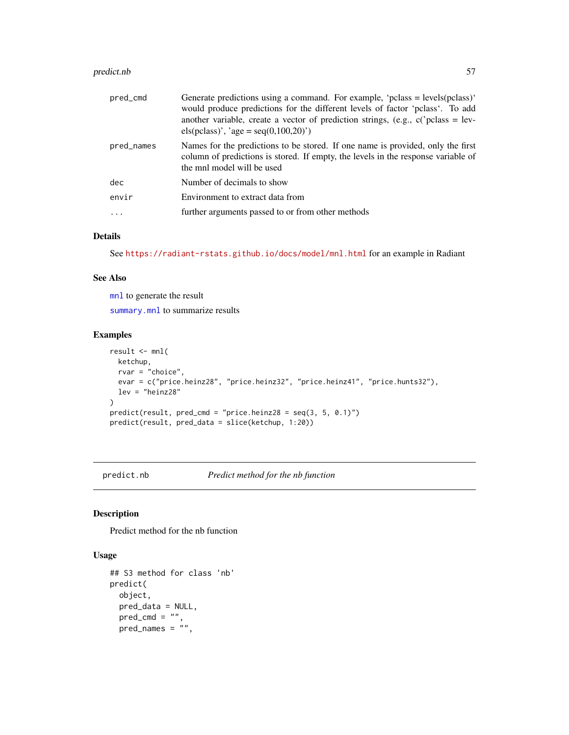| | |
|---|---|
| pred_cmd | Generate predictions using a command. For example, 'pclass = levels(pclass)' would produce predictions for the different levels of factor 'pclass'. To add another variable, create a vector of prediction strings, (e.g., c('pclass = levels(pclass)', 'age = seq(0,100,20)') |
| pred_names | Names for the predictions to be stored. If one name is provided, only the first column of predictions is stored. If empty, the levels in the response variable of the mnl model will be used |
| dec | Number of decimals to show |
| envir | Environment to extract data from |
| ... | further arguments passed to or from other methods |

### Details

See https://radiant-rstats.github.io/docs/model/mnl.html for an example in Radiant

### See Also

mnl to generate the result

summary.mnl to summarize results

### Examples

```
result <- mnl(
  ketchup,
  rvar = "choice",
  evar = c("price.heinz28", "price.heinz32", "price.heinz41", "price.hunts32"),
  lev = "heinz28"
)
predict(result, pred_cmd = "price.heinz28 = seq(3, 5, 0.1)")
predict(result, pred_data = slice(ketchup, 1:20))
```

---

## predict.nb — *Predict method for the nb function*

### Description

Predict method for the nb function

### Usage

```
## S3 method for class 'nb'
predict(
  object,
  pred_data = NULL,
  pred_cmd = "",
  pred_names = "",
```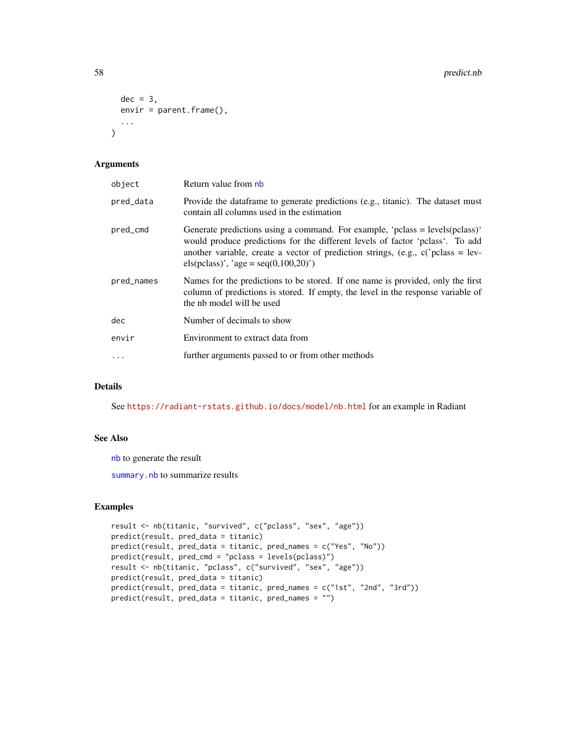```
  dec = 3,
  envir = parent.frame(),
  ...
)
```

## Arguments

| | |
|---|---|
| object | Return value from nb |
| pred_data | Provide the dataframe to generate predictions (e.g., titanic). The dataset must contain all columns used in the estimation |
| pred_cmd | Generate predictions using a command. For example, 'pclass = levels(pclass)' would produce predictions for the different levels of factor 'pclass'. To add another variable, create a vector of prediction strings, (e.g., c('pclass = levels(pclass)', 'age = seq(0,100,20)') |
| pred_names | Names for the predictions to be stored. If one name is provided, only the first column of predictions is stored. If empty, the level in the response variable of the nb model will be used |
| dec | Number of decimals to show |
| envir | Environment to extract data from |
| ... | further arguments passed to or from other methods |

## Details

See https://radiant-rstats.github.io/docs/model/nb.html for an example in Radiant

## See Also

nb to generate the result

summary.nb to summarize results

## Examples

```
result <- nb(titanic, "survived", c("pclass", "sex", "age"))
predict(result, pred_data = titanic)
predict(result, pred_data = titanic, pred_names = c("Yes", "No"))
predict(result, pred_cmd = "pclass = levels(pclass)")
result <- nb(titanic, "pclass", c("survived", "sex", "age"))
predict(result, pred_data = titanic)
predict(result, pred_data = titanic, pred_names = c("1st", "2nd", "3rd"))
predict(result, pred_data = titanic, pred_names = "")
```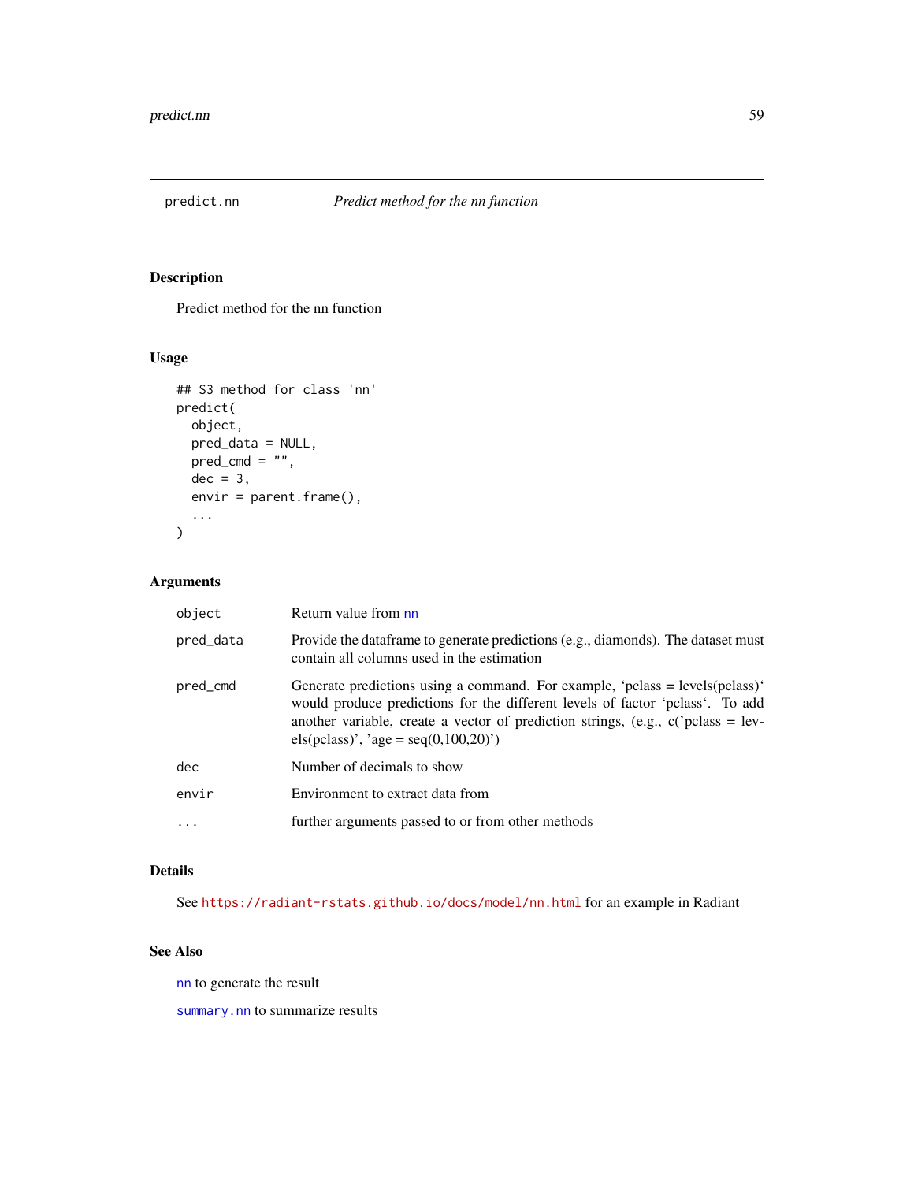predict.nn — *Predict method for the nn function*

## Description

Predict method for the nn function

## Usage

```
## S3 method for class 'nn'
predict(
  object,
  pred_data = NULL,
  pred_cmd = "",
  dec = 3,
  envir = parent.frame(),
  ...
)
```

## Arguments

| | |
|---|---|
| object | Return value from nn |
| pred_data | Provide the dataframe to generate predictions (e.g., diamonds). The dataset must contain all columns used in the estimation |
| pred_cmd | Generate predictions using a command. For example, 'pclass = levels(pclass)' would produce predictions for the different levels of factor 'pclass'. To add another variable, create a vector of prediction strings, (e.g., c('pclass = levels(pclass)', 'age = seq(0,100,20)') |
| dec | Number of decimals to show |
| envir | Environment to extract data from |
| ... | further arguments passed to or from other methods |

## Details

See https://radiant-rstats.github.io/docs/model/nn.html for an example in Radiant

## See Also

nn to generate the result

summary.nn to summarize results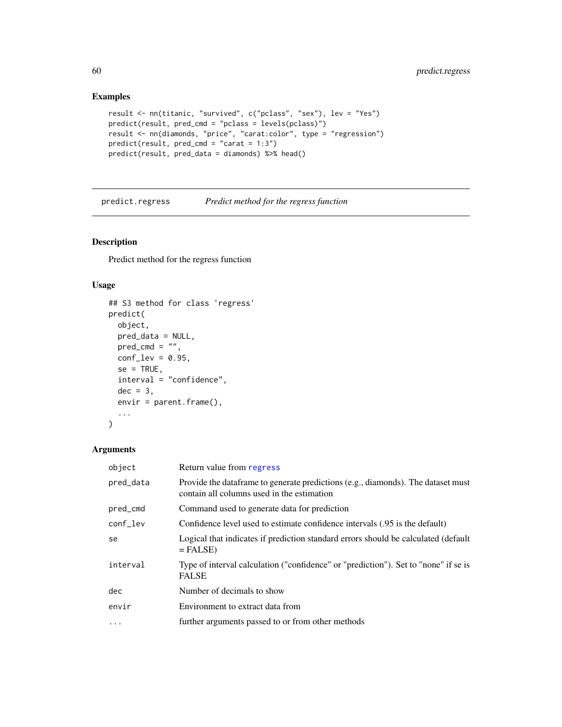## Examples

```
result <- nn(titanic, "survived", c("pclass", "sex"), lev = "Yes")
predict(result, pred_cmd = "pclass = levels(pclass)")
result <- nn(diamonds, "price", "carat:color", type = "regression")
predict(result, pred_cmd = "carat = 1:3")
predict(result, pred_data = diamonds) %>% head()
```

---

# predict.regress — *Predict method for the regress function*

---

## Description

Predict method for the regress function

## Usage

```
## S3 method for class 'regress'
predict(
  object,
  pred_data = NULL,
  pred_cmd = "",
  conf_lev = 0.95,
  se = TRUE,
  interval = "confidence",
  dec = 3,
  envir = parent.frame(),
  ...
)
```

## Arguments

| | |
|---|---|
| `object` | Return value from `regress` |
| `pred_data` | Provide the dataframe to generate predictions (e.g., diamonds). The dataset must contain all columns used in the estimation |
| `pred_cmd` | Command used to generate data for prediction |
| `conf_lev` | Confidence level used to estimate confidence intervals (.95 is the default) |
| `se` | Logical that indicates if prediction standard errors should be calculated (default = FALSE) |
| `interval` | Type of interval calculation ("confidence" or "prediction"). Set to "none" if se is FALSE |
| `dec` | Number of decimals to show |
| `envir` | Environment to extract data from |
| `...` | further arguments passed to or from other methods |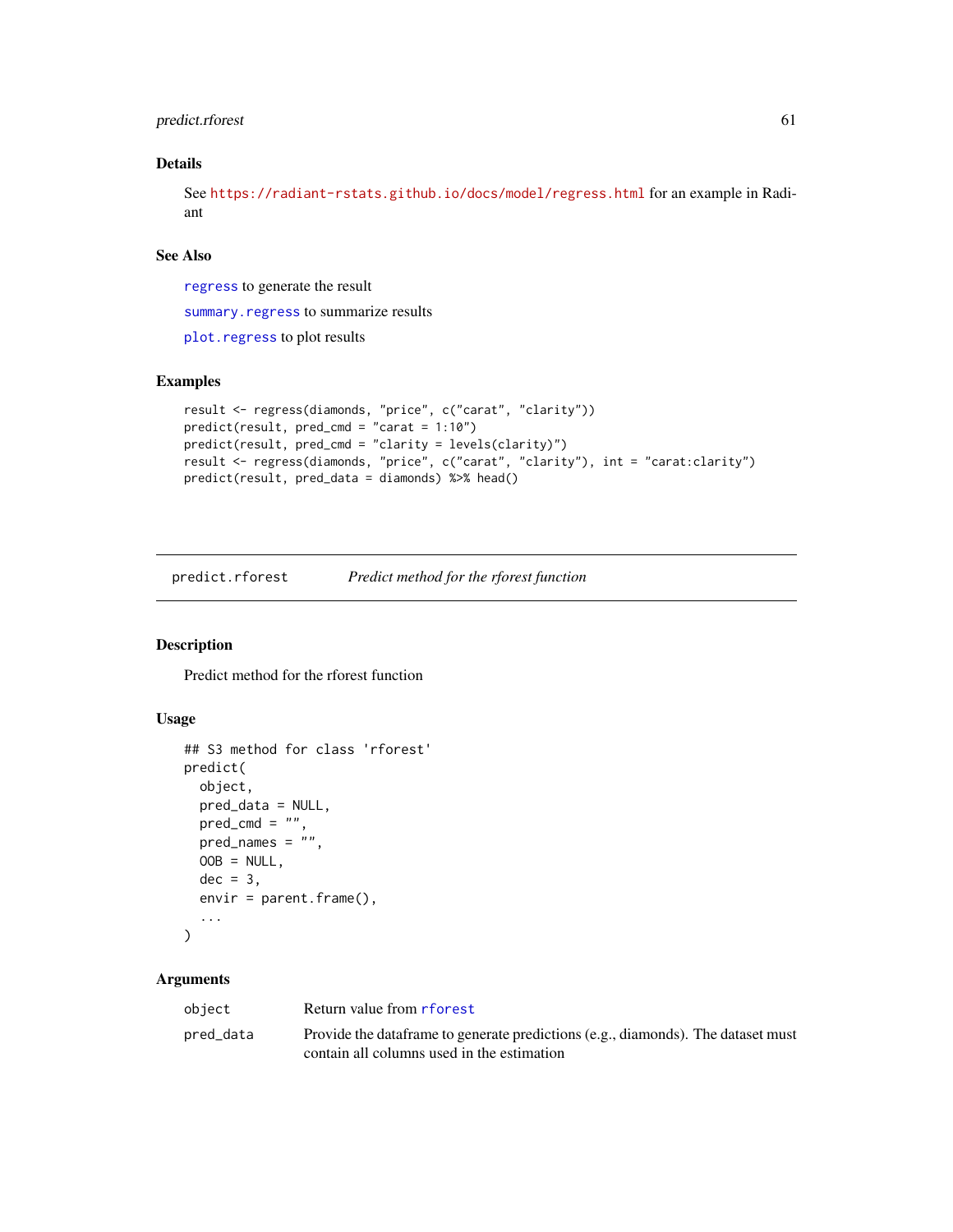## Details

See https://radiant-rstats.github.io/docs/model/regress.html for an example in Radiant

## See Also

`regress` to generate the result

`summary.regress` to summarize results

`plot.regress` to plot results

## Examples

```
result <- regress(diamonds, "price", c("carat", "clarity"))
predict(result, pred_cmd = "carat = 1:10")
predict(result, pred_cmd = "clarity = levels(clarity)")
result <- regress(diamonds, "price", c("carat", "clarity"), int = "carat:clarity")
predict(result, pred_data = diamonds) %>% head()
```

---

# predict.rforest *Predict method for the rforest function*

## Description

Predict method for the rforest function

## Usage

```
## S3 method for class 'rforest'
predict(
  object,
  pred_data = NULL,
  pred_cmd = "",
  pred_names = "",
  OOB = NULL,
  dec = 3,
  envir = parent.frame(),
  ...
)
```

## Arguments

| | |
|---|---|
| `object` | Return value from `rforest` |
| `pred_data` | Provide the dataframe to generate predictions (e.g., diamonds). The dataset must contain all columns used in the estimation |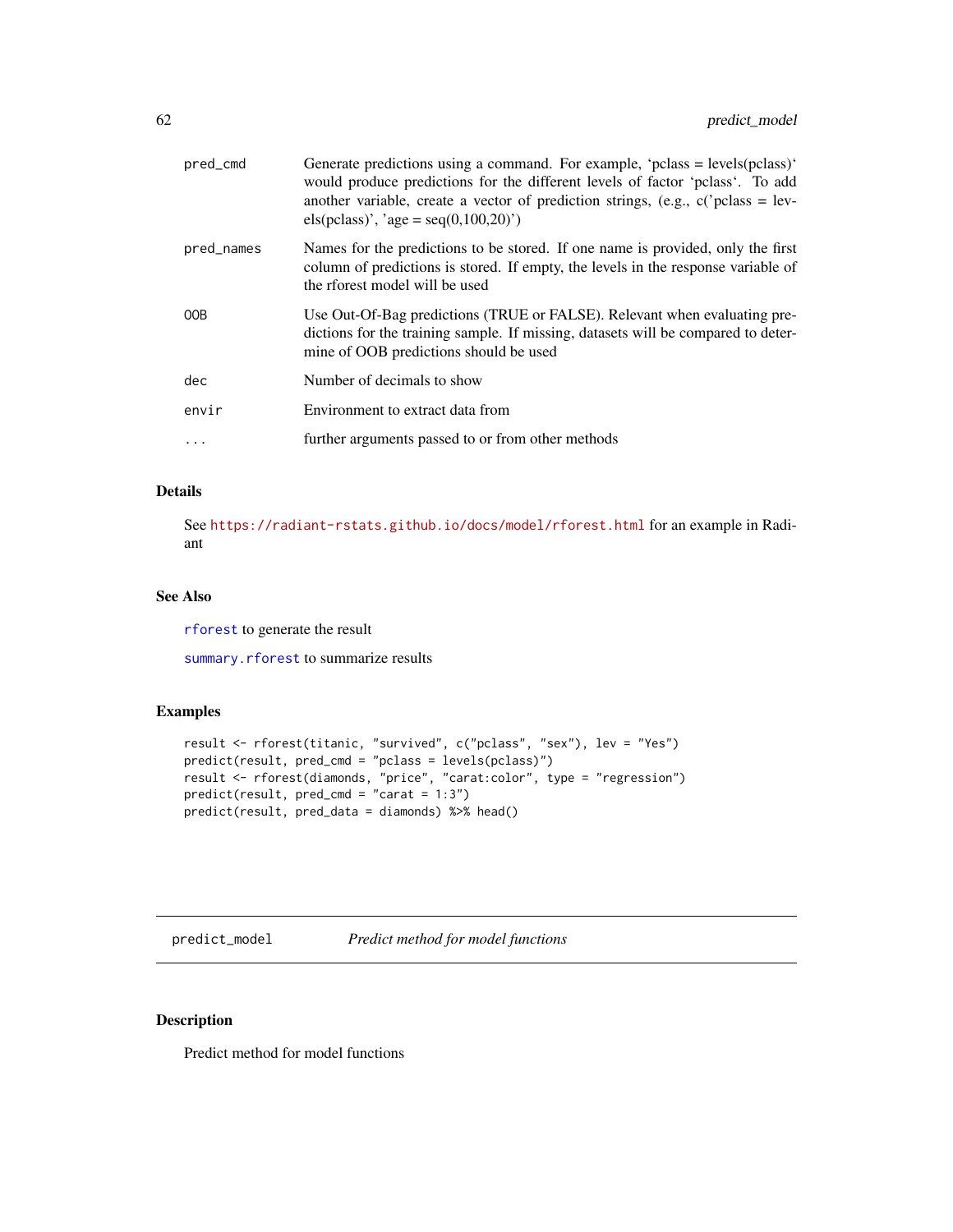| | |
|---|---|
| pred_cmd | Generate predictions using a command. For example, 'pclass = levels(pclass)' would produce predictions for the different levels of factor 'pclass'. To add another variable, create a vector of prediction strings, (e.g., c('pclass = levels(pclass)', 'age = seq(0,100,20)') |
| pred_names | Names for the predictions to be stored. If one name is provided, only the first column of predictions is stored. If empty, the levels in the response variable of the rforest model will be used |
| OOB | Use Out-Of-Bag predictions (TRUE or FALSE). Relevant when evaluating predictions for the training sample. If missing, datasets will be compared to determine of OOB predictions should be used |
| dec | Number of decimals to show |
| envir | Environment to extract data from |
| ... | further arguments passed to or from other methods |

### Details

See https://radiant-rstats.github.io/docs/model/rforest.html for an example in Radiant

### See Also

rforest to generate the result

summary.rforest to summarize results

### Examples

```
result <- rforest(titanic, "survived", c("pclass", "sex"), lev = "Yes")
predict(result, pred_cmd = "pclass = levels(pclass)")
result <- rforest(diamonds, "price", "carat:color", type = "regression")
predict(result, pred_cmd = "carat = 1:3")
predict(result, pred_data = diamonds) %>% head()
```

---

## predict_model &nbsp;&nbsp;&nbsp; *Predict method for model functions*

### Description

Predict method for model functions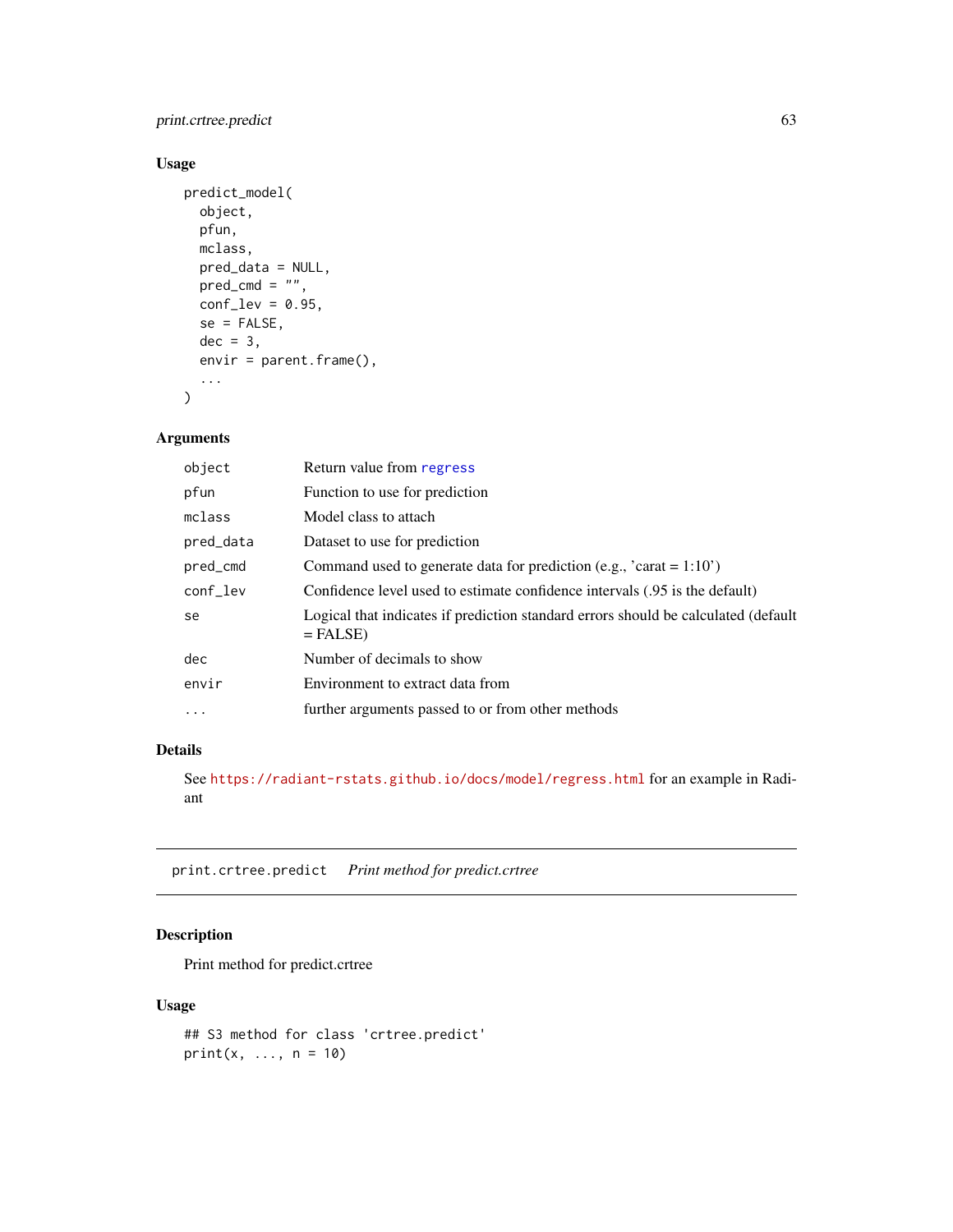## Usage

```
predict_model(
  object,
  pfun,
  mclass,
  pred_data = NULL,
  pred_cmd = "",
  conf_lev = 0.95,
  se = FALSE,
  dec = 3,
  envir = parent.frame(),
  ...
)
```

## Arguments

| | |
|---|---|
| `object` | Return value from `regress` |
| `pfun` | Function to use for prediction |
| `mclass` | Model class to attach |
| `pred_data` | Dataset to use for prediction |
| `pred_cmd` | Command used to generate data for prediction (e.g., 'carat = 1:10') |
| `conf_lev` | Confidence level used to estimate confidence intervals (.95 is the default) |
| `se` | Logical that indicates if prediction standard errors should be calculated (default = FALSE) |
| `dec` | Number of decimals to show |
| `envir` | Environment to extract data from |
| `...` | further arguments passed to or from other methods |

## Details

See https://radiant-rstats.github.io/docs/model/regress.html for an example in Radiant

---

# print.crtree.predict    *Print method for predict.crtree*

## Description

Print method for predict.crtree

## Usage

```
## S3 method for class 'crtree.predict'
print(x, ..., n = 10)
```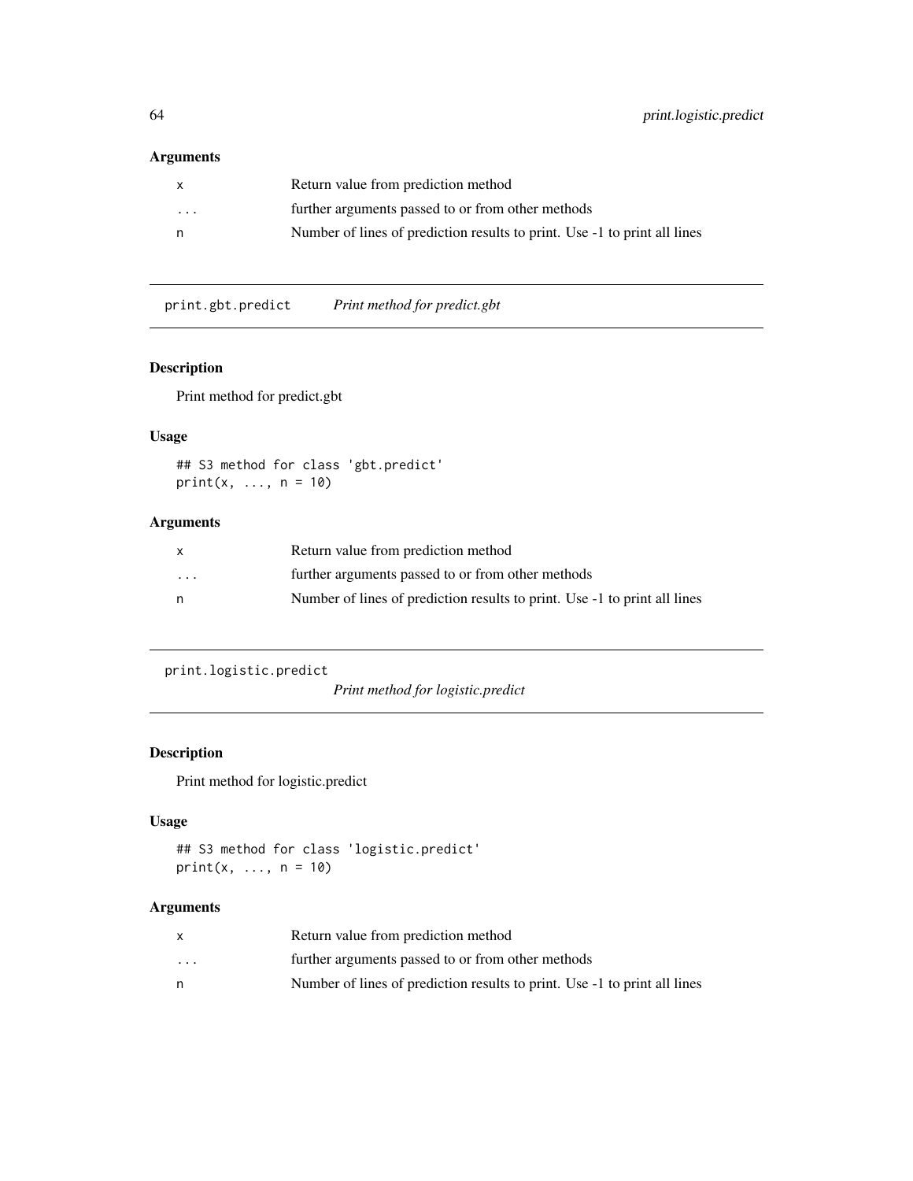## Arguments

| | |
|---|---|
| x | Return value from prediction method |
| ... | further arguments passed to or from other methods |
| n | Number of lines of prediction results to print. Use -1 to print all lines |

---

## print.gbt.predict — *Print method for predict.gbt*

### Description

Print method for predict.gbt

### Usage

```
## S3 method for class 'gbt.predict'
print(x, ..., n = 10)
```

### Arguments

| | |
|---|---|
| x | Return value from prediction method |
| ... | further arguments passed to or from other methods |
| n | Number of lines of prediction results to print. Use -1 to print all lines |

---

## print.logistic.predict — *Print method for logistic.predict*

### Description

Print method for logistic.predict

### Usage

```
## S3 method for class 'logistic.predict'
print(x, ..., n = 10)
```

### Arguments

| | |
|---|---|
| x | Return value from prediction method |
| ... | further arguments passed to or from other methods |
| n | Number of lines of prediction results to print. Use -1 to print all lines |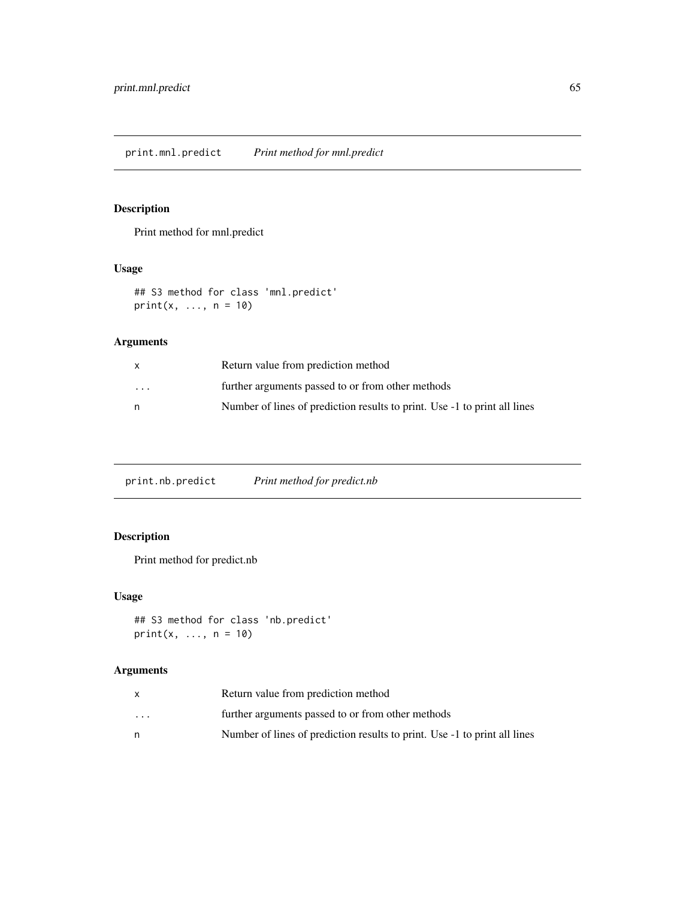## print.mnl.predict *Print method for mnl.predict*

### Description

Print method for mnl.predict

### Usage

```
## S3 method for class 'mnl.predict'
print(x, ..., n = 10)
```

### Arguments

| | |
|---|---|
| x | Return value from prediction method |
| ... | further arguments passed to or from other methods |
| n | Number of lines of prediction results to print. Use -1 to print all lines |

## print.nb.predict *Print method for predict.nb*

### Description

Print method for predict.nb

### Usage

```
## S3 method for class 'nb.predict'
print(x, ..., n = 10)
```

### Arguments

| | |
|---|---|
| x | Return value from prediction method |
| ... | further arguments passed to or from other methods |
| n | Number of lines of prediction results to print. Use -1 to print all lines |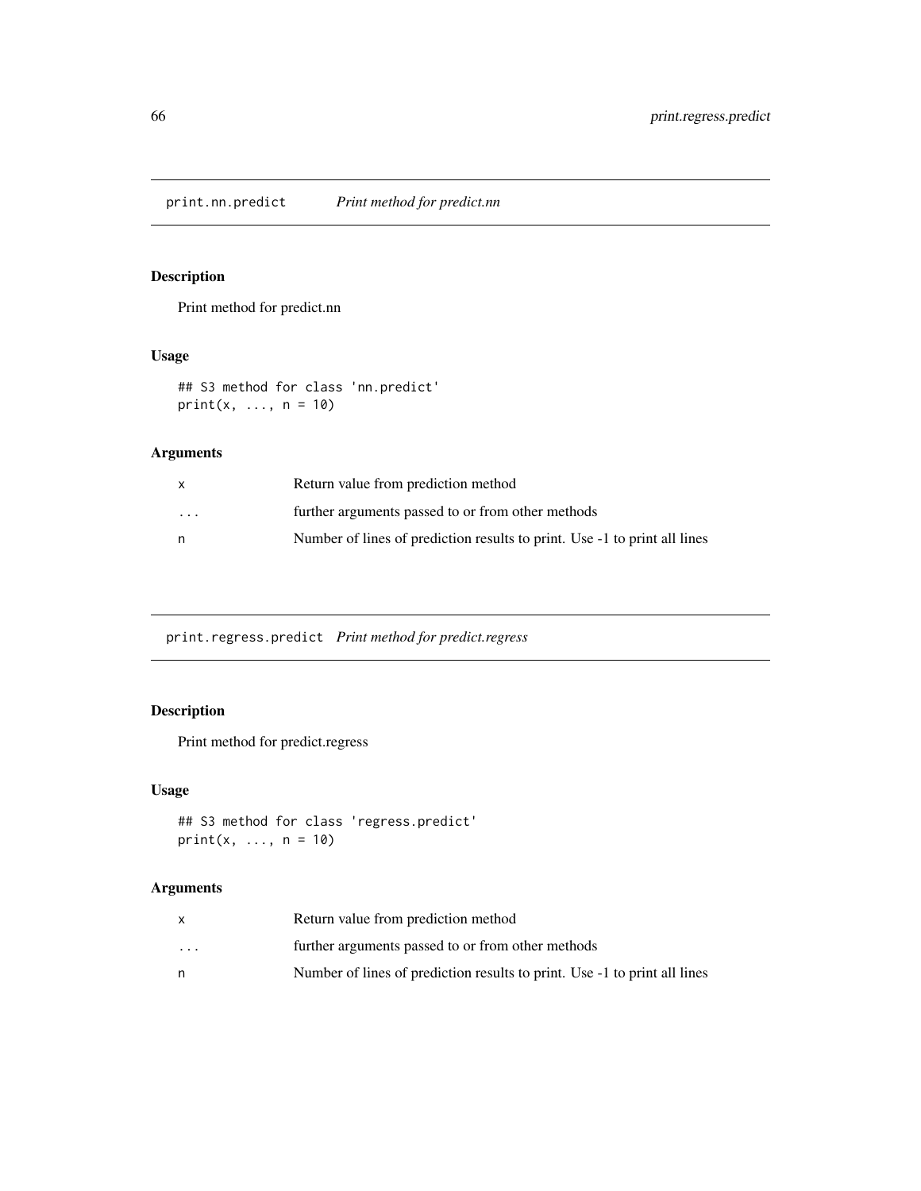## print.nn.predict *Print method for predict.nn*

### Description

Print method for predict.nn

### Usage

```
## S3 method for class 'nn.predict'
print(x, ..., n = 10)
```

### Arguments

| | |
|---|---|
| x | Return value from prediction method |
| ... | further arguments passed to or from other methods |
| n | Number of lines of prediction results to print. Use -1 to print all lines |

## print.regress.predict *Print method for predict.regress*

### Description

Print method for predict.regress

### Usage

```
## S3 method for class 'regress.predict'
print(x, ..., n = 10)
```

### Arguments

| | |
|---|---|
| x | Return value from prediction method |
| ... | further arguments passed to or from other methods |
| n | Number of lines of prediction results to print. Use -1 to print all lines |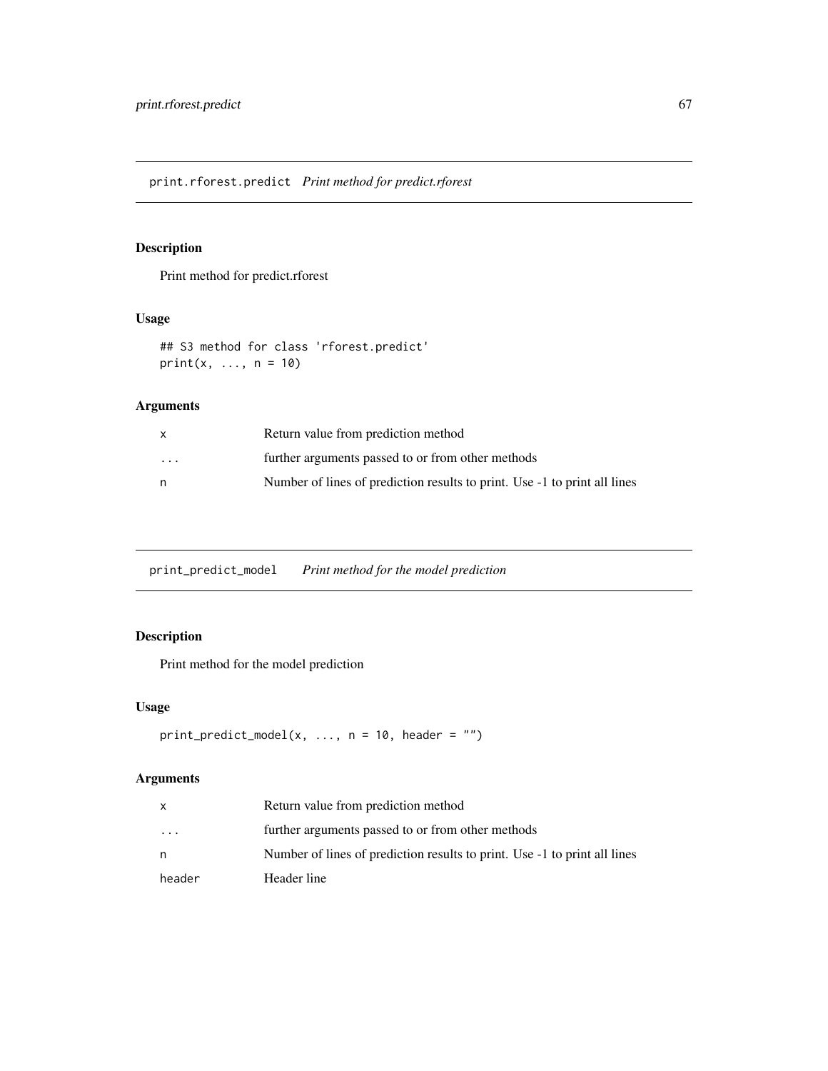## print.rforest.predict *Print method for predict.rforest*

### Description

Print method for predict.rforest

### Usage

```
## S3 method for class 'rforest.predict'
print(x, ..., n = 10)
```

### Arguments

| | |
|---|---|
| `x` | Return value from prediction method |
| `...` | further arguments passed to or from other methods |
| `n` | Number of lines of prediction results to print. Use -1 to print all lines |

## print_predict_model *Print method for the model prediction*

### Description

Print method for the model prediction

### Usage

```
print_predict_model(x, ..., n = 10, header = "")
```

### Arguments

| | |
|---|---|
| `x` | Return value from prediction method |
| `...` | further arguments passed to or from other methods |
| `n` | Number of lines of prediction results to print. Use -1 to print all lines |
| `header` | Header line |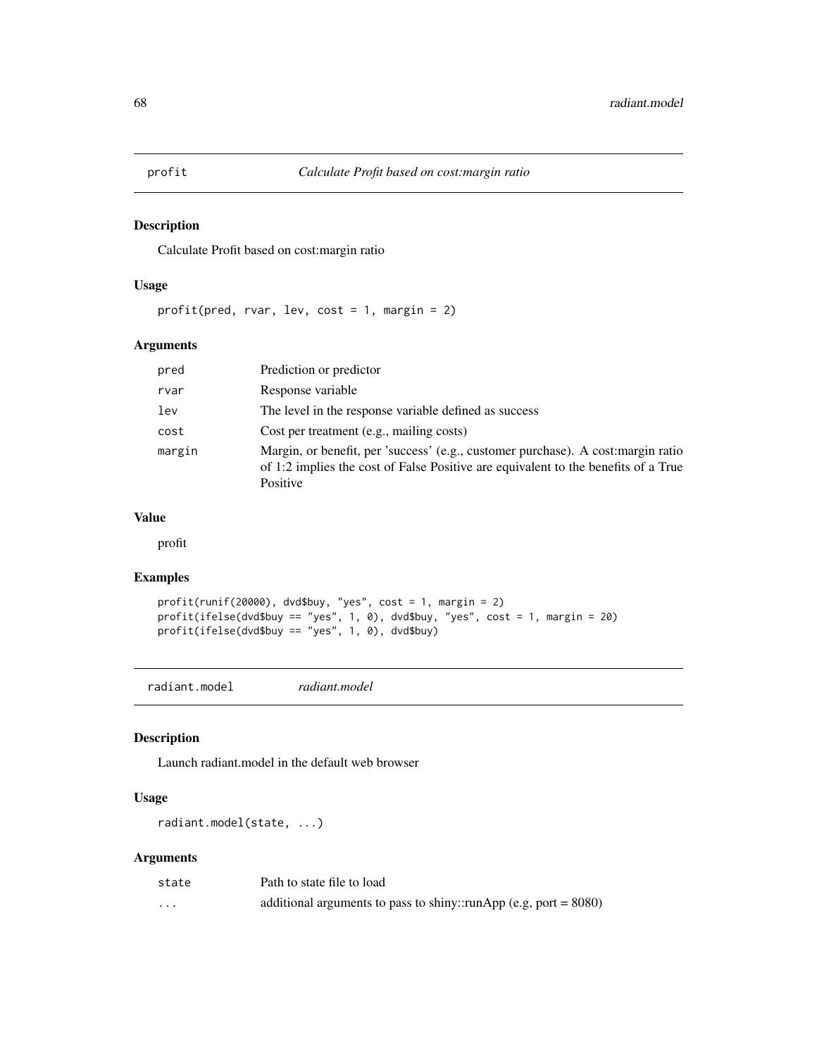## profit — *Calculate Profit based on cost:margin ratio*

### Description

Calculate Profit based on cost:margin ratio

### Usage

```
profit(pred, rvar, lev, cost = 1, margin = 2)
```

### Arguments

| | |
|---|---|
| pred | Prediction or predictor |
| rvar | Response variable |
| lev | The level in the response variable defined as success |
| cost | Cost per treatment (e.g., mailing costs) |
| margin | Margin, or benefit, per 'success' (e.g., customer purchase). A cost:margin ratio of 1:2 implies the cost of False Positive are equivalent to the benefits of a True Positive |

### Value

profit

### Examples

```
profit(runif(20000), dvd$buy, "yes", cost = 1, margin = 2)
profit(ifelse(dvd$buy == "yes", 1, 0), dvd$buy, "yes", cost = 1, margin = 20)
profit(ifelse(dvd$buy == "yes", 1, 0), dvd$buy)
```

## radiant.model — *radiant.model*

### Description

Launch radiant.model in the default web browser

### Usage

```
radiant.model(state, ...)
```

### Arguments

| | |
|---|---|
| state | Path to state file to load |
| ... | additional arguments to pass to shiny::runApp (e.g, port = 8080) |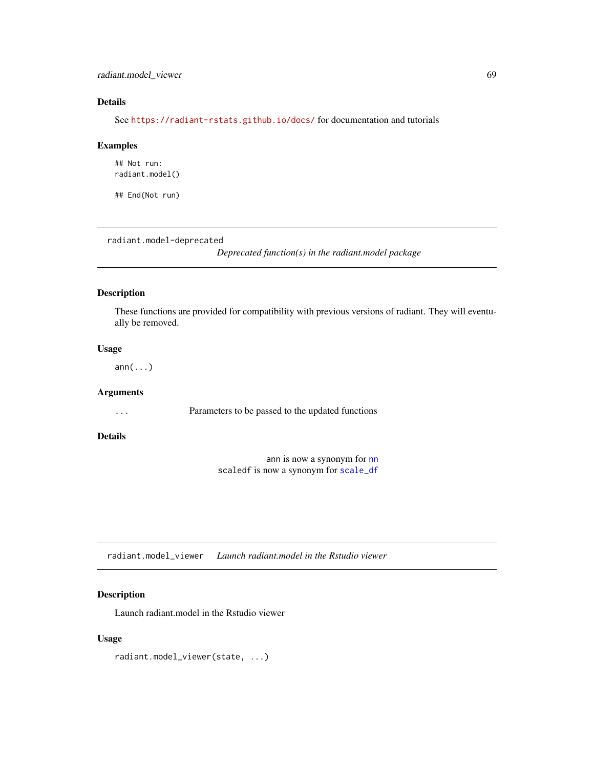### Details

See https://radiant-rstats.github.io/docs/ for documentation and tutorials

### Examples

```
## Not run:
radiant.model()

## End(Not run)
```

---

## radiant.model-deprecated

*Deprecated function(s) in the radiant.model package*

---

### Description

These functions are provided for compatibility with previous versions of radiant. They will eventually be removed.

### Usage

```
ann(...)
```

### Arguments

| | |
|---|---|
| ... | Parameters to be passed to the updated functions |

### Details

ann is now a synonym for nn
scaledf is now a synonym for scale_df

---

## radiant.model_viewer

*Launch radiant.model in the Rstudio viewer*

---

### Description

Launch radiant.model in the Rstudio viewer

### Usage

```
radiant.model_viewer(state, ...)
```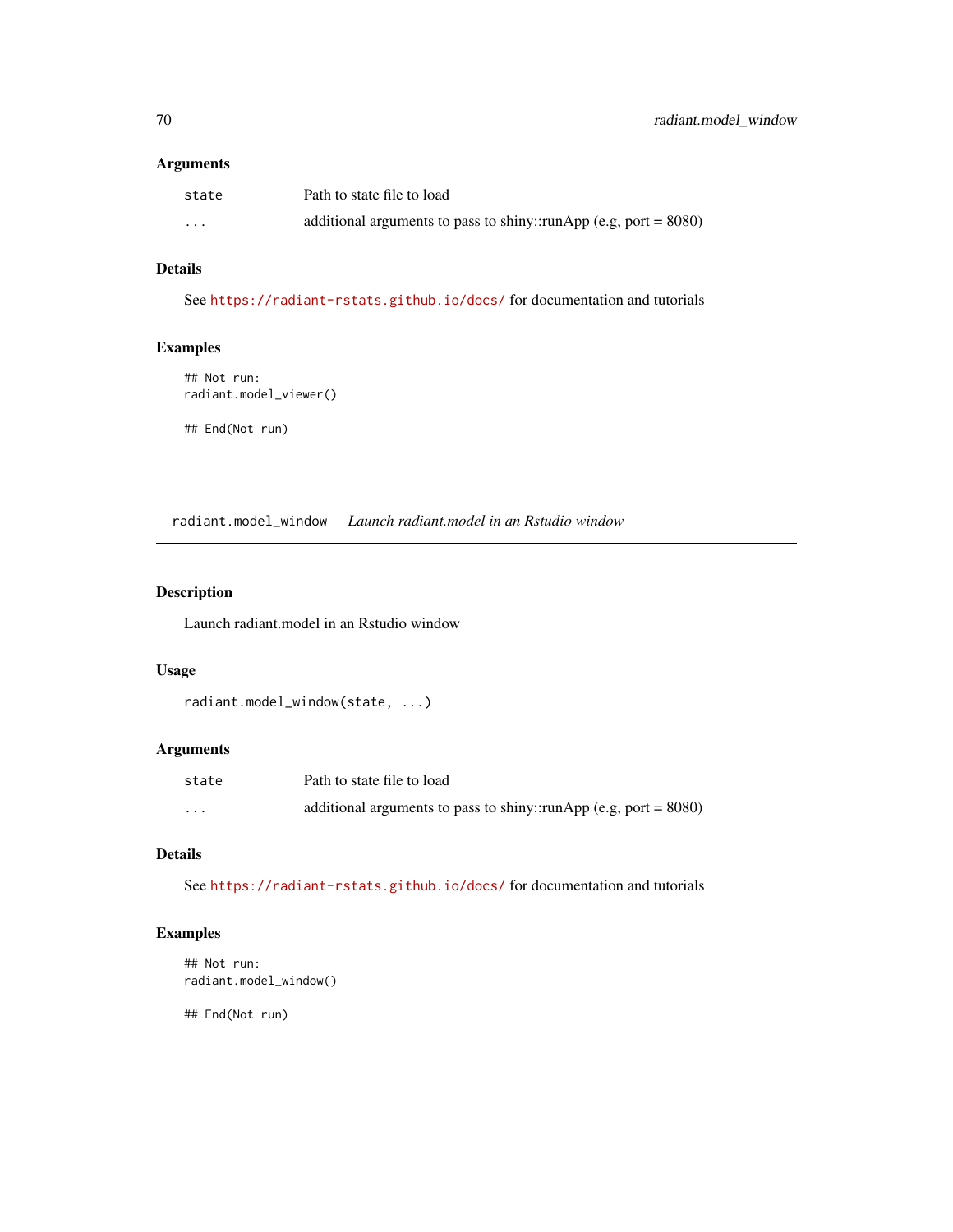### Arguments

| | |
|---|---|
| `state` | Path to state file to load |
| `...` | additional arguments to pass to shiny::runApp (e.g, port = 8080) |

### Details

See https://radiant-rstats.github.io/docs/ for documentation and tutorials

### Examples

```
## Not run:
radiant.model_viewer()

## End(Not run)
```

---

## radiant.model_window    *Launch radiant.model in an Rstudio window*

---

### Description

Launch radiant.model in an Rstudio window

### Usage

```
radiant.model_window(state, ...)
```

### Arguments

| | |
|---|---|
| `state` | Path to state file to load |
| `...` | additional arguments to pass to shiny::runApp (e.g, port = 8080) |

### Details

See https://radiant-rstats.github.io/docs/ for documentation and tutorials

### Examples

```
## Not run:
radiant.model_window()

## End(Not run)
```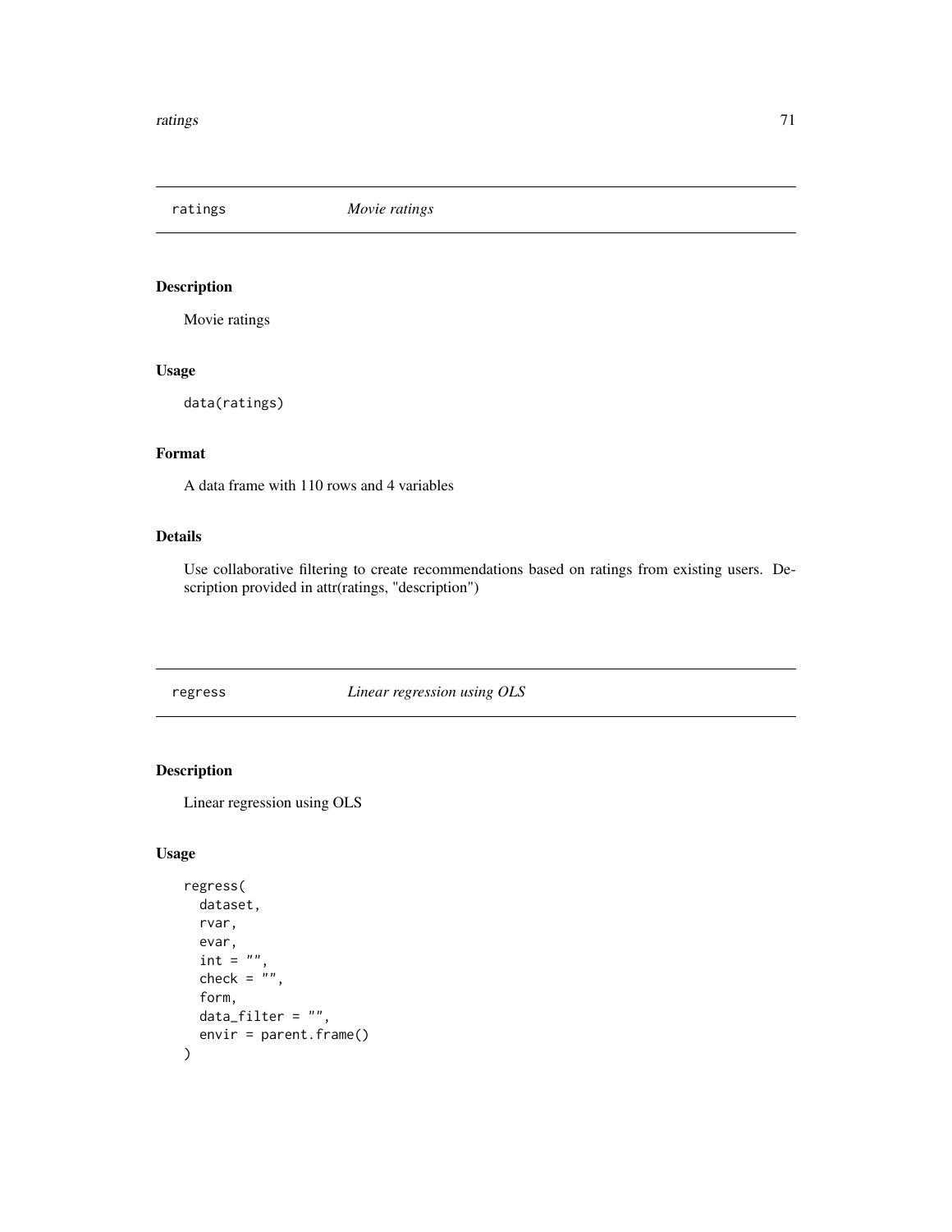## ratings *Movie ratings*

### Description

Movie ratings

### Usage

```
data(ratings)
```

### Format

A data frame with 110 rows and 4 variables

### Details

Use collaborative filtering to create recommendations based on ratings from existing users. Description provided in attr(ratings, "description")

## regress *Linear regression using OLS*

### Description

Linear regression using OLS

### Usage

```
regress(
  dataset,
  rvar,
  evar,
  int = "",
  check = "",
  form,
  data_filter = "",
  envir = parent.frame()
)
```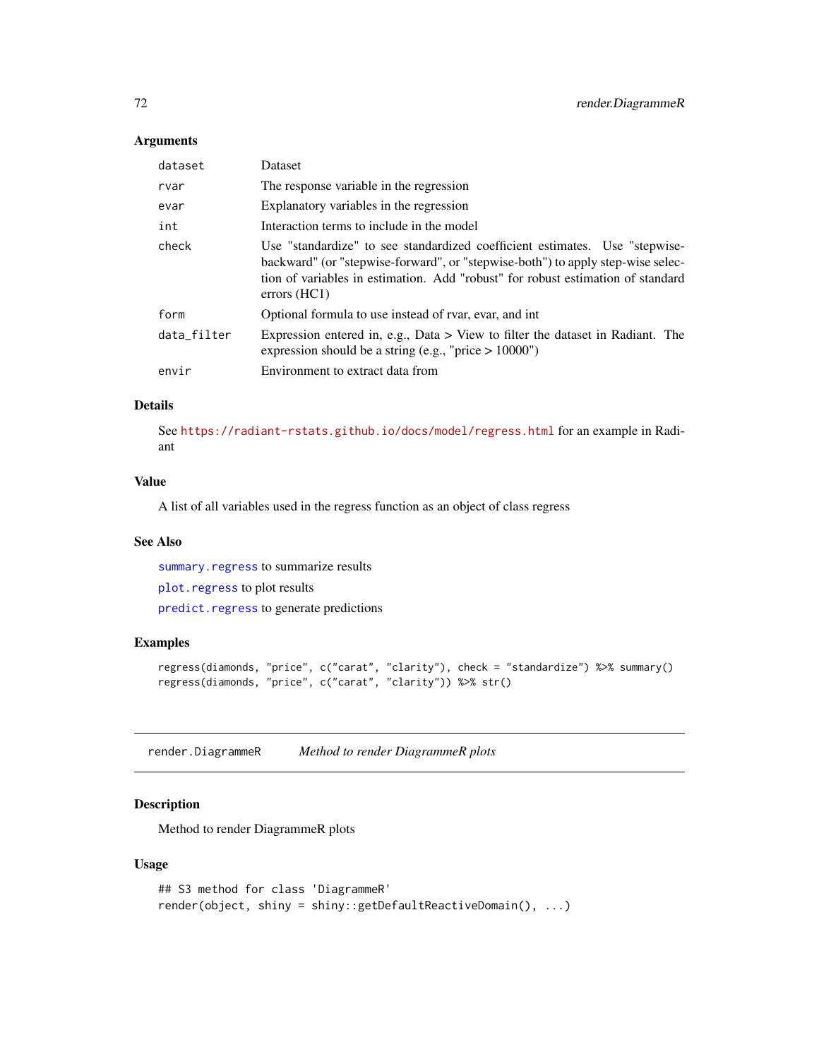### Arguments

| | |
|---|---|
| dataset | Dataset |
| rvar | The response variable in the regression |
| evar | Explanatory variables in the regression |
| int | Interaction terms to include in the model |
| check | Use "standardize" to see standardized coefficient estimates. Use "stepwise-backward" (or "stepwise-forward", or "stepwise-both") to apply step-wise selection of variables in estimation. Add "robust" for robust estimation of standard errors (HC1) |
| form | Optional formula to use instead of rvar, evar, and int |
| data_filter | Expression entered in, e.g., Data > View to filter the dataset in Radiant. The expression should be a string (e.g., "price > 10000") |
| envir | Environment to extract data from |

### Details

See https://radiant-rstats.github.io/docs/model/regress.html for an example in Radiant

### Value

A list of all variables used in the regress function as an object of class regress

### See Also

summary.regress to summarize results

plot.regress to plot results

predict.regress to generate predictions

### Examples

```
regress(diamonds, "price", c("carat", "clarity"), check = "standardize") %>% summary()
regress(diamonds, "price", c("carat", "clarity")) %>% str()
```

---

## render.DiagrammeR    *Method to render DiagrammeR plots*

### Description

Method to render DiagrammeR plots

### Usage

```
## S3 method for class 'DiagrammeR'
render(object, shiny = shiny::getDefaultReactiveDomain(), ...)
```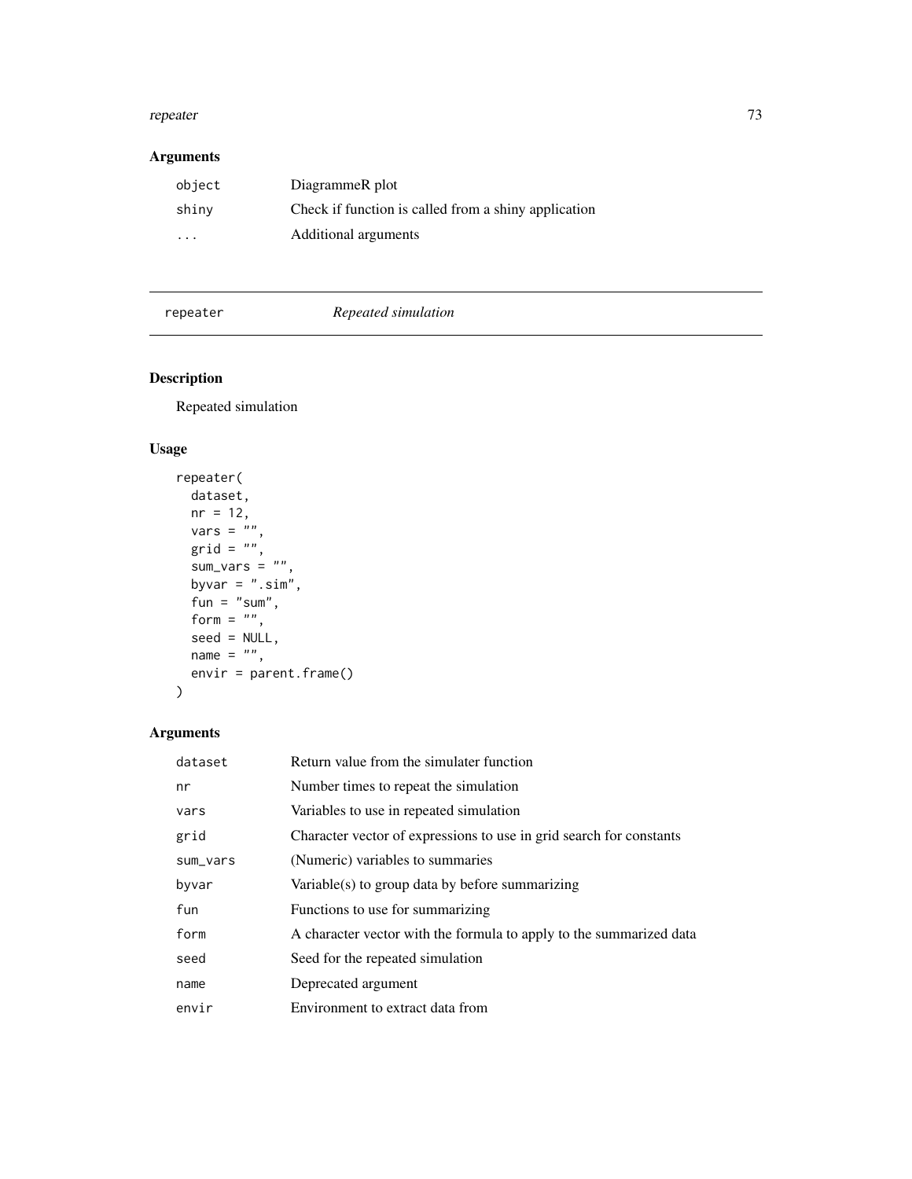## Arguments

| | |
|---|---|
| object | DiagrammeR plot |
| shiny | Check if function is called from a shiny application |
| ... | Additional arguments |

---

## repeater — *Repeated simulation*

---

### Description

Repeated simulation

### Usage

```
repeater(
  dataset,
  nr = 12,
  vars = "",
  grid = "",
  sum_vars = "",
  byvar = ".sim",
  fun = "sum",
  form = "",
  seed = NULL,
  name = "",
  envir = parent.frame()
)
```

### Arguments

| | |
|---|---|
| dataset | Return value from the simulater function |
| nr | Number times to repeat the simulation |
| vars | Variables to use in repeated simulation |
| grid | Character vector of expressions to use in grid search for constants |
| sum_vars | (Numeric) variables to summaries |
| byvar | Variable(s) to group data by before summarizing |
| fun | Functions to use for summarizing |
| form | A character vector with the formula to apply to the summarized data |
| seed | Seed for the repeated simulation |
| name | Deprecated argument |
| envir | Environment to extract data from |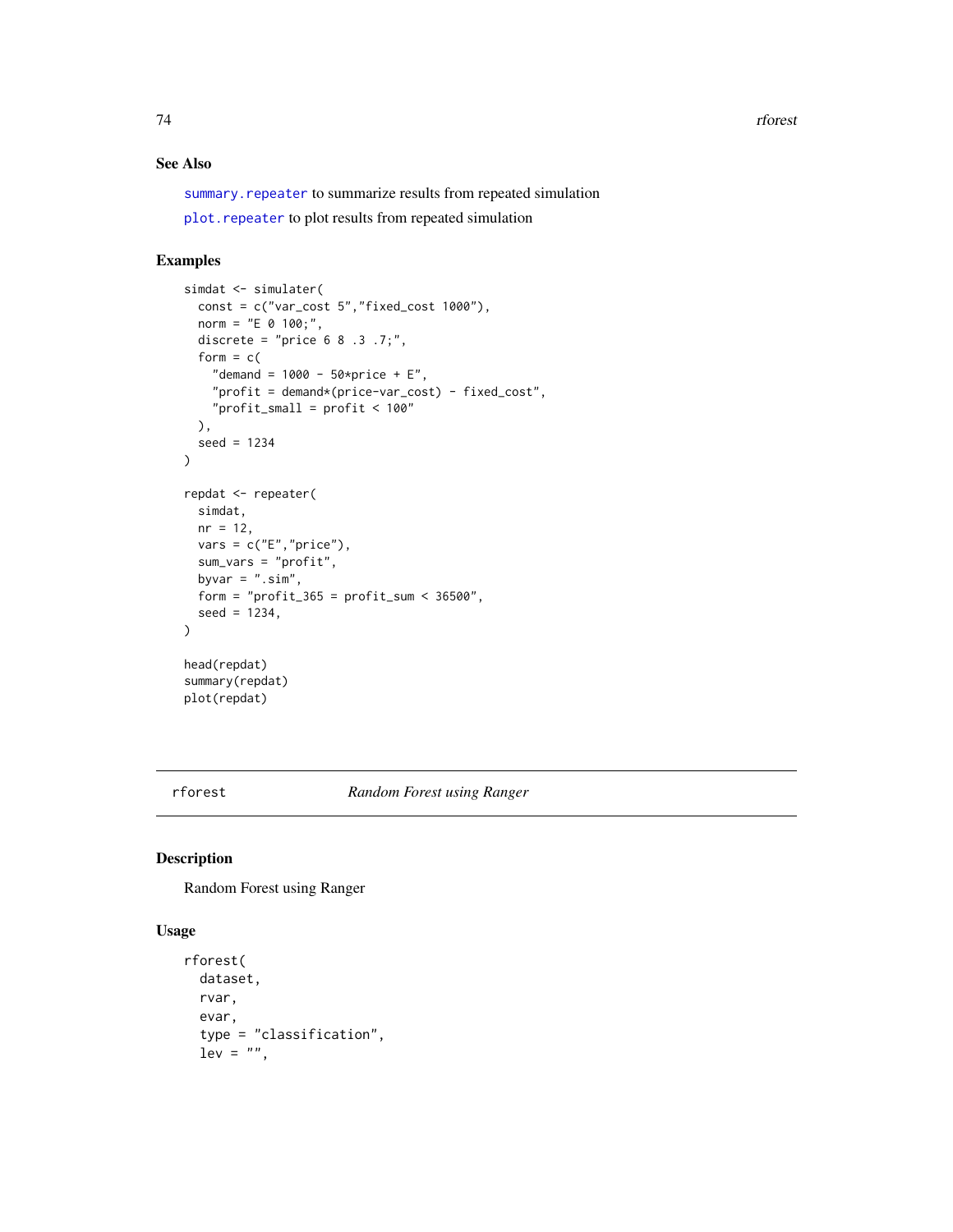## See Also

`summary.repeater` to summarize results from repeated simulation

`plot.repeater` to plot results from repeated simulation

## Examples

```
simdat <- simulater(
  const = c("var_cost 5","fixed_cost 1000"),
  norm = "E 0 100;",
  discrete = "price 6 8 .3 .7;",
  form = c(
    "demand = 1000 - 50*price + E",
    "profit = demand*(price-var_cost) - fixed_cost",
    "profit_small = profit < 100"
  ),
  seed = 1234
)

repdat <- repeater(
  simdat,
  nr = 12,
  vars = c("E","price"),
  sum_vars = "profit",
  byvar = ".sim",
  form = "profit_365 = profit_sum < 36500",
  seed = 1234,
)

head(repdat)
summary(repdat)
plot(repdat)
```

---

# rforest *Random Forest using Ranger*

## Description

Random Forest using Ranger

## Usage

```
rforest(
  dataset,
  rvar,
  evar,
  type = "classification",
  lev = "",
```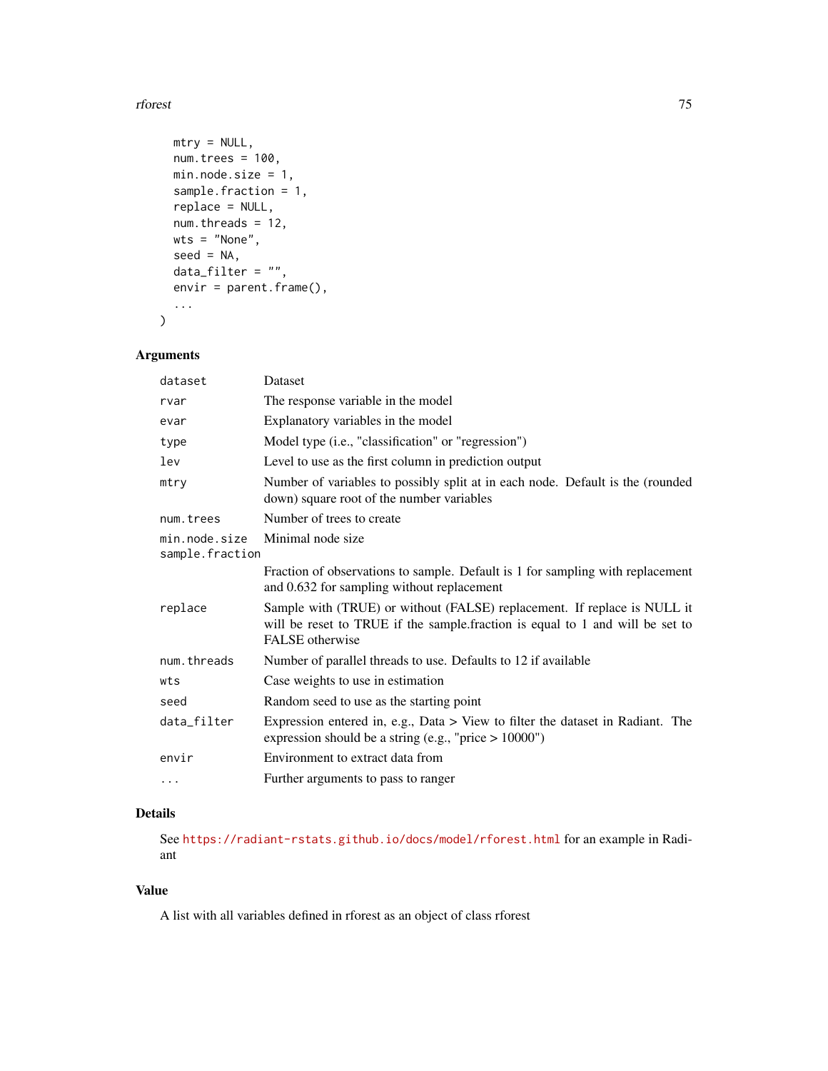```
  mtry = NULL,
  num.trees = 100,
  min.node.size = 1,
  sample.fraction = 1,
  replace = NULL,
  num.threads = 12,
  wts = "None",
  seed = NA,
  data_filter = "",
  envir = parent.frame(),
  ...
)
```

## Arguments

| | |
|---|---|
| dataset | Dataset |
| rvar | The response variable in the model |
| evar | Explanatory variables in the model |
| type | Model type (i.e., "classification" or "regression") |
| lev | Level to use as the first column in prediction output |
| mtry | Number of variables to possibly split at in each node. Default is the (rounded down) square root of the number variables |
| num.trees | Number of trees to create |
| min.node.size | Minimal node size |
| sample.fraction | Fraction of observations to sample. Default is 1 for sampling with replacement and 0.632 for sampling without replacement |
| replace | Sample with (TRUE) or without (FALSE) replacement. If replace is NULL it will be reset to TRUE if the sample.fraction is equal to 1 and will be set to FALSE otherwise |
| num.threads | Number of parallel threads to use. Defaults to 12 if available |
| wts | Case weights to use in estimation |
| seed | Random seed to use as the starting point |
| data_filter | Expression entered in, e.g., Data > View to filter the dataset in Radiant. The expression should be a string (e.g., "price > 10000") |
| envir | Environment to extract data from |
| ... | Further arguments to pass to ranger |

## Details

See https://radiant-rstats.github.io/docs/model/rforest.html for an example in Radiant

## Value

A list with all variables defined in rforest as an object of class rforest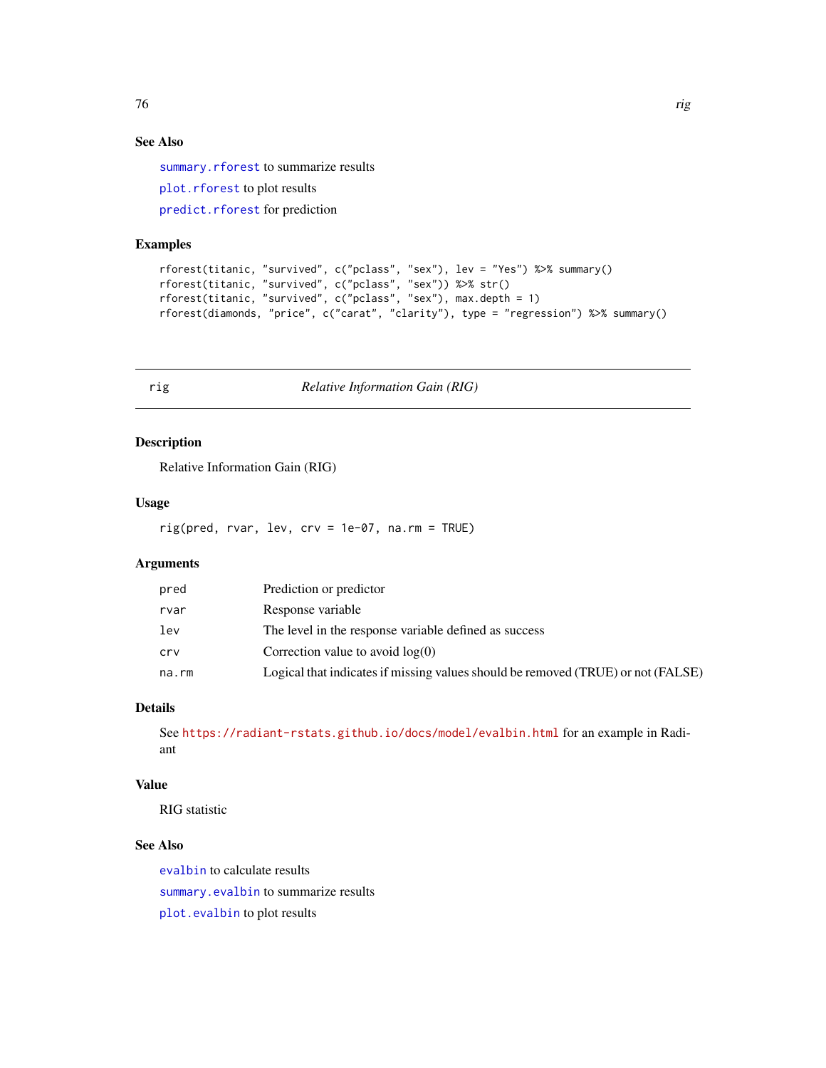## See Also

`summary.rforest` to summarize results

`plot.rforest` to plot results

`predict.rforest` for prediction

## Examples

```
rforest(titanic, "survived", c("pclass", "sex"), lev = "Yes") %>% summary()
rforest(titanic, "survived", c("pclass", "sex")) %>% str()
rforest(titanic, "survived", c("pclass", "sex"), max.depth = 1)
rforest(diamonds, "price", c("carat", "clarity"), type = "regression") %>% summary()
```

---

# rig — *Relative Information Gain (RIG)*

---

## Description

Relative Information Gain (RIG)

## Usage

```
rig(pred, rvar, lev, crv = 1e-07, na.rm = TRUE)
```

## Arguments

| | |
|---|---|
| `pred` | Prediction or predictor |
| `rvar` | Response variable |
| `lev` | The level in the response variable defined as success |
| `crv` | Correction value to avoid log(0) |
| `na.rm` | Logical that indicates if missing values should be removed (TRUE) or not (FALSE) |

## Details

See https://radiant-rstats.github.io/docs/model/evalbin.html for an example in Radiant

## Value

RIG statistic

## See Also

`evalbin` to calculate results

`summary.evalbin` to summarize results

`plot.evalbin` to plot results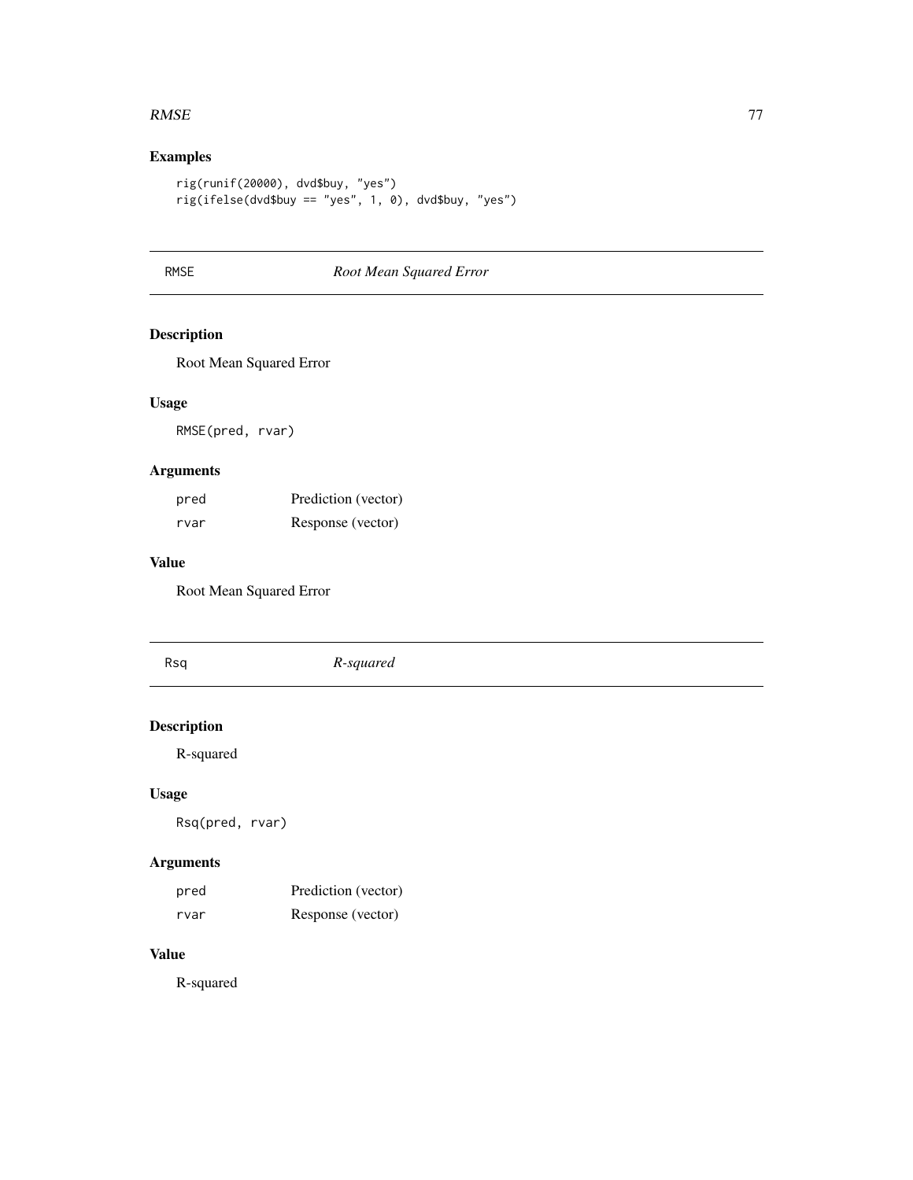## Examples

```
rig(runif(20000), dvd$buy, "yes")
rig(ifelse(dvd$buy == "yes", 1, 0), dvd$buy, "yes")
```

---

# RMSE *Root Mean Squared Error*

---

### Description

Root Mean Squared Error

### Usage

```
RMSE(pred, rvar)
```

### Arguments

| | |
|---|---|
| pred | Prediction (vector) |
| rvar | Response (vector) |

### Value

Root Mean Squared Error

---

# Rsq *R-squared*

---

### Description

R-squared

### Usage

```
Rsq(pred, rvar)
```

### Arguments

| | |
|---|---|
| pred | Prediction (vector) |
| rvar | Response (vector) |

### Value

R-squared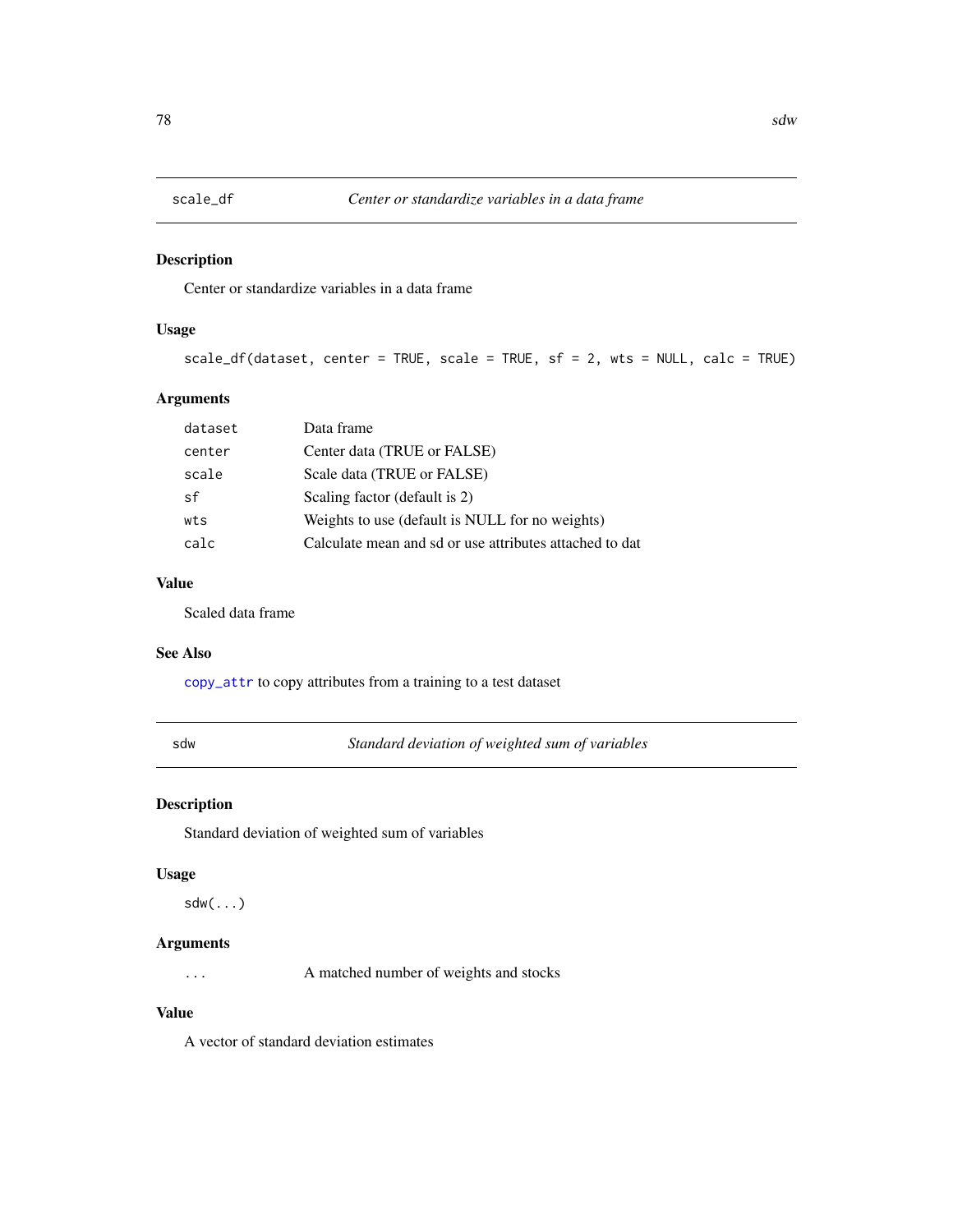## scale_df — *Center or standardize variables in a data frame*

### Description

Center or standardize variables in a data frame

### Usage

```
scale_df(dataset, center = TRUE, scale = TRUE, sf = 2, wts = NULL, calc = TRUE)
```

### Arguments

| | |
|---|---|
| dataset | Data frame |
| center | Center data (TRUE or FALSE) |
| scale | Scale data (TRUE or FALSE) |
| sf | Scaling factor (default is 2) |
| wts | Weights to use (default is NULL for no weights) |
| calc | Calculate mean and sd or use attributes attached to dat |

### Value

Scaled data frame

### See Also

copy_attr to copy attributes from a training to a test dataset

## sdw — *Standard deviation of weighted sum of variables*

### Description

Standard deviation of weighted sum of variables

### Usage

```
sdw(...)
```

### Arguments

| | |
|---|---|
| ... | A matched number of weights and stocks |

### Value

A vector of standard deviation estimates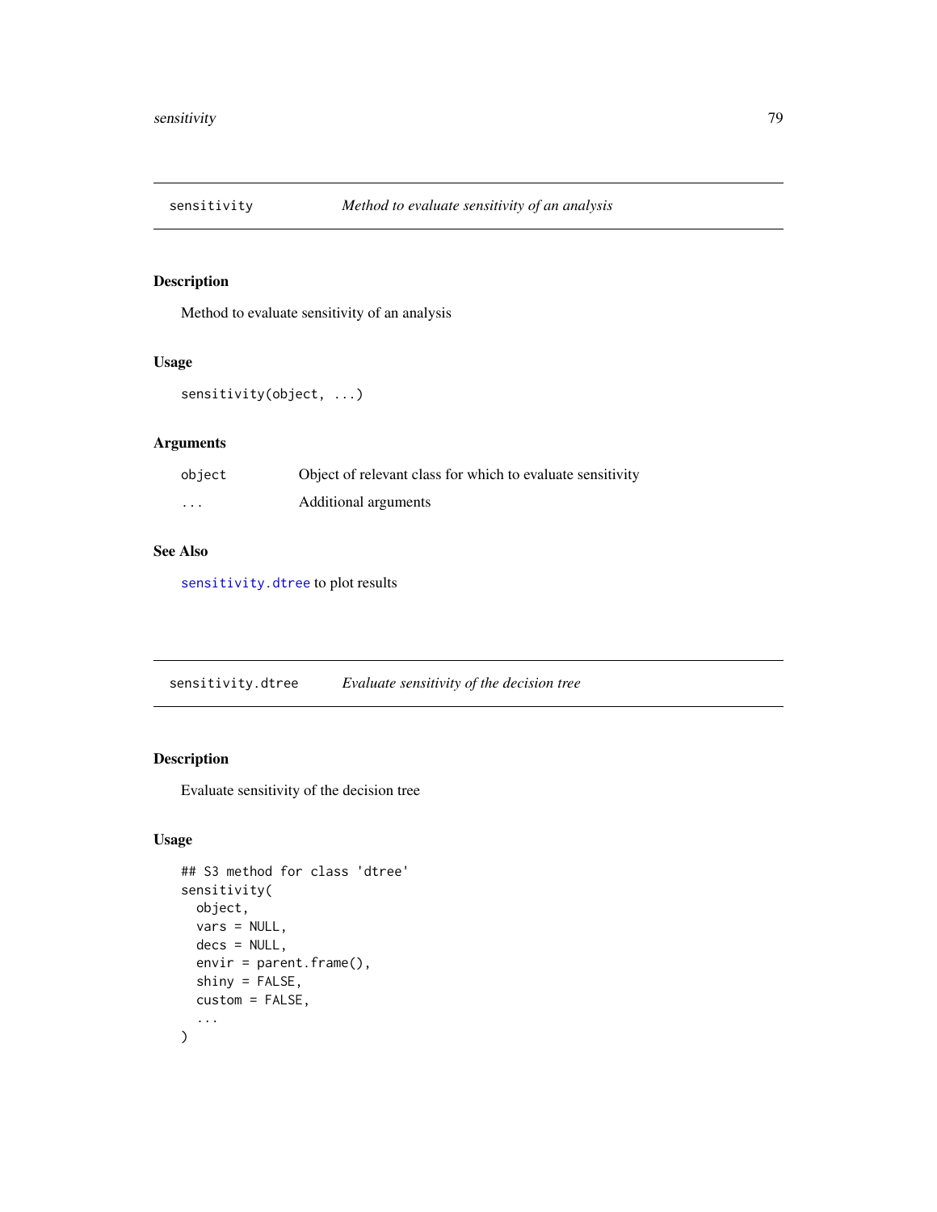## sensitivity — *Method to evaluate sensitivity of an analysis*

### Description

Method to evaluate sensitivity of an analysis

### Usage

```
sensitivity(object, ...)
```

### Arguments

| | |
|---|---|
| `object` | Object of relevant class for which to evaluate sensitivity |
| `...` | Additional arguments |

### See Also

`sensitivity.dtree` to plot results

## sensitivity.dtree — *Evaluate sensitivity of the decision tree*

### Description

Evaluate sensitivity of the decision tree

### Usage

```
## S3 method for class 'dtree'
sensitivity(
  object,
  vars = NULL,
  decs = NULL,
  envir = parent.frame(),
  shiny = FALSE,
  custom = FALSE,
  ...
)
```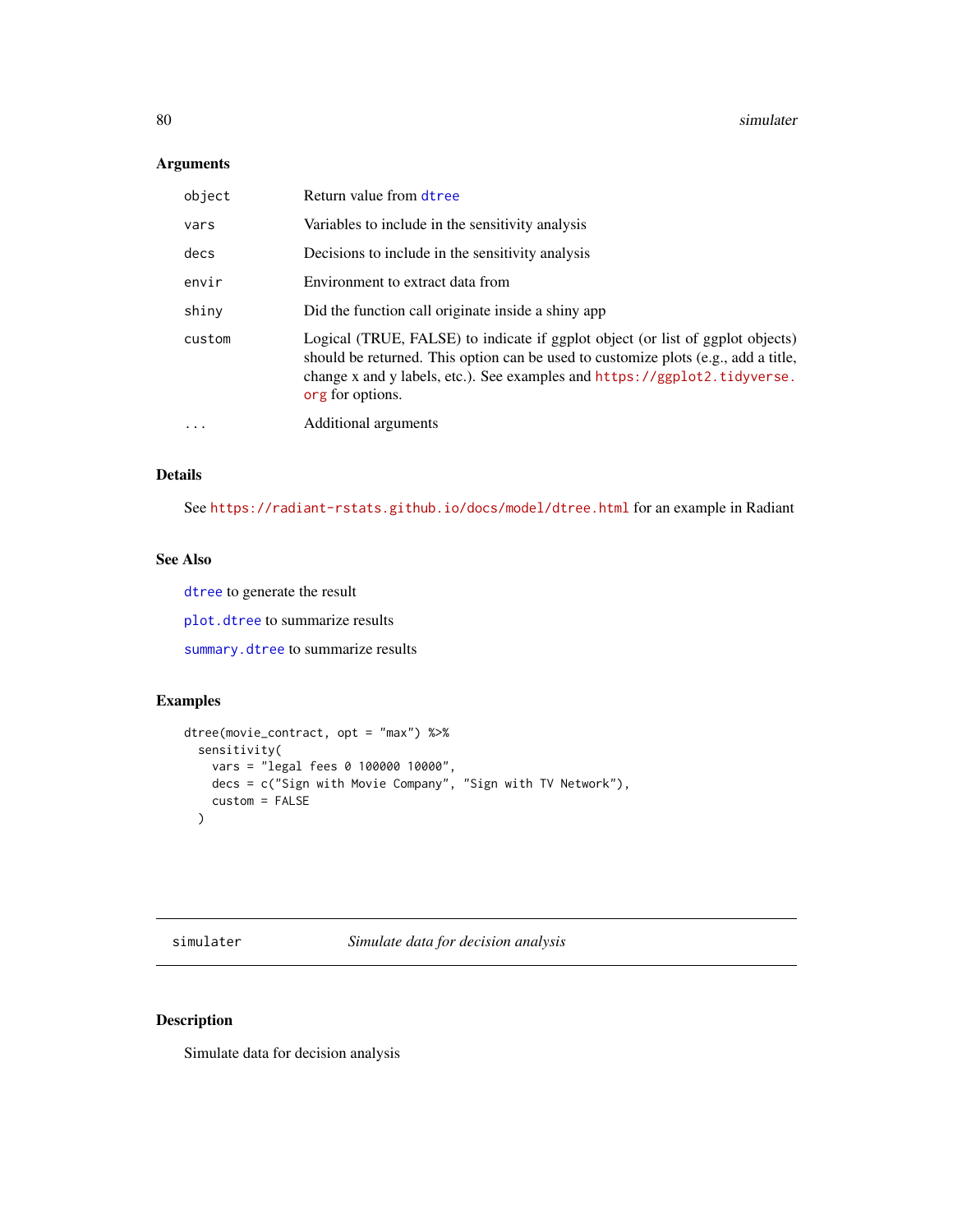## Arguments

| | |
|---|---|
| object | Return value from dtree |
| vars | Variables to include in the sensitivity analysis |
| decs | Decisions to include in the sensitivity analysis |
| envir | Environment to extract data from |
| shiny | Did the function call originate inside a shiny app |
| custom | Logical (TRUE, FALSE) to indicate if ggplot object (or list of ggplot objects) should be returned. This option can be used to customize plots (e.g., add a title, change x and y labels, etc.). See examples and https://ggplot2.tidyverse.org for options. |
| ... | Additional arguments |

## Details

See https://radiant-rstats.github.io/docs/model/dtree.html for an example in Radiant

## See Also

dtree to generate the result

plot.dtree to summarize results

summary.dtree to summarize results

## Examples

```
dtree(movie_contract, opt = "max") %>%
  sensitivity(
    vars = "legal fees 0 100000 10000",
    decs = c("Sign with Movie Company", "Sign with TV Network"),
    custom = FALSE
  )
```

---

simulater    *Simulate data for decision analysis*

---

## Description

Simulate data for decision analysis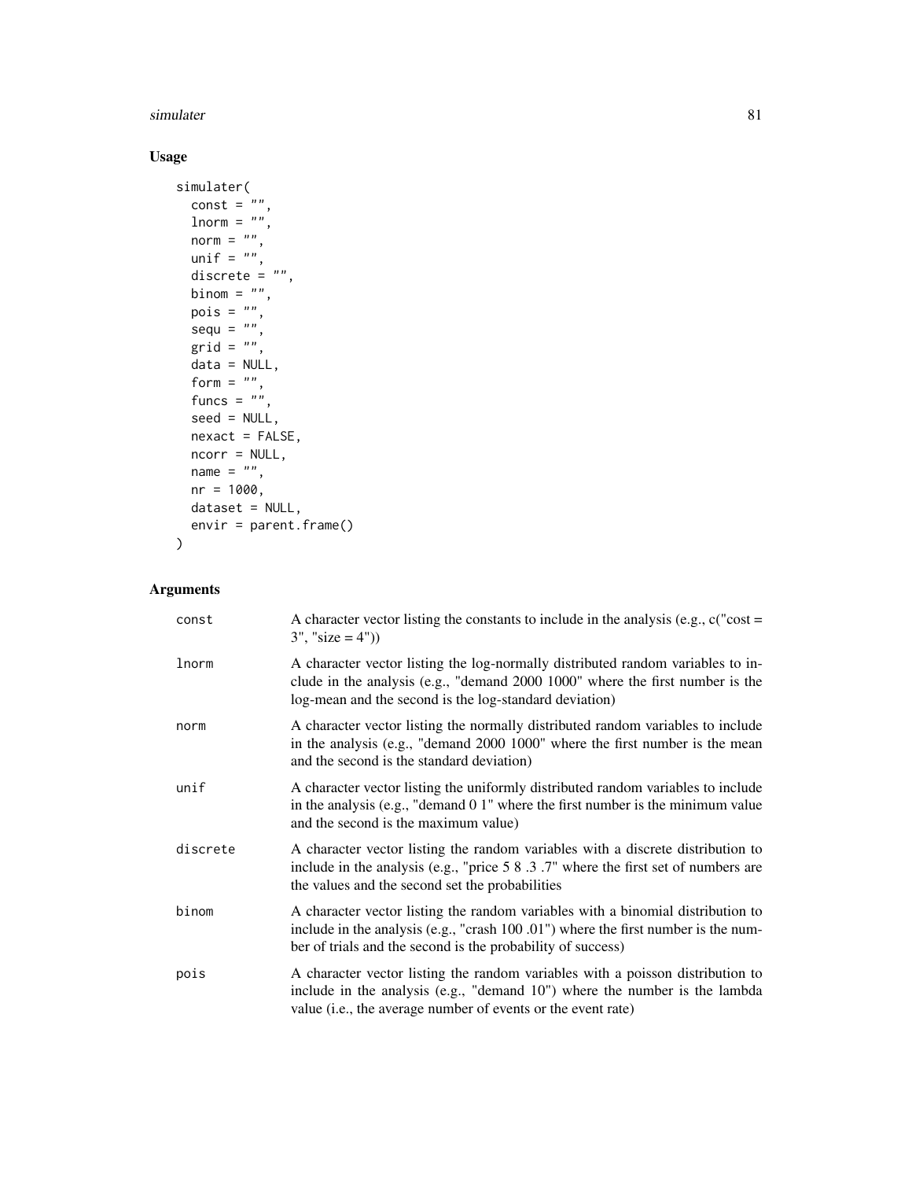## Usage

```
simulater(
  const = "",
  lnorm = "",
  norm = "",
  unif = "",
  discrete = "",
  binom = "",
  pois = "",
  sequ = "",
  grid = "",
  data = NULL,
  form = "",
  funcs = "",
  seed = NULL,
  nexact = FALSE,
  ncorr = NULL,
  name = "",
  nr = 1000,
  dataset = NULL,
  envir = parent.frame()
)
```

## Arguments

| | |
|---|---|
| `const` | A character vector listing the constants to include in the analysis (e.g., c("cost = 3", "size = 4")) |
| `lnorm` | A character vector listing the log-normally distributed random variables to include in the analysis (e.g., "demand 2000 1000" where the first number is the log-mean and the second is the log-standard deviation) |
| `norm` | A character vector listing the normally distributed random variables to include in the analysis (e.g., "demand 2000 1000" where the first number is the mean and the second is the standard deviation) |
| `unif` | A character vector listing the uniformly distributed random variables to include in the analysis (e.g., "demand 0 1" where the first number is the minimum value and the second is the maximum value) |
| `discrete` | A character vector listing the random variables with a discrete distribution to include in the analysis (e.g., "price 5 8 .3 .7" where the first set of numbers are the values and the second set the probabilities |
| `binom` | A character vector listing the random variables with a binomial distribution to include in the analysis (e.g., "crash 100 .01") where the first number is the number of trials and the second is the probability of success) |
| `pois` | A character vector listing the random variables with a poisson distribution to include in the analysis (e.g., "demand 10") where the number is the lambda value (i.e., the average number of events or the event rate) |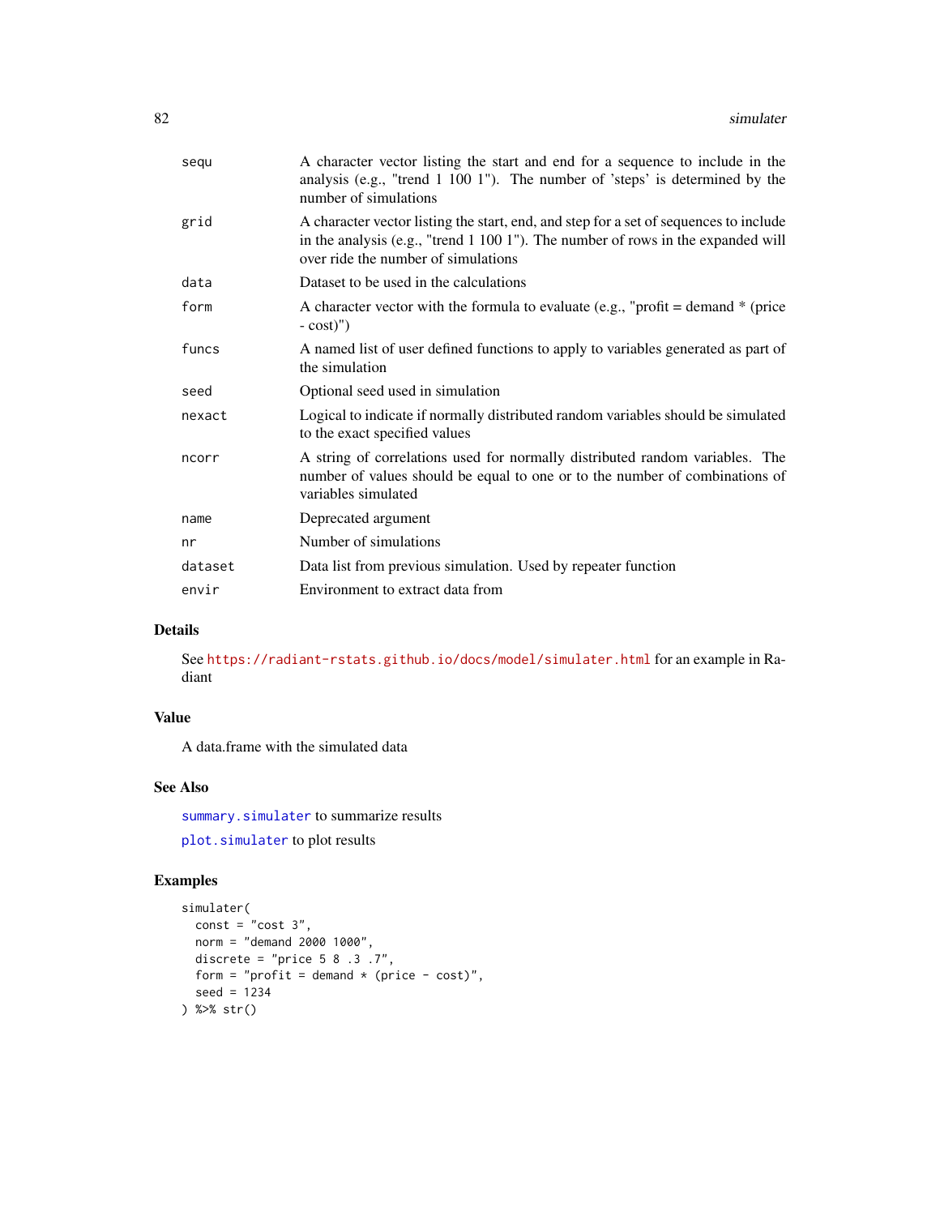| | |
|---|---|
| sequ | A character vector listing the start and end for a sequence to include in the analysis (e.g., "trend 1 100 1"). The number of 'steps' is determined by the number of simulations |
| grid | A character vector listing the start, end, and step for a set of sequences to include in the analysis (e.g., "trend 1 100 1"). The number of rows in the expanded will over ride the number of simulations |
| data | Dataset to be used in the calculations |
| form | A character vector with the formula to evaluate (e.g., "profit = demand * (price - cost)") |
| funcs | A named list of user defined functions to apply to variables generated as part of the simulation |
| seed | Optional seed used in simulation |
| nexact | Logical to indicate if normally distributed random variables should be simulated to the exact specified values |
| ncorr | A string of correlations used for normally distributed random variables. The number of values should be equal to one or to the number of combinations of variables simulated |
| name | Deprecated argument |
| nr | Number of simulations |
| dataset | Data list from previous simulation. Used by repeater function |
| envir | Environment to extract data from |

### Details

See https://radiant-rstats.github.io/docs/model/simulater.html for an example in Radiant

### Value

A data.frame with the simulated data

### See Also

summary.simulater to summarize results

plot.simulater to plot results

### Examples

```
simulater(
  const = "cost 3",
  norm = "demand 2000 1000",
  discrete = "price 5 8 .3 .7",
  form = "profit = demand * (price - cost)",
  seed = 1234
) %>% str()
```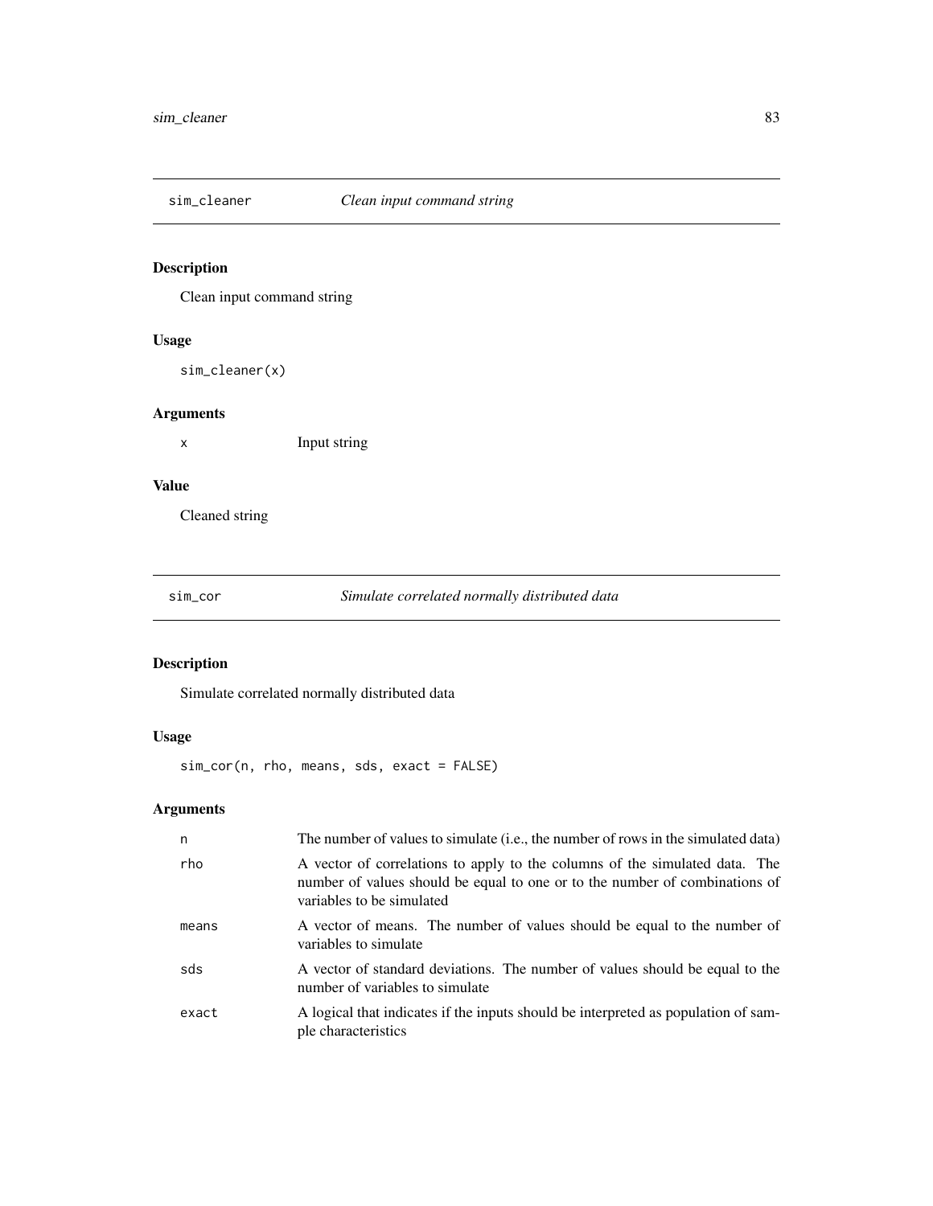## sim_cleaner *Clean input command string*

### Description

Clean input command string

### Usage

```
sim_cleaner(x)
```

### Arguments

| | |
|---|---|
| x | Input string |

### Value

Cleaned string

## sim_cor *Simulate correlated normally distributed data*

### Description

Simulate correlated normally distributed data

### Usage

```
sim_cor(n, rho, means, sds, exact = FALSE)
```

### Arguments

| | |
|---|---|
| n | The number of values to simulate (i.e., the number of rows in the simulated data) |
| rho | A vector of correlations to apply to the columns of the simulated data. The number of values should be equal to one or to the number of combinations of variables to be simulated |
| means | A vector of means. The number of values should be equal to the number of variables to simulate |
| sds | A vector of standard deviations. The number of values should be equal to the number of variables to simulate |
| exact | A logical that indicates if the inputs should be interpreted as population of sample characteristics |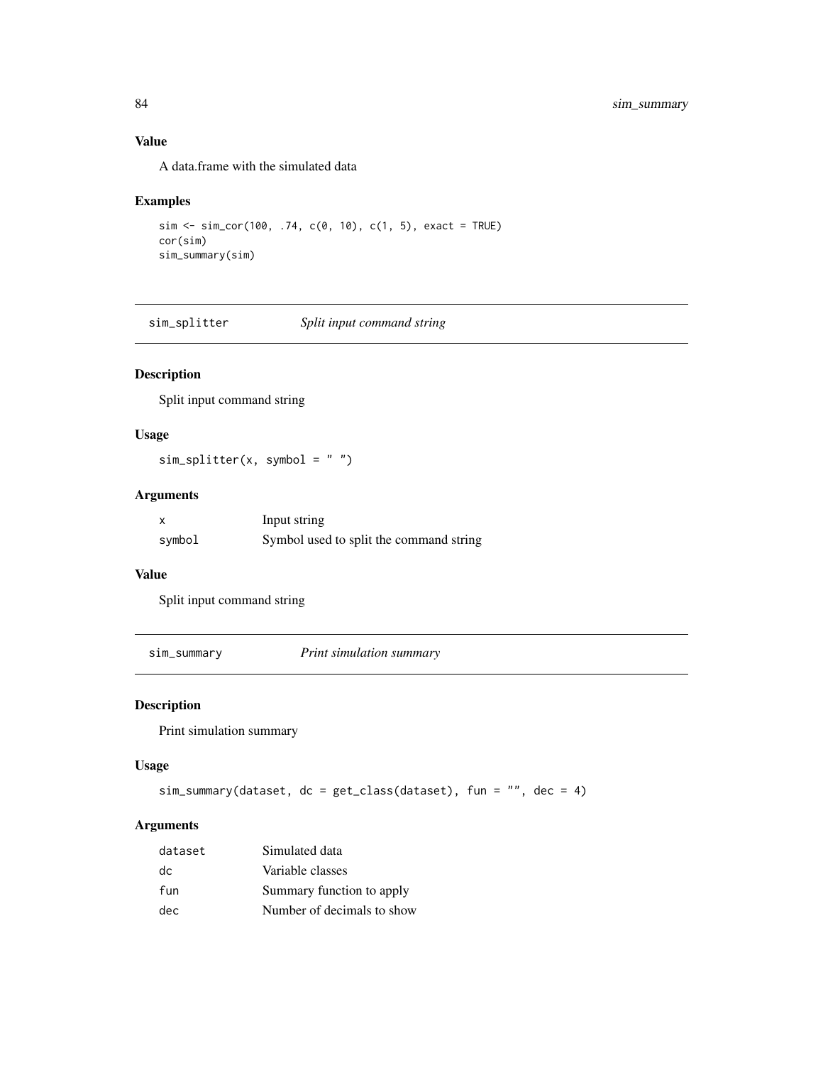### Value

A data.frame with the simulated data

### Examples

```
sim <- sim_cor(100, .74, c(0, 10), c(1, 5), exact = TRUE)
cor(sim)
sim_summary(sim)
```

---

## sim_splitter    *Split input command string*

---

### Description

Split input command string

### Usage

```
sim_splitter(x, symbol = " ")
```

### Arguments

| | |
|---|---|
| x | Input string |
| symbol | Symbol used to split the command string |

### Value

Split input command string

---

## sim_summary    *Print simulation summary*

---

### Description

Print simulation summary

### Usage

```
sim_summary(dataset, dc = get_class(dataset), fun = "", dec = 4)
```

### Arguments

| | |
|---|---|
| dataset | Simulated data |
| dc | Variable classes |
| fun | Summary function to apply |
| dec | Number of decimals to show |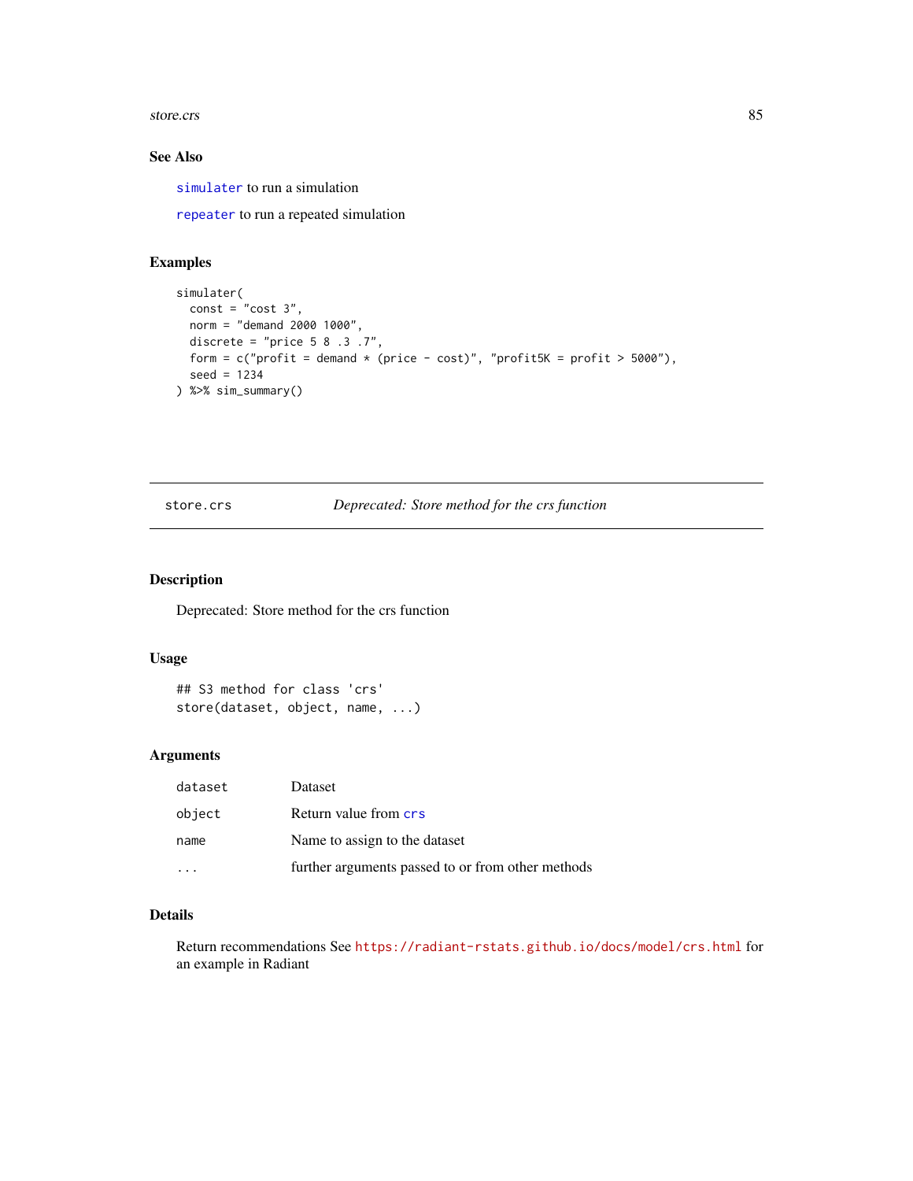## See Also

`simulater` to run a simulation

`repeater` to run a repeated simulation

## Examples

```
simulater(
  const = "cost 3",
  norm = "demand 2000 1000",
  discrete = "price 5 8 .3 .7",
  form = c("profit = demand * (price - cost)", "profit5K = profit > 5000"),
  seed = 1234
) %>% sim_summary()
```

---

# store.crs — *Deprecated: Store method for the crs function*

## Description

Deprecated: Store method for the crs function

## Usage

```
## S3 method for class 'crs'
store(dataset, object, name, ...)
```

## Arguments

| | |
|---|---|
| dataset | Dataset |
| object | Return value from `crs` |
| name | Name to assign to the dataset |
| ... | further arguments passed to or from other methods |

## Details

Return recommendations See https://radiant-rstats.github.io/docs/model/crs.html for an example in Radiant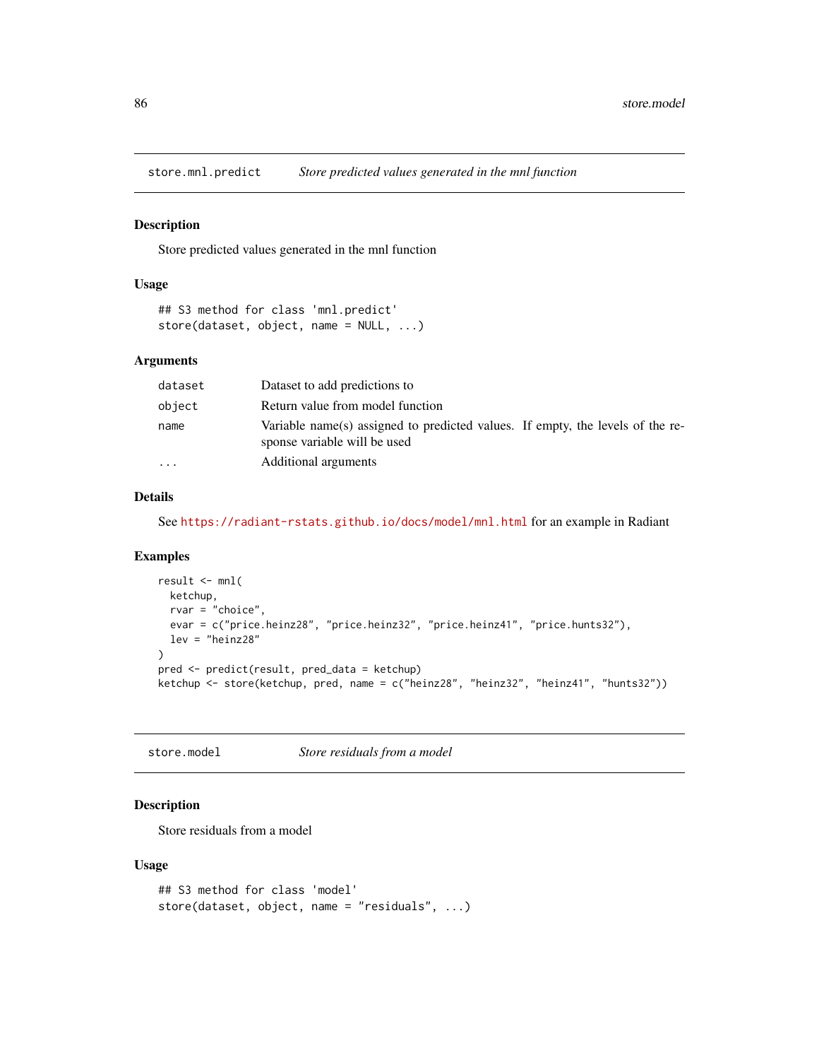## store.mnl.predict — *Store predicted values generated in the mnl function*

### Description

Store predicted values generated in the mnl function

### Usage

```
## S3 method for class 'mnl.predict'
store(dataset, object, name = NULL, ...)
```

### Arguments

| | |
|---|---|
| `dataset` | Dataset to add predictions to |
| `object` | Return value from model function |
| `name` | Variable name(s) assigned to predicted values. If empty, the levels of the response variable will be used |
| `...` | Additional arguments |

### Details

See https://radiant-rstats.github.io/docs/model/mnl.html for an example in Radiant

### Examples

```
result <- mnl(
  ketchup,
  rvar = "choice",
  evar = c("price.heinz28", "price.heinz32", "price.heinz41", "price.hunts32"),
  lev = "heinz28"
)
pred <- predict(result, pred_data = ketchup)
ketchup <- store(ketchup, pred, name = c("heinz28", "heinz32", "heinz41", "hunts32"))
```

## store.model — *Store residuals from a model*

### Description

Store residuals from a model

### Usage

```
## S3 method for class 'model'
store(dataset, object, name = "residuals", ...)
```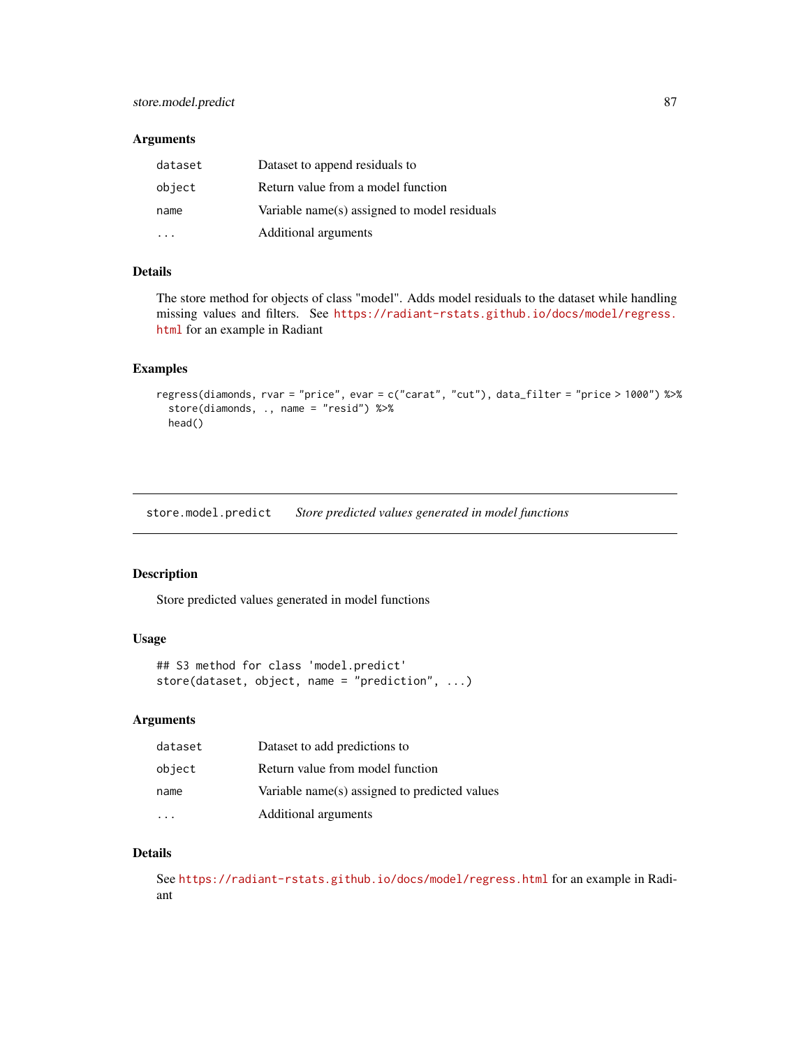### Arguments

| | |
|---|---|
| `dataset` | Dataset to append residuals to |
| `object` | Return value from a model function |
| `name` | Variable name(s) assigned to model residuals |
| `...` | Additional arguments |

### Details

The store method for objects of class "model". Adds model residuals to the dataset while handling missing values and filters. See https://radiant-rstats.github.io/docs/model/regress.html for an example in Radiant

### Examples

```
regress(diamonds, rvar = "price", evar = c("carat", "cut"), data_filter = "price > 1000") %>%
  store(diamonds, ., name = "resid") %>%
  head()
```

---

## store.model.predict *Store predicted values generated in model functions*

### Description

Store predicted values generated in model functions

### Usage

```
## S3 method for class 'model.predict'
store(dataset, object, name = "prediction", ...)
```

### Arguments

| | |
|---|---|
| `dataset` | Dataset to add predictions to |
| `object` | Return value from model function |
| `name` | Variable name(s) assigned to predicted values |
| `...` | Additional arguments |

### Details

See https://radiant-rstats.github.io/docs/model/regress.html for an example in Radiant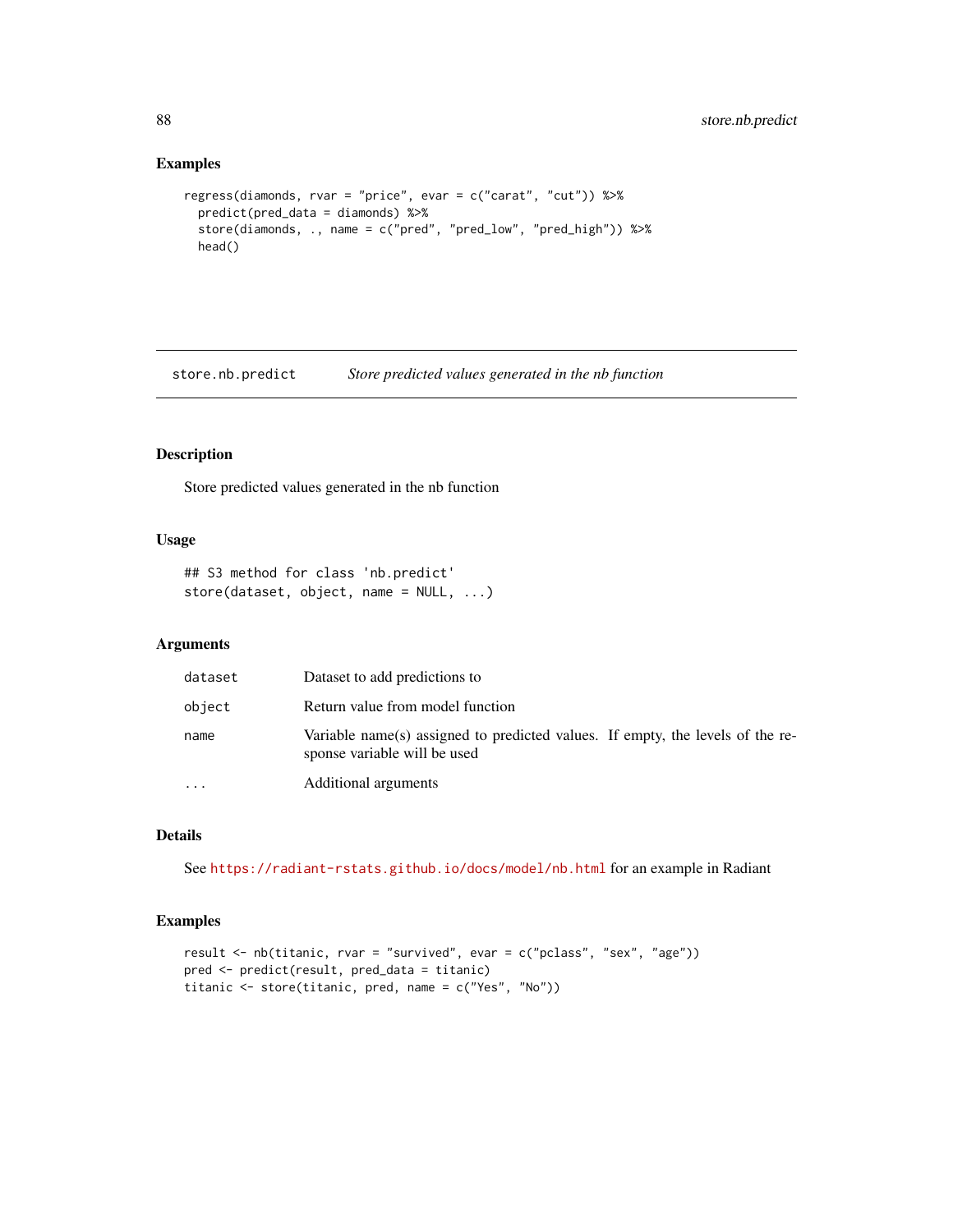## Examples

```
regress(diamonds, rvar = "price", evar = c("carat", "cut")) %>%
  predict(pred_data = diamonds) %>%
  store(diamonds, ., name = c("pred", "pred_low", "pred_high")) %>%
  head()
```

---

# store.nb.predict *Store predicted values generated in the nb function*

---

## Description

Store predicted values generated in the nb function

## Usage

```
## S3 method for class 'nb.predict'
store(dataset, object, name = NULL, ...)
```

## Arguments

| | |
|---|---|
| dataset | Dataset to add predictions to |
| object | Return value from model function |
| name | Variable name(s) assigned to predicted values. If empty, the levels of the response variable will be used |
| ... | Additional arguments |

## Details

See https://radiant-rstats.github.io/docs/model/nb.html for an example in Radiant

## Examples

```
result <- nb(titanic, rvar = "survived", evar = c("pclass", "sex", "age"))
pred <- predict(result, pred_data = titanic)
titanic <- store(titanic, pred, name = c("Yes", "No"))
```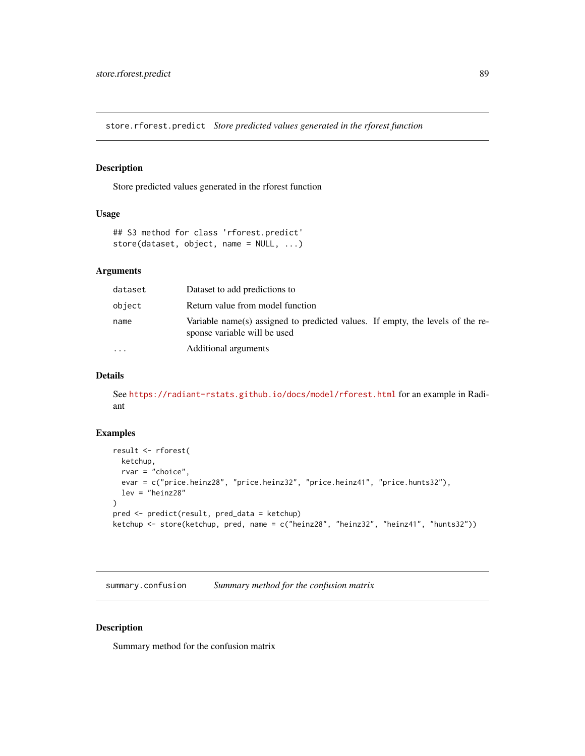## store.rforest.predict *Store predicted values generated in the rforest function*

### Description

Store predicted values generated in the rforest function

### Usage

```
## S3 method for class 'rforest.predict'
store(dataset, object, name = NULL, ...)
```

### Arguments

| | |
|---|---|
| dataset | Dataset to add predictions to |
| object | Return value from model function |
| name | Variable name(s) assigned to predicted values. If empty, the levels of the response variable will be used |
| ... | Additional arguments |

### Details

See https://radiant-rstats.github.io/docs/model/rforest.html for an example in Radiant

### Examples

```
result <- rforest(
  ketchup,
  rvar = "choice",
  evar = c("price.heinz28", "price.heinz32", "price.heinz41", "price.hunts32"),
  lev = "heinz28"
)
pred <- predict(result, pred_data = ketchup)
ketchup <- store(ketchup, pred, name = c("heinz28", "heinz32", "heinz41", "hunts32"))
```

## summary.confusion *Summary method for the confusion matrix*

### Description

Summary method for the confusion matrix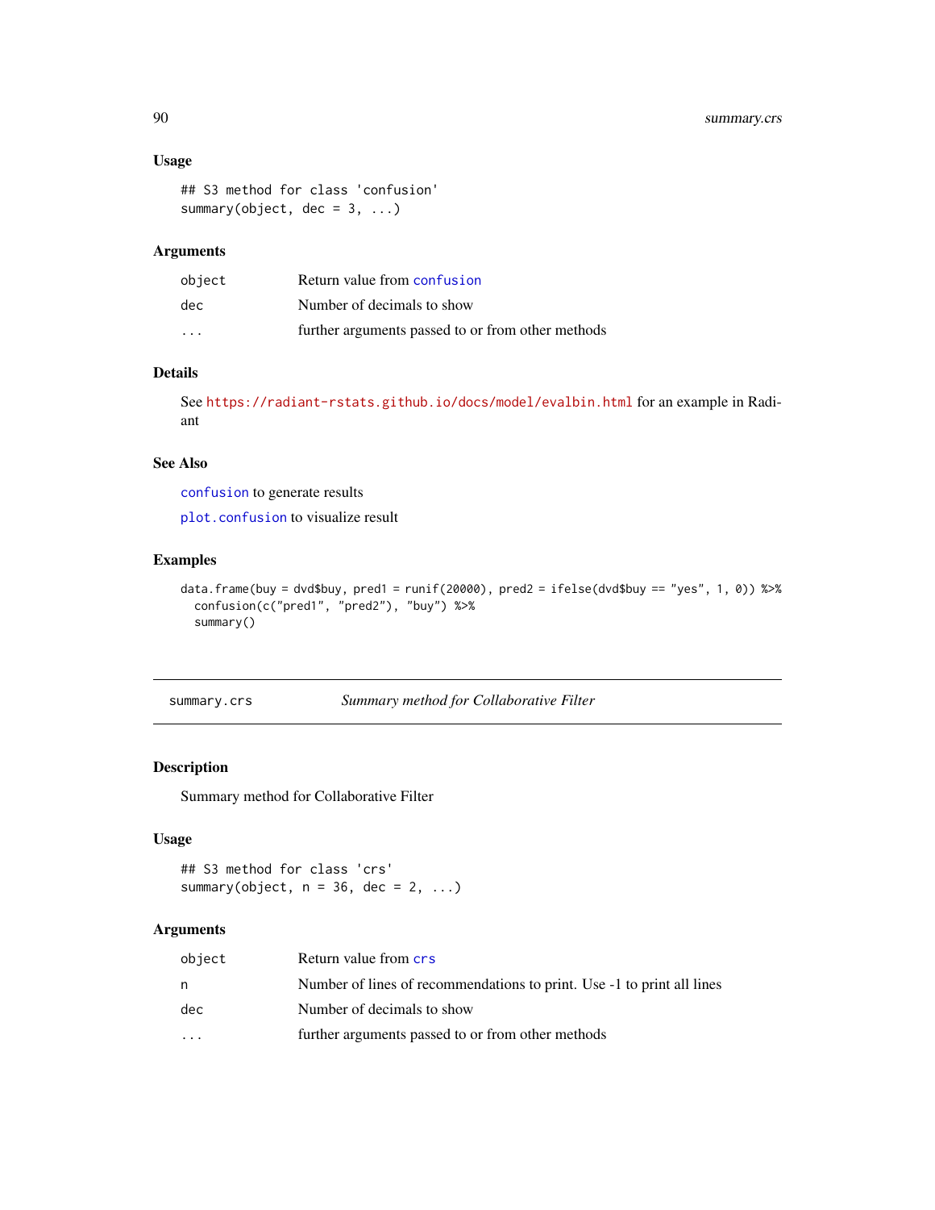## Usage

```
## S3 method for class 'confusion'
summary(object, dec = 3, ...)
```

## Arguments

| | |
|---|---|
| object | Return value from confusion |
| dec | Number of decimals to show |
| ... | further arguments passed to or from other methods |

## Details

See https://radiant-rstats.github.io/docs/model/evalbin.html for an example in Radiant

## See Also

confusion to generate results

plot.confusion to visualize result

## Examples

```
data.frame(buy = dvd$buy, pred1 = runif(20000), pred2 = ifelse(dvd$buy == "yes", 1, 0)) %>%
  confusion(c("pred1", "pred2"), "buy") %>%
  summary()
```

---

# summary.crs — *Summary method for Collaborative Filter*

## Description

Summary method for Collaborative Filter

## Usage

```
## S3 method for class 'crs'
summary(object, n = 36, dec = 2, ...)
```

## Arguments

| | |
|---|---|
| object | Return value from crs |
| n | Number of lines of recommendations to print. Use -1 to print all lines |
| dec | Number of decimals to show |
| ... | further arguments passed to or from other methods |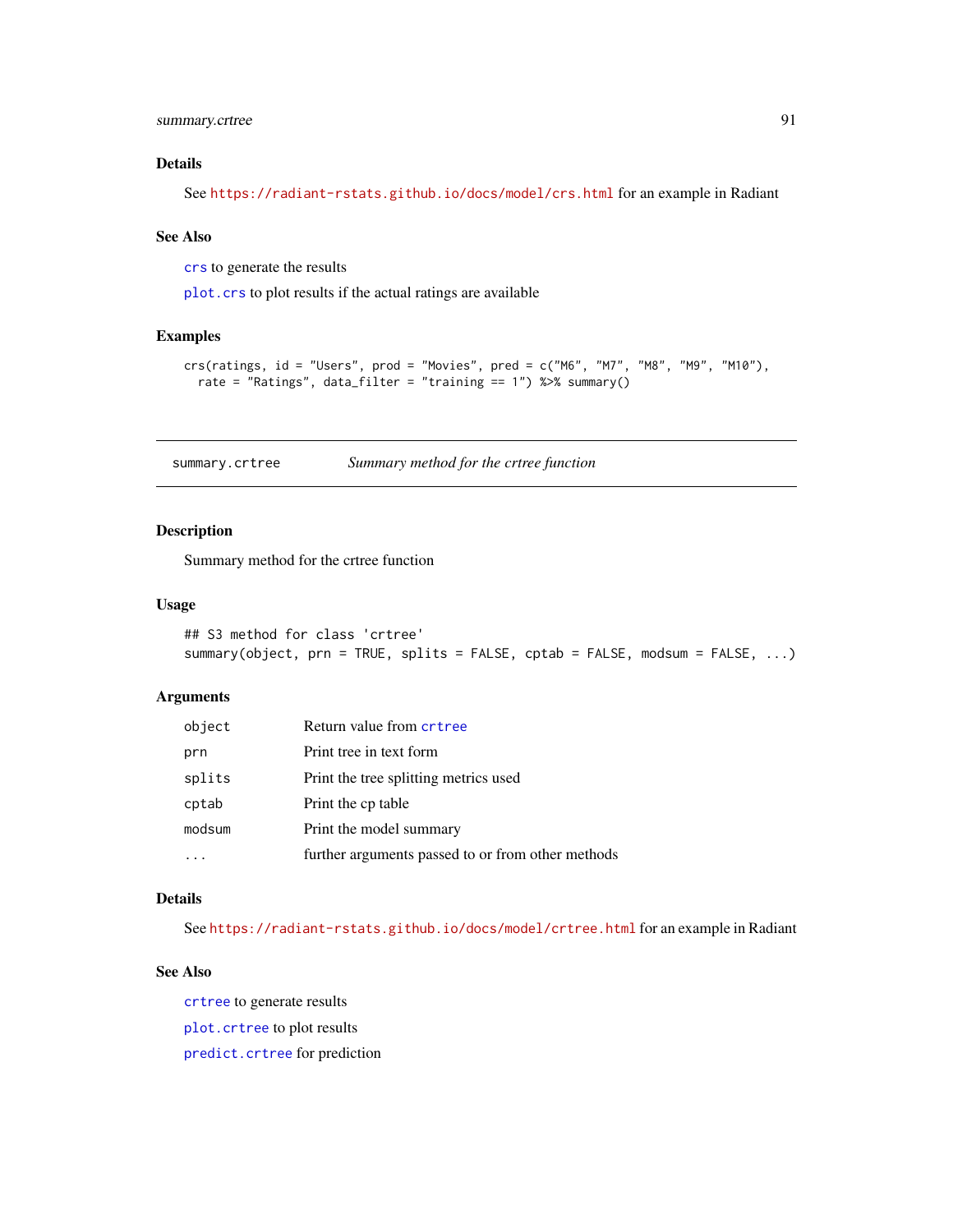### Details

See https://radiant-rstats.github.io/docs/model/crs.html for an example in Radiant

### See Also

`crs` to generate the results

`plot.crs` to plot results if the actual ratings are available

### Examples

```
crs(ratings, id = "Users", prod = "Movies", pred = c("M6", "M7", "M8", "M9", "M10"),
  rate = "Ratings", data_filter = "training == 1") %>% summary()
```

---

## summary.crtree — *Summary method for the crtree function*

---

### Description

Summary method for the crtree function

### Usage

```
## S3 method for class 'crtree'
summary(object, prn = TRUE, splits = FALSE, cptab = FALSE, modsum = FALSE, ...)
```

### Arguments

| | |
|---|---|
| `object` | Return value from `crtree` |
| `prn` | Print tree in text form |
| `splits` | Print the tree splitting metrics used |
| `cptab` | Print the cp table |
| `modsum` | Print the model summary |
| `...` | further arguments passed to or from other methods |

### Details

See https://radiant-rstats.github.io/docs/model/crtree.html for an example in Radiant

### See Also

`crtree` to generate results

`plot.crtree` to plot results

`predict.crtree` for prediction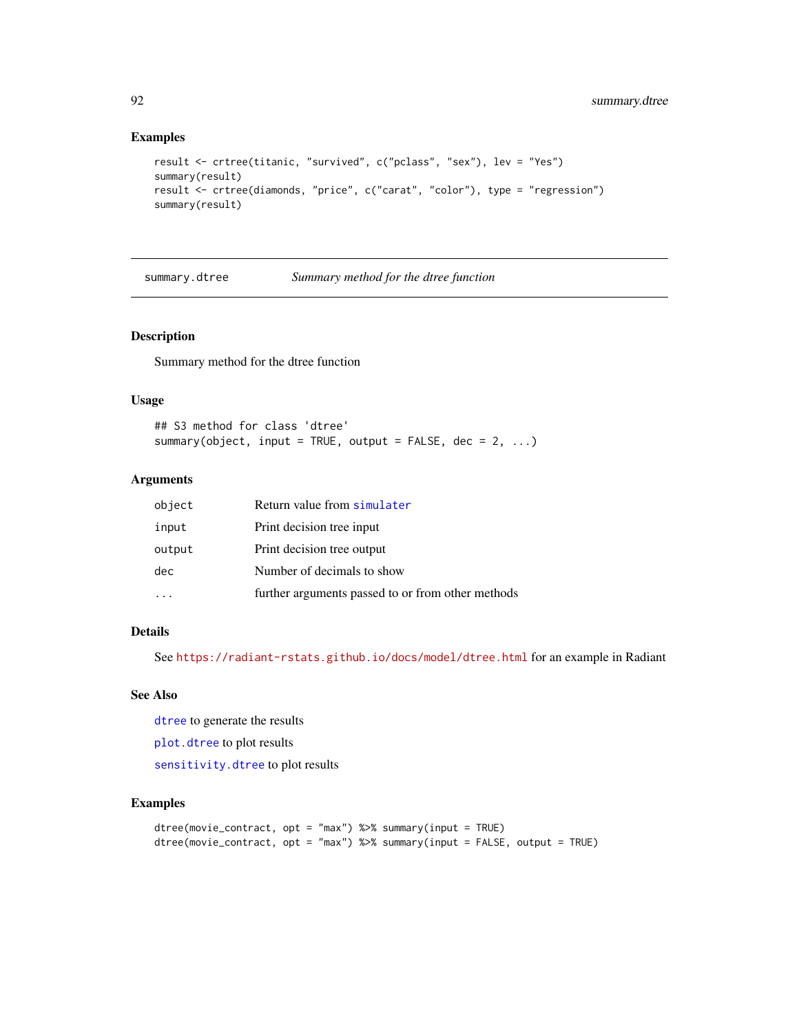### Examples

```
result <- crtree(titanic, "survived", c("pclass", "sex"), lev = "Yes")
summary(result)
result <- crtree(diamonds, "price", c("carat", "color"), type = "regression")
summary(result)
```

---

## summary.dtree    *Summary method for the dtree function*

---

### Description

Summary method for the dtree function

### Usage

```
## S3 method for class 'dtree'
summary(object, input = TRUE, output = FALSE, dec = 2, ...)
```

### Arguments

| | |
|---|---|
| object | Return value from simulater |
| input | Print decision tree input |
| output | Print decision tree output |
| dec | Number of decimals to show |
| ... | further arguments passed to or from other methods |

### Details

See https://radiant-rstats.github.io/docs/model/dtree.html for an example in Radiant

### See Also

dtree to generate the results

plot.dtree to plot results

sensitivity.dtree to plot results

### Examples

```
dtree(movie_contract, opt = "max") %>% summary(input = TRUE)
dtree(movie_contract, opt = "max") %>% summary(input = FALSE, output = TRUE)
```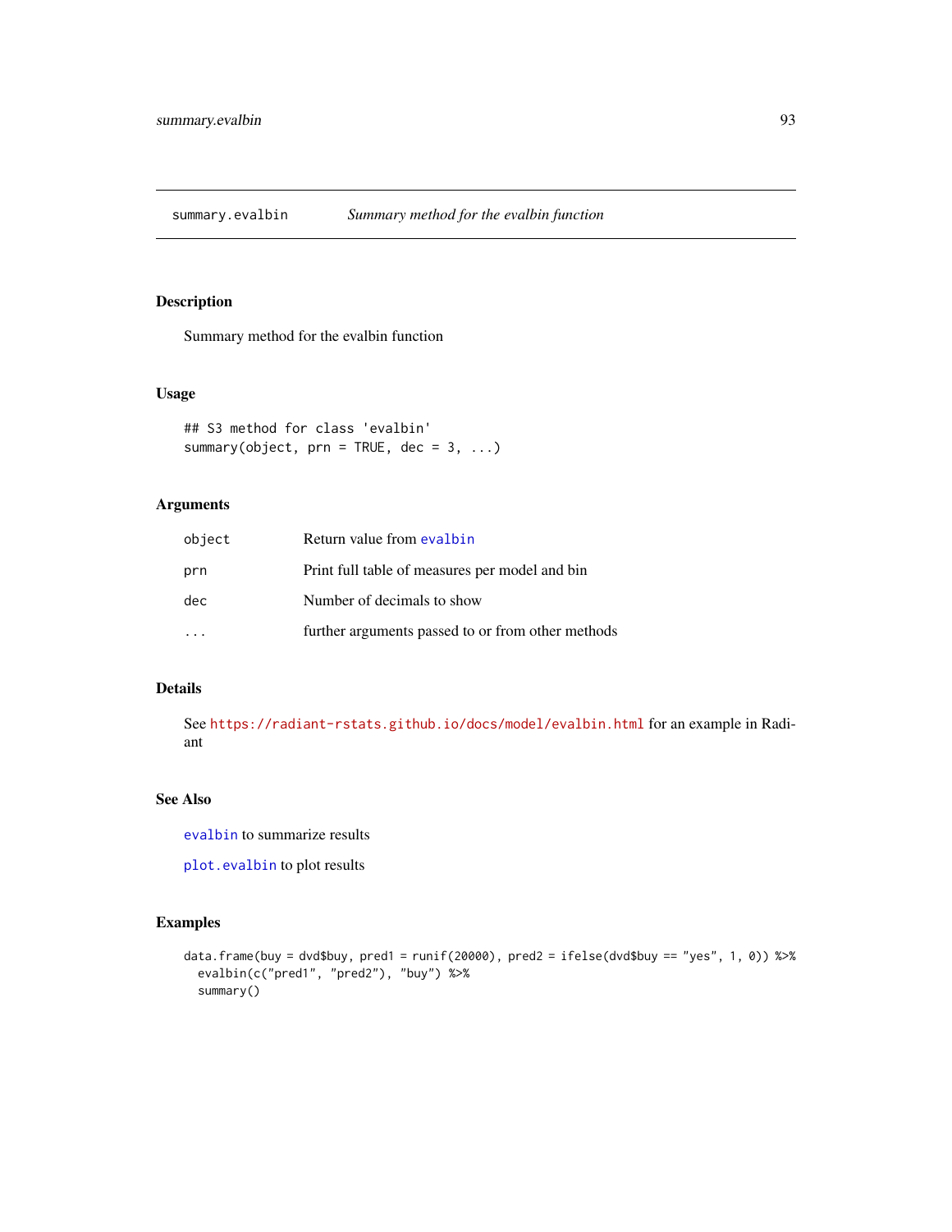## summary.evalbin *Summary method for the evalbin function*

### Description

Summary method for the evalbin function

### Usage

```
## S3 method for class 'evalbin'
summary(object, prn = TRUE, dec = 3, ...)
```

### Arguments

| | |
|---|---|
| object | Return value from evalbin |
| prn | Print full table of measures per model and bin |
| dec | Number of decimals to show |
| ... | further arguments passed to or from other methods |

### Details

See https://radiant-rstats.github.io/docs/model/evalbin.html for an example in Radiant

### See Also

evalbin to summarize results

plot.evalbin to plot results

### Examples

```
data.frame(buy = dvd$buy, pred1 = runif(20000), pred2 = ifelse(dvd$buy == "yes", 1, 0)) %>%
  evalbin(c("pred1", "pred2"), "buy") %>%
  summary()
```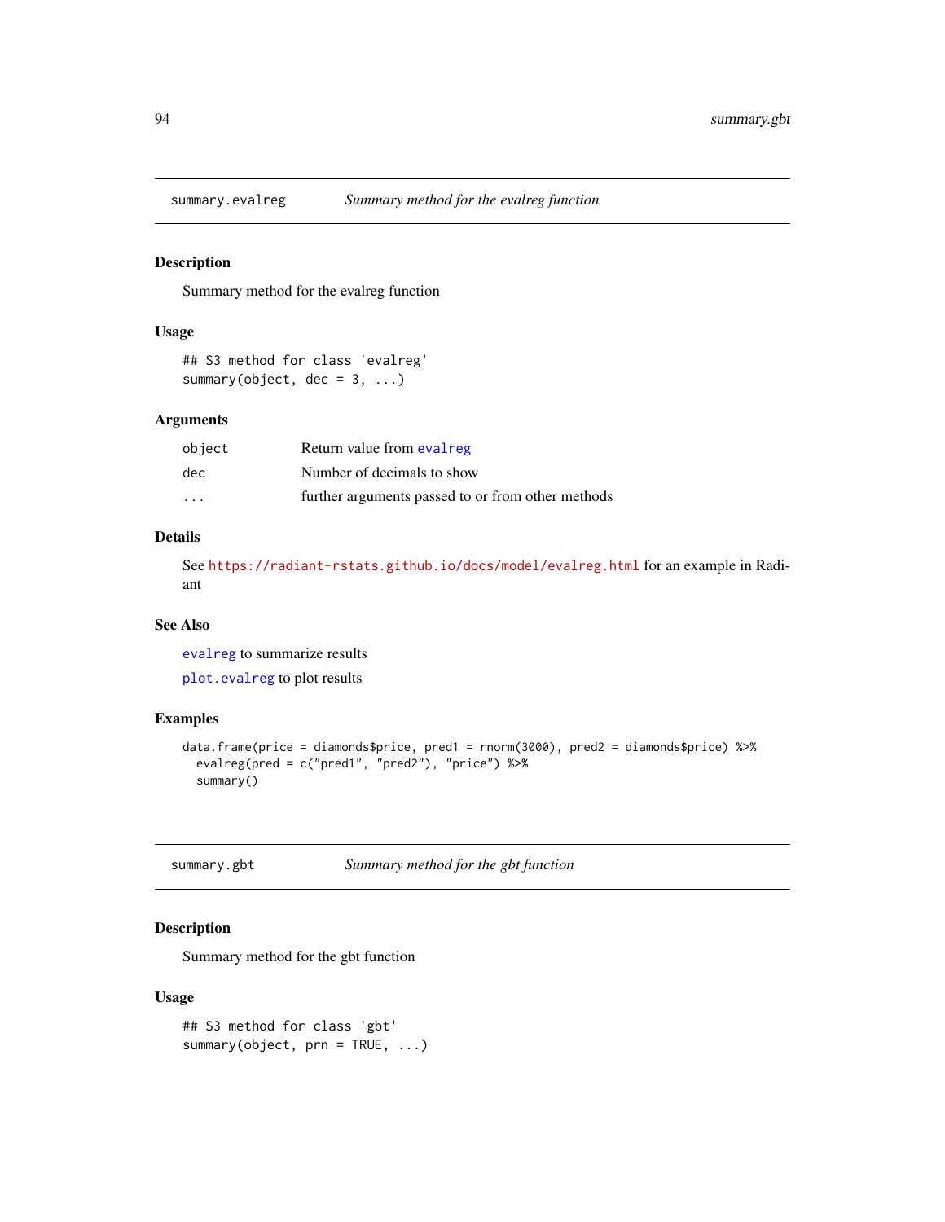## summary.evalreg — *Summary method for the evalreg function*

### Description

Summary method for the evalreg function

### Usage

```
## S3 method for class 'evalreg'
summary(object, dec = 3, ...)
```

### Arguments

| | |
|---|---|
| object | Return value from evalreg |
| dec | Number of decimals to show |
| ... | further arguments passed to or from other methods |

### Details

See https://radiant-rstats.github.io/docs/model/evalreg.html for an example in Radiant

### See Also

evalreg to summarize results

plot.evalreg to plot results

### Examples

```
data.frame(price = diamonds$price, pred1 = rnorm(3000), pred2 = diamonds$price) %>%
  evalreg(pred = c("pred1", "pred2"), "price") %>%
  summary()
```

## summary.gbt — *Summary method for the gbt function*

### Description

Summary method for the gbt function

### Usage

```
## S3 method for class 'gbt'
summary(object, prn = TRUE, ...)
```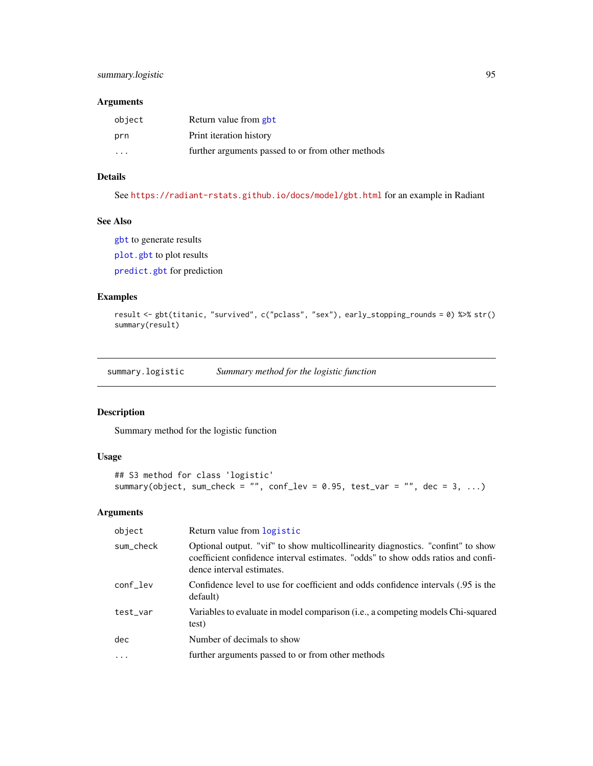### Arguments

| | |
|---|---|
| object | Return value from gbt |
| prn | Print iteration history |
| ... | further arguments passed to or from other methods |

### Details

See https://radiant-rstats.github.io/docs/model/gbt.html for an example in Radiant

### See Also

gbt to generate results

plot.gbt to plot results

predict.gbt for prediction

### Examples

```
result <- gbt(titanic, "survived", c("pclass", "sex"), early_stopping_rounds = 0) %>% str()
summary(result)
```

---

## summary.logistic *Summary method for the logistic function*

### Description

Summary method for the logistic function

### Usage

```
## S3 method for class 'logistic'
summary(object, sum_check = "", conf_lev = 0.95, test_var = "", dec = 3, ...)
```

### Arguments

| | |
|---|---|
| object | Return value from logistic |
| sum_check | Optional output. "vif" to show multicollinearity diagnostics. "confint" to show coefficient confidence interval estimates. "odds" to show odds ratios and confidence interval estimates. |
| conf_lev | Confidence level to use for coefficient and odds confidence intervals (.95 is the default) |
| test_var | Variables to evaluate in model comparison (i.e., a competing models Chi-squared test) |
| dec | Number of decimals to show |
| ... | further arguments passed to or from other methods |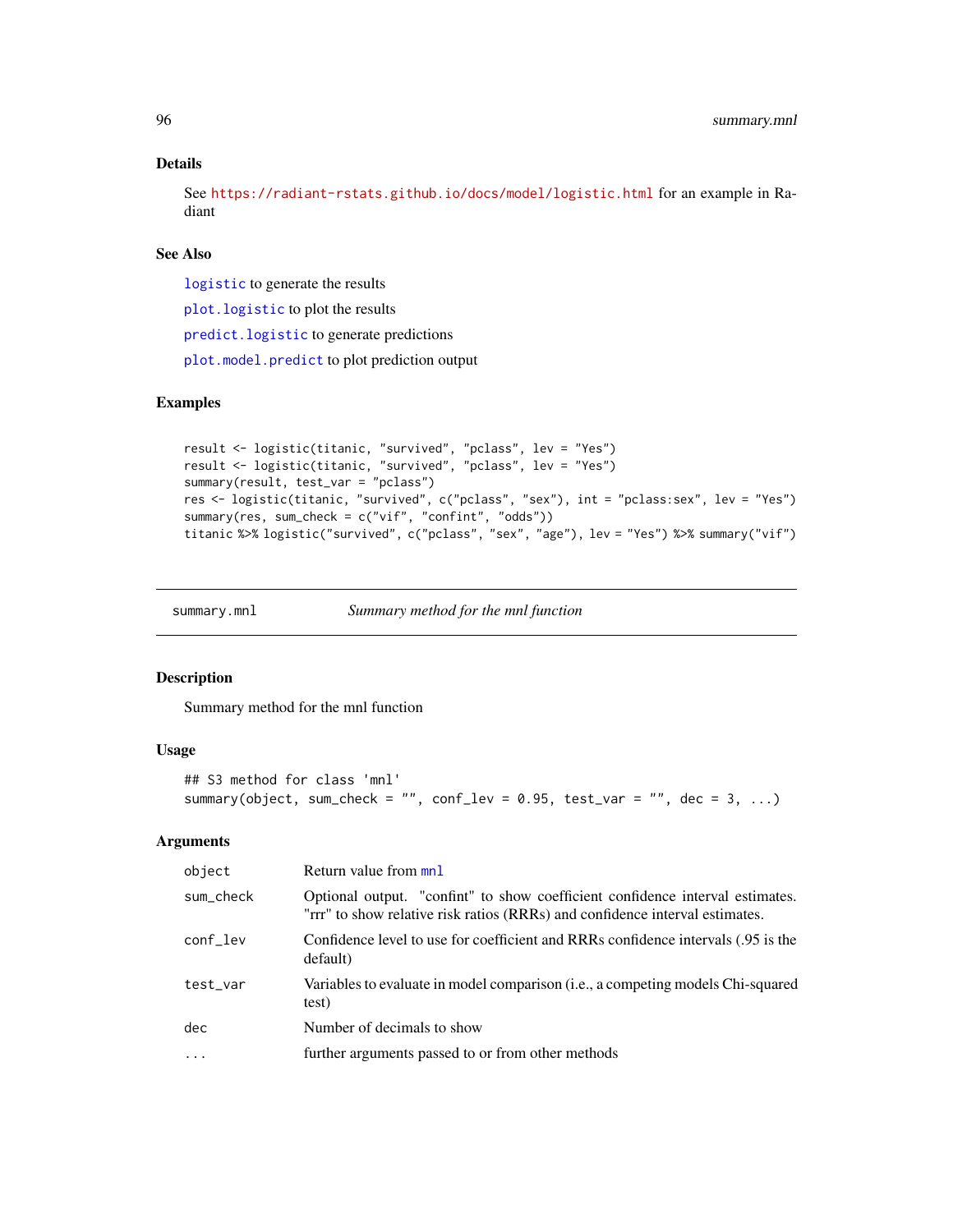## Details

See https://radiant-rstats.github.io/docs/model/logistic.html for an example in Radiant

## See Also

logistic to generate the results

plot.logistic to plot the results

predict.logistic to generate predictions

plot.model.predict to plot prediction output

## Examples

```
result <- logistic(titanic, "survived", "pclass", lev = "Yes")
result <- logistic(titanic, "survived", "pclass", lev = "Yes")
summary(result, test_var = "pclass")
res <- logistic(titanic, "survived", c("pclass", "sex"), int = "pclass:sex", lev = "Yes")
summary(res, sum_check = c("vif", "confint", "odds"))
titanic %>% logistic("survived", c("pclass", "sex", "age"), lev = "Yes") %>% summary("vif")
```

---

# summary.mnl — *Summary method for the mnl function*

## Description

Summary method for the mnl function

## Usage

```
## S3 method for class 'mnl'
summary(object, sum_check = "", conf_lev = 0.95, test_var = "", dec = 3, ...)
```

## Arguments

| | |
|---|---|
| object | Return value from mnl |
| sum_check | Optional output. "confint" to show coefficient confidence interval estimates. "rrr" to show relative risk ratios (RRRs) and confidence interval estimates. |
| conf_lev | Confidence level to use for coefficient and RRRs confidence intervals (.95 is the default) |
| test_var | Variables to evaluate in model comparison (i.e., a competing models Chi-squared test) |
| dec | Number of decimals to show |
| ... | further arguments passed to or from other methods |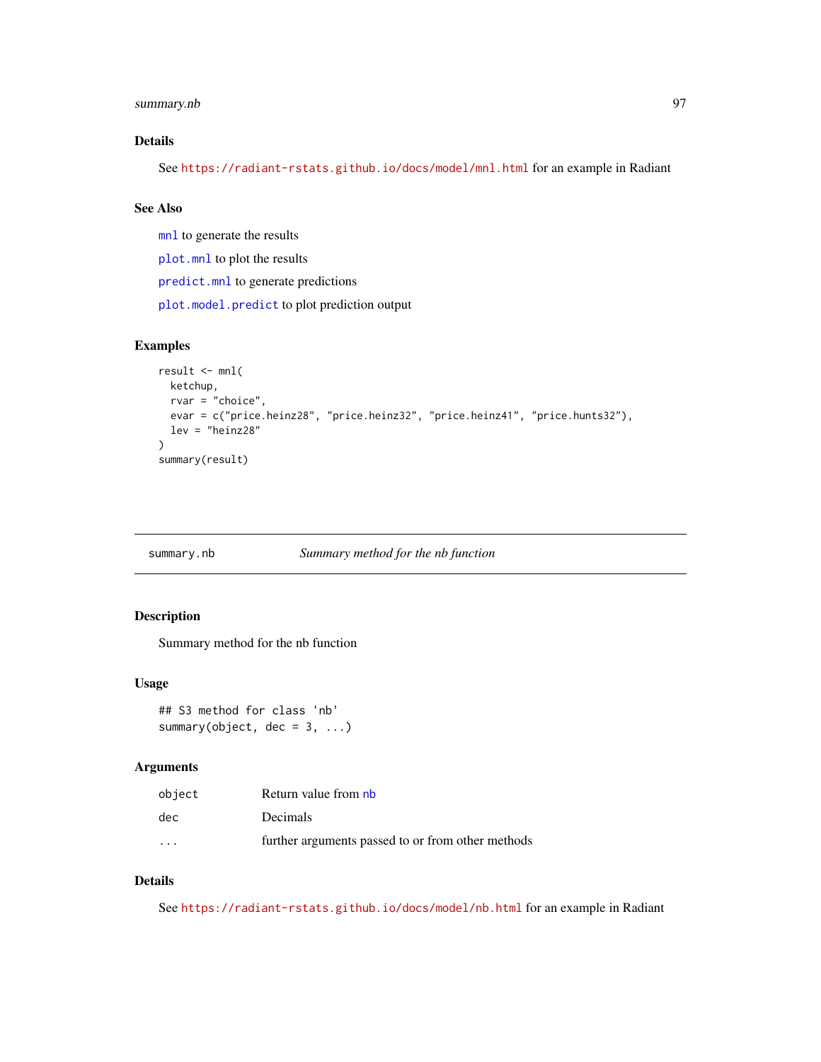### Details

See https://radiant-rstats.github.io/docs/model/mnl.html for an example in Radiant

### See Also

mnl to generate the results

plot.mnl to plot the results

predict.mnl to generate predictions

plot.model.predict to plot prediction output

### Examples

```
result <- mnl(
  ketchup,
  rvar = "choice",
  evar = c("price.heinz28", "price.heinz32", "price.heinz41", "price.hunts32"),
  lev = "heinz28"
)
summary(result)
```

---

## summary.nb    *Summary method for the nb function*

---

### Description

Summary method for the nb function

### Usage

```
## S3 method for class 'nb'
summary(object, dec = 3, ...)
```

### Arguments

| | |
|---|---|
| object | Return value from nb |
| dec | Decimals |
| ... | further arguments passed to or from other methods |

### Details

See https://radiant-rstats.github.io/docs/model/nb.html for an example in Radiant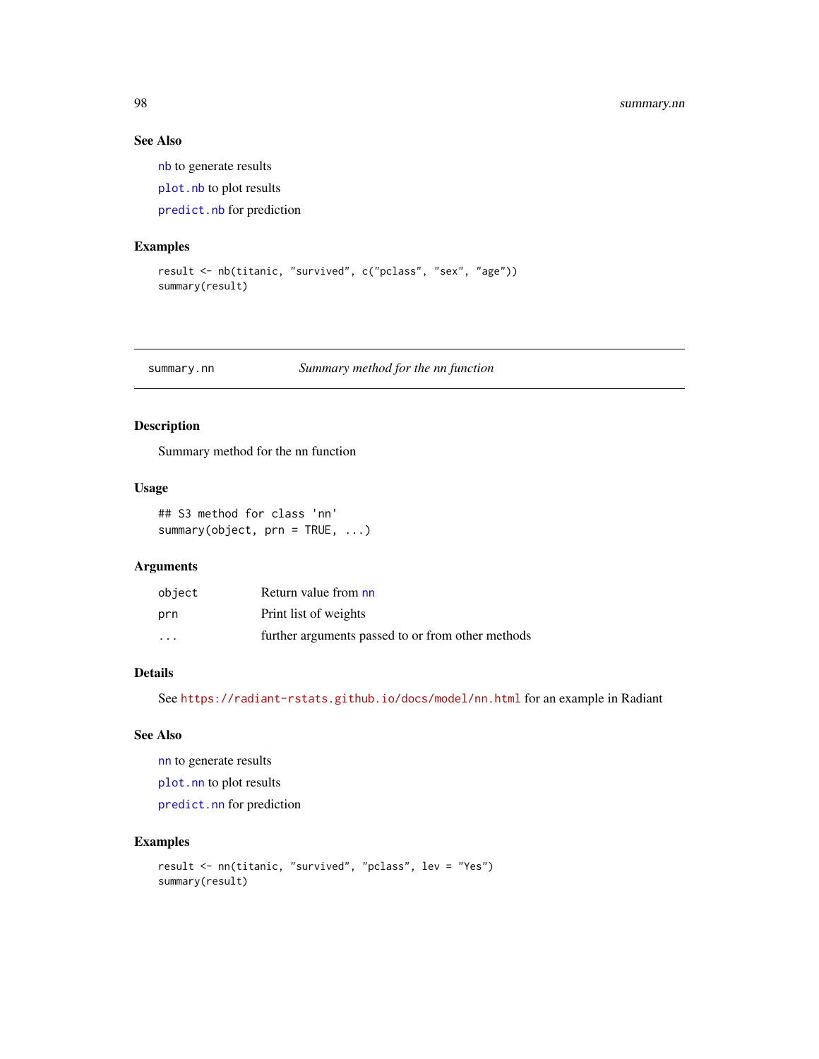### See Also

`nb` to generate results

`plot.nb` to plot results

`predict.nb` for prediction

### Examples

```
result <- nb(titanic, "survived", c("pclass", "sex", "age"))
summary(result)
```

---

## summary.nn — *Summary method for the nn function*

### Description

Summary method for the nn function

### Usage

```
## S3 method for class 'nn'
summary(object, prn = TRUE, ...)
```

### Arguments

| | |
|---|---|
| object | Return value from `nn` |
| prn | Print list of weights |
| ... | further arguments passed to or from other methods |

### Details

See https://radiant-rstats.github.io/docs/model/nn.html for an example in Radiant

### See Also

`nn` to generate results

`plot.nn` to plot results

`predict.nn` for prediction

### Examples

```
result <- nn(titanic, "survived", "pclass", lev = "Yes")
summary(result)
```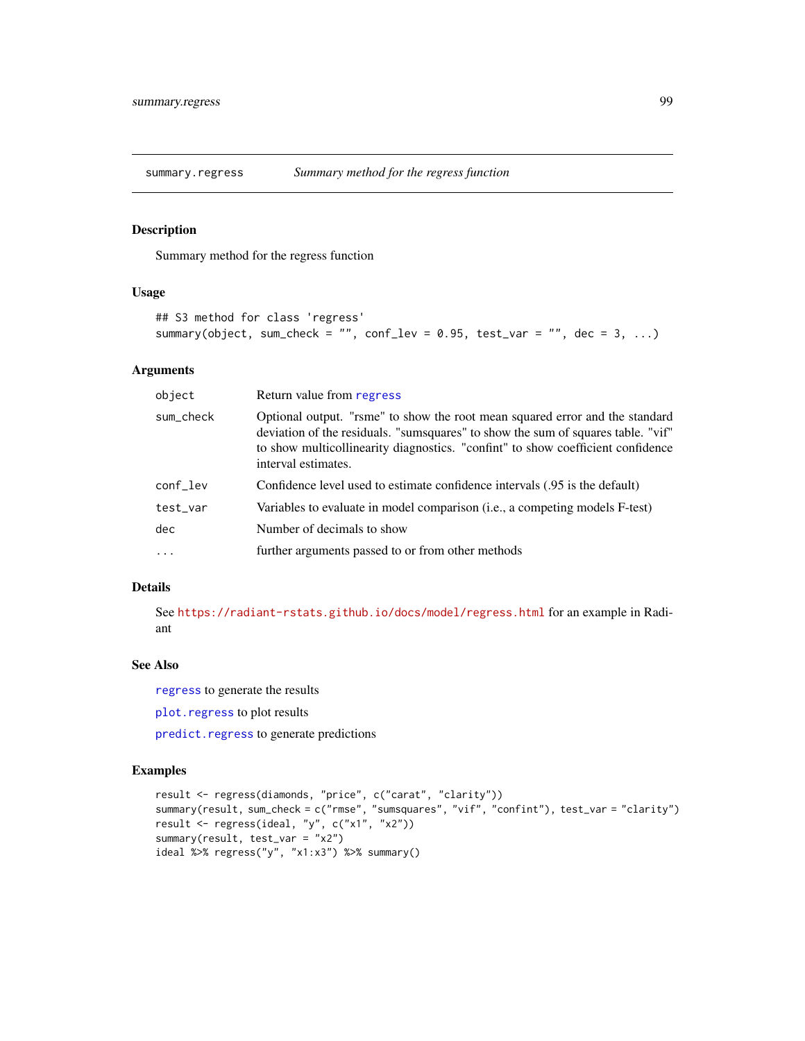# summary.regress — *Summary method for the regress function*

## Description

Summary method for the regress function

## Usage

```
## S3 method for class 'regress'
summary(object, sum_check = "", conf_lev = 0.95, test_var = "", dec = 3, ...)
```

## Arguments

| | |
|---|---|
| `object` | Return value from `regress` |
| `sum_check` | Optional output. "rsme" to show the root mean squared error and the standard deviation of the residuals. "sumsquares" to show the sum of squares table. "vif" to show multicollinearity diagnostics. "confint" to show coefficient confidence interval estimates. |
| `conf_lev` | Confidence level used to estimate confidence intervals (.95 is the default) |
| `test_var` | Variables to evaluate in model comparison (i.e., a competing models F-test) |
| `dec` | Number of decimals to show |
| `...` | further arguments passed to or from other methods |

## Details

See `https://radiant-rstats.github.io/docs/model/regress.html` for an example in Radiant

## See Also

`regress` to generate the results

`plot.regress` to plot results

`predict.regress` to generate predictions

## Examples

```
result <- regress(diamonds, "price", c("carat", "clarity"))
summary(result, sum_check = c("rmse", "sumsquares", "vif", "confint"), test_var = "clarity")
result <- regress(ideal, "y", c("x1", "x2"))
summary(result, test_var = "x2")
ideal %>% regress("y", "x1:x3") %>% summary()
```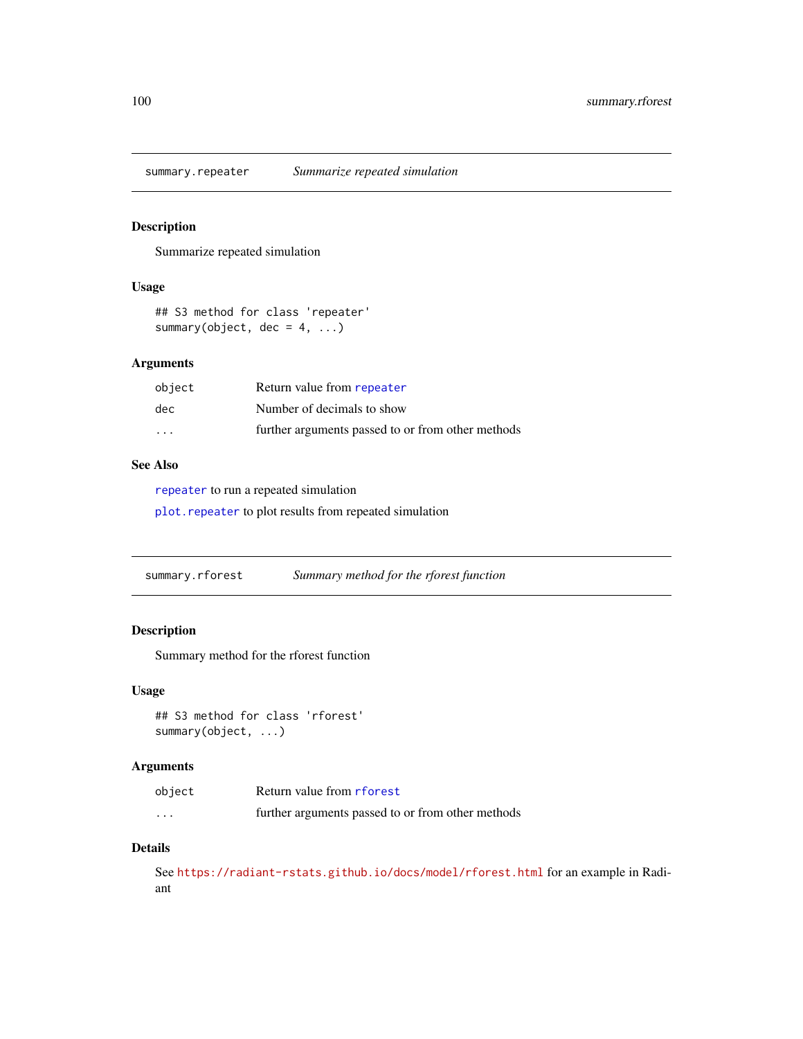## summary.repeater — *Summarize repeated simulation*

### Description

Summarize repeated simulation

### Usage

```
## S3 method for class 'repeater'
summary(object, dec = 4, ...)
```

### Arguments

| | |
|---|---|
| `object` | Return value from `repeater` |
| `dec` | Number of decimals to show |
| `...` | further arguments passed to or from other methods |

### See Also

`repeater` to run a repeated simulation

`plot.repeater` to plot results from repeated simulation

## summary.rforest — *Summary method for the rforest function*

### Description

Summary method for the rforest function

### Usage

```
## S3 method for class 'rforest'
summary(object, ...)
```

### Arguments

| | |
|---|---|
| `object` | Return value from `rforest` |
| `...` | further arguments passed to or from other methods |

### Details

See https://radiant-rstats.github.io/docs/model/rforest.html for an example in Radiant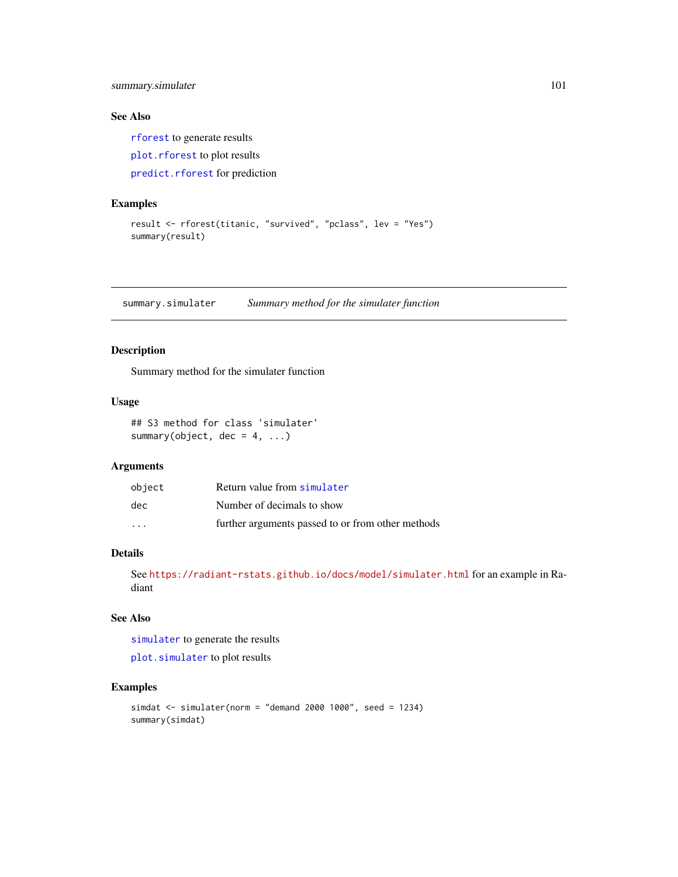### See Also

`rforest` to generate results

`plot.rforest` to plot results

`predict.rforest` for prediction

### Examples

```
result <- rforest(titanic, "survived", "pclass", lev = "Yes")
summary(result)
```

---

## summary.simulater — *Summary method for the simulater function*

---

### Description

Summary method for the simulater function

### Usage

```
## S3 method for class 'simulater'
summary(object, dec = 4, ...)
```

### Arguments

| | |
|---|---|
| `object` | Return value from `simulater` |
| `dec` | Number of decimals to show |
| `...` | further arguments passed to or from other methods |

### Details

See https://radiant-rstats.github.io/docs/model/simulater.html for an example in Radiant

### See Also

`simulater` to generate the results

`plot.simulater` to plot results

### Examples

```
simdat <- simulater(norm = "demand 2000 1000", seed = 1234)
summary(simdat)
```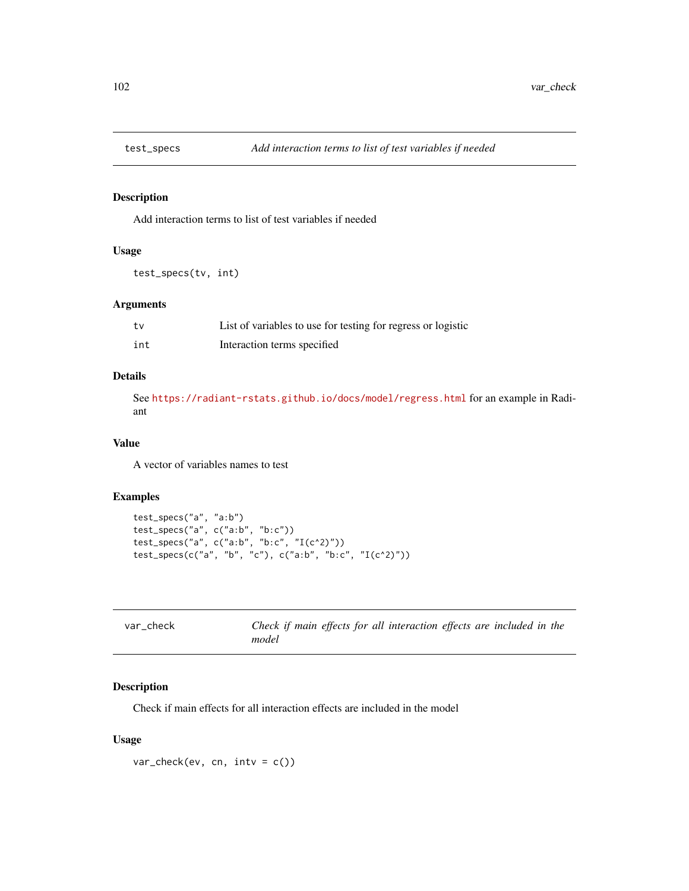## test_specs — *Add interaction terms to list of test variables if needed*

### Description

Add interaction terms to list of test variables if needed

### Usage

```
test_specs(tv, int)
```

### Arguments

| | |
|---|---|
| tv | List of variables to use for testing for regress or logistic |
| int | Interaction terms specified |

### Details

See https://radiant-rstats.github.io/docs/model/regress.html for an example in Radiant

### Value

A vector of variables names to test

### Examples

```
test_specs("a", "a:b")
test_specs("a", c("a:b", "b:c"))
test_specs("a", c("a:b", "b:c", "I(c^2)"))
test_specs(c("a", "b", "c"), c("a:b", "b:c", "I(c^2)"))
```

## var_check — *Check if main effects for all interaction effects are included in the model*

### Description

Check if main effects for all interaction effects are included in the model

### Usage

```
var_check(ev, cn, intv = c())
```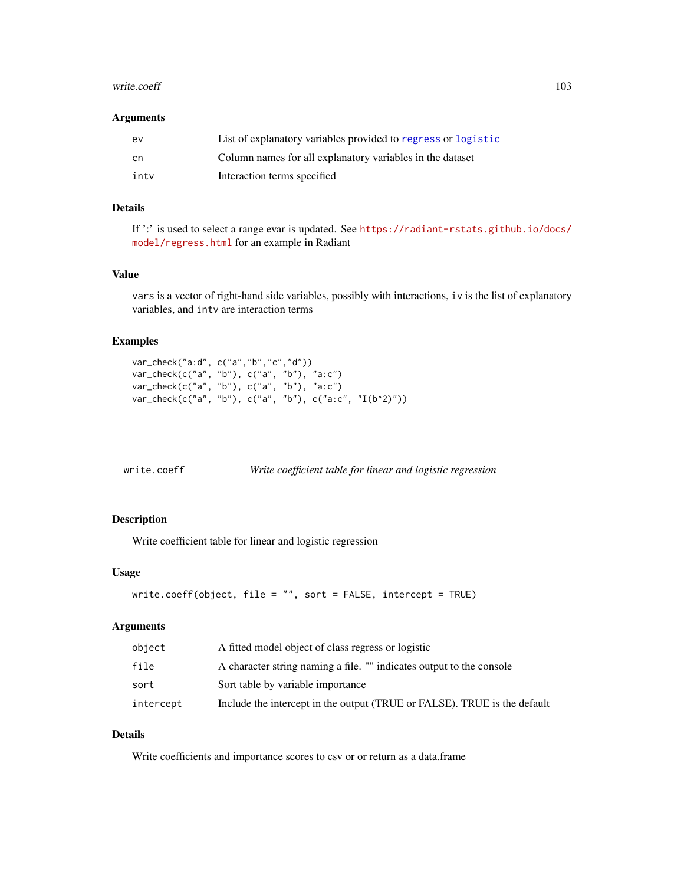### Arguments

| | |
|---|---|
| ev | List of explanatory variables provided to regress or logistic |
| cn | Column names for all explanatory variables in the dataset |
| intv | Interaction terms specified |

### Details

If ':' is used to select a range evar is updated. See https://radiant-rstats.github.io/docs/model/regress.html for an example in Radiant

### Value

`vars` is a vector of right-hand side variables, possibly with interactions, `iv` is the list of explanatory variables, and `intv` are interaction terms

### Examples

```
var_check("a:d", c("a","b","c","d"))
var_check(c("a", "b"), c("a", "b"), "a:c")
var_check(c("a", "b"), c("a", "b"), "a:c")
var_check(c("a", "b"), c("a", "b"), c("a:c", "I(b^2)"))
```

---

## write.coeff — *Write coefficient table for linear and logistic regression*

### Description

Write coefficient table for linear and logistic regression

### Usage

```
write.coeff(object, file = "", sort = FALSE, intercept = TRUE)
```

### Arguments

| | |
|---|---|
| object | A fitted model object of class regress or logistic |
| file | A character string naming a file. "" indicates output to the console |
| sort | Sort table by variable importance |
| intercept | Include the intercept in the output (TRUE or FALSE). TRUE is the default |

### Details

Write coefficients and importance scores to csv or or return as a data.frame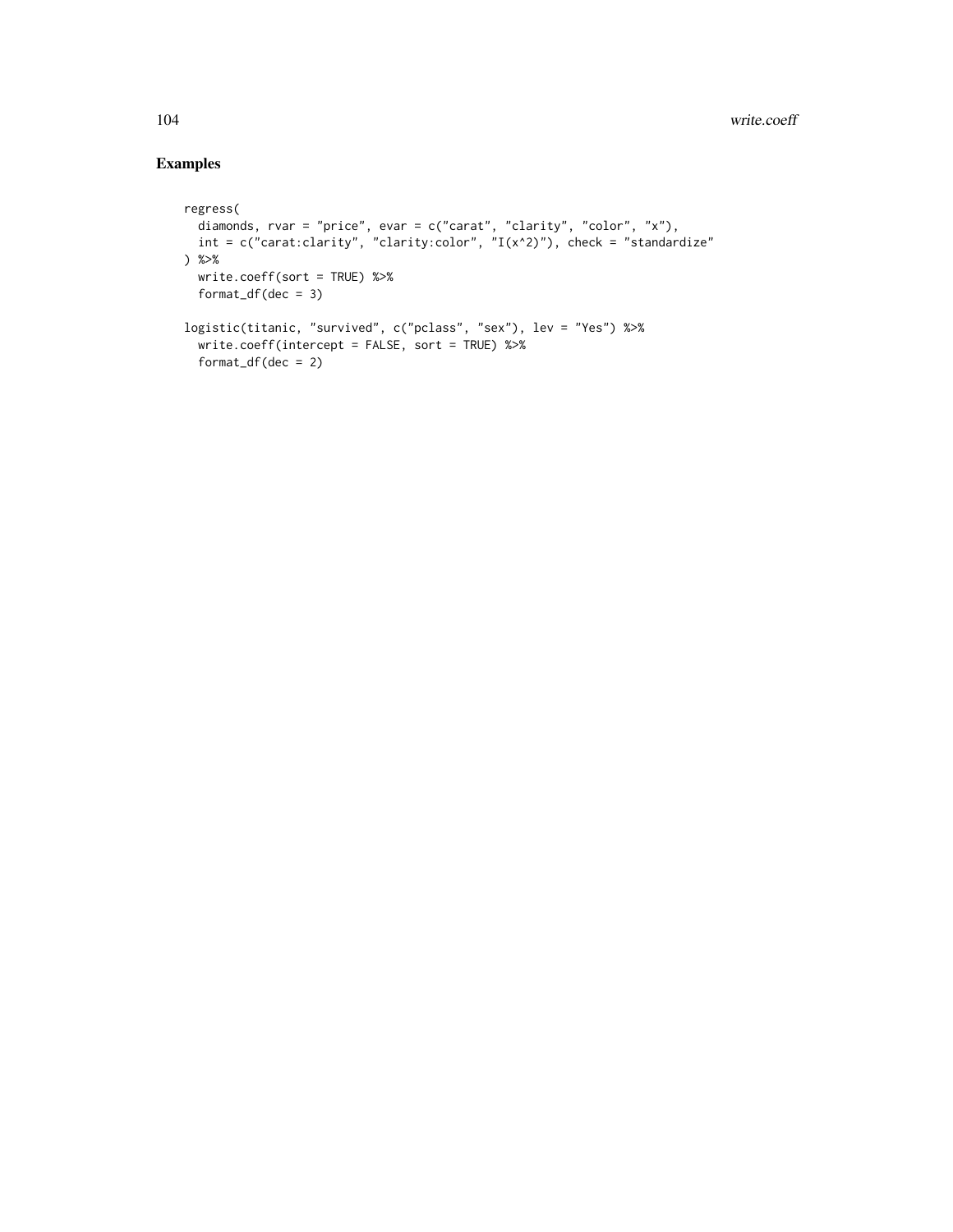## Examples

```
regress(
  diamonds, rvar = "price", evar = c("carat", "clarity", "color", "x"),
  int = c("carat:clarity", "clarity:color", "I(x^2)"), check = "standardize"
) %>%
  write.coeff(sort = TRUE) %>%
  format_df(dec = 3)

logistic(titanic, "survived", c("pclass", "sex"), lev = "Yes") %>%
  write.coeff(intercept = FALSE, sort = TRUE) %>%
  format_df(dec = 2)
```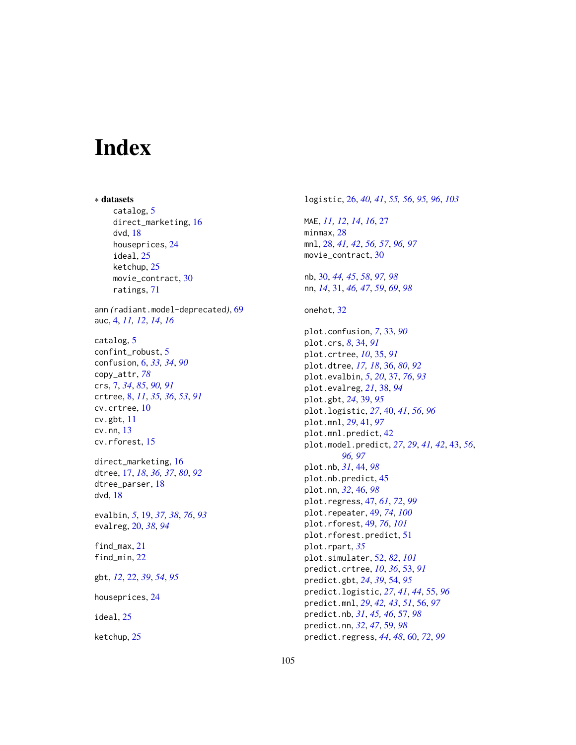# Index

* **datasets**
    - catalog, 5
    - direct_marketing, 16
    - dvd, 18
    - houseprices, 24
    - ideal, 25
    - ketchup, 25
    - movie_contract, 30
    - ratings, 71

ann *(*radiant.model-deprecated*)*, 69
auc, 4, *11, 12*, *14*, *16*

catalog, 5
confint_robust, 5
confusion, 6, *33, 34*, *90*
copy_attr, *78*
crs, 7, *34*, *85*, *90, 91*
crtree, 8, *11*, *35, 36*, *53*, *91*
cv.crtree, 10
cv.gbt, 11
cv.nn, 13
cv.rforest, 15

direct_marketing, 16
dtree, 17, *18*, *36, 37*, *80*, *92*
dtree_parser, 18
dvd, 18

evalbin, *5*, 19, *37, 38*, *76*, *93*
evalreg, 20, *38*, *94*

find_max, 21
find_min, 22

gbt, *12*, 22, *39*, *54*, *95*

houseprices, 24

ideal, 25

ketchup, 25

logistic, 26, *40, 41*, *55, 56*, *95, 96*, *103*

MAE, *11, 12*, *14*, *16*, 27
minmax, 28
mnl, 28, *41, 42*, *56, 57*, *96, 97*
movie_contract, 30

nb, 30, *44, 45*, *58*, *97, 98*
nn, *14*, 31, *46, 47*, *59*, *69*, *98*

onehot, 32

plot.confusion, *7*, 33, *90*
plot.crs, *8*, 34, *91*
plot.crtree, *10*, 35, *91*
plot.dtree, *17, 18*, 36, *80*, *92*
plot.evalbin, *5*, *20*, 37, *76*, *93*
plot.evalreg, *21*, 38, *94*
plot.gbt, *24*, 39, *95*
plot.logistic, *27*, 40, *41*, *56*, *96*
plot.mnl, *29*, 41, *97*
plot.mnl.predict, 42
plot.model.predict, *27*, *29*, *41, 42*, 43, *56*, *96, 97*
plot.nb, *31*, 44, *98*
plot.nb.predict, 45
plot.nn, *32*, 46, *98*
plot.regress, 47, *61*, *72*, *99*
plot.repeater, 49, *74*, *100*
plot.rforest, 49, *76*, *101*
plot.rforest.predict, 51
plot.rpart, *35*
plot.simulater, 52, *82*, *101*
predict.crtree, *10*, *36*, 53, *91*
predict.gbt, *24*, *39*, 54, *95*
predict.logistic, *27*, *41*, *44*, 55, *96*
predict.mnl, *29*, *42, 43*, *51*, 56, *97*
predict.nb, *31*, *45, 46*, 57, *98*
predict.nn, *32*, *47*, 59, *98*
predict.regress, *44*, *48*, 60, *72*, *99*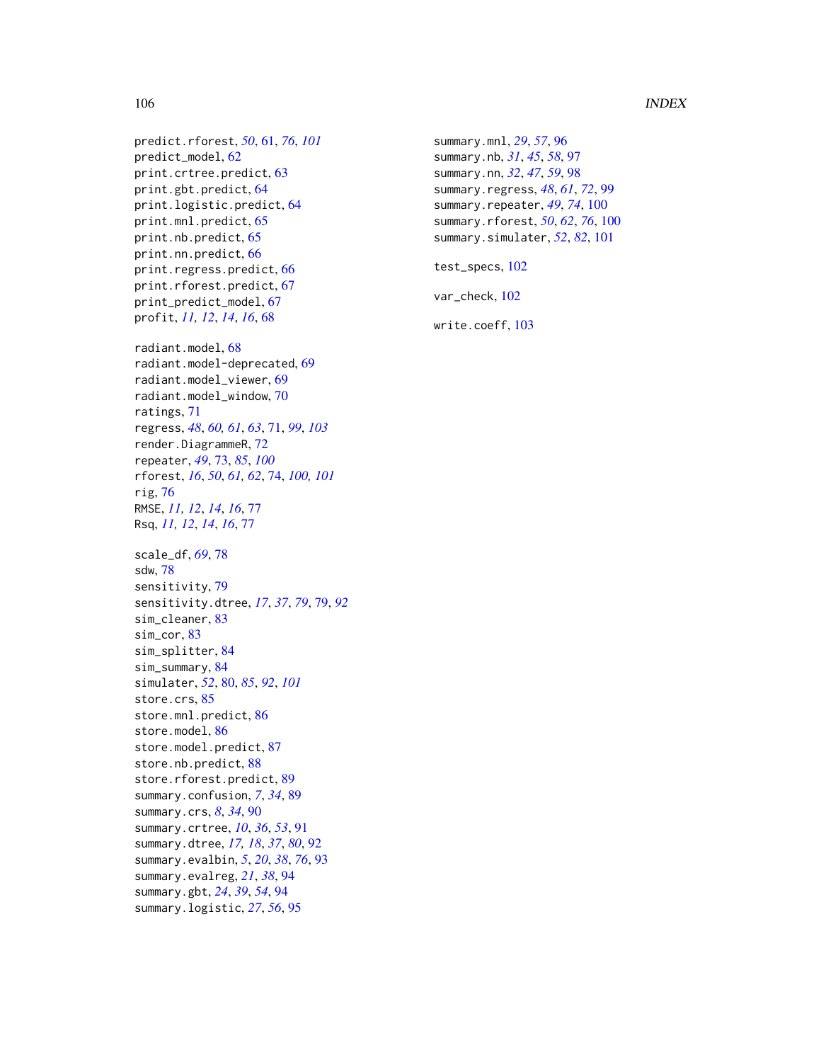predict.rforest, *50*, 61, *76*, *101*
predict_model, 62
print.crtree.predict, 63
print.gbt.predict, 64
print.logistic.predict, 64
print.mnl.predict, 65
print.nb.predict, 65
print.nn.predict, 66
print.regress.predict, 66
print.rforest.predict, 67
print_predict_model, 67
profit, *11, 12*, *14*, *16*, 68

radiant.model, 68
radiant.model-deprecated, 69
radiant.model_viewer, 69
radiant.model_window, 70
ratings, 71
regress, *48*, *60, 61*, *63*, 71, *99*, *103*
render.DiagrammeR, 72
repeater, *49*, 73, *85*, *100*
rforest, *16*, *50*, *61, 62*, 74, *100, 101*
rig, 76
RMSE, *11, 12*, *14*, *16*, 77
Rsq, *11, 12*, *14*, *16*, 77

scale_df, *69*, 78
sdw, 78
sensitivity, 79
sensitivity.dtree, *17*, *37*, *79*, 79, *92*
sim_cleaner, 83
sim_cor, 83
sim_splitter, 84
sim_summary, 84
simulater, *52*, 80, *85*, *92*, *101*
store.crs, 85
store.mnl.predict, 86
store.model, 86
store.model.predict, 87
store.nb.predict, 88
store.rforest.predict, 89
summary.confusion, *7*, *34*, 89
summary.crs, *8*, *34*, 90
summary.crtree, *10*, *36*, *53*, 91
summary.dtree, *17, 18*, *37*, *80*, 92
summary.evalbin, *5*, *20*, *38*, *76*, 93
summary.evalreg, *21*, *38*, 94
summary.gbt, *24*, *39*, *54*, 94
summary.logistic, *27*, *56*, 95
summary.mnl, *29*, *57*, 96
summary.nb, *31*, *45*, *58*, 97
summary.nn, *32*, *47*, *59*, 98
summary.regress, *48*, *61*, *72*, 99
summary.repeater, *49*, *74*, 100
summary.rforest, *50*, *62*, *76*, 100
summary.simulater, *52*, *82*, 101

test_specs, 102

var_check, 102

write.coeff, 103